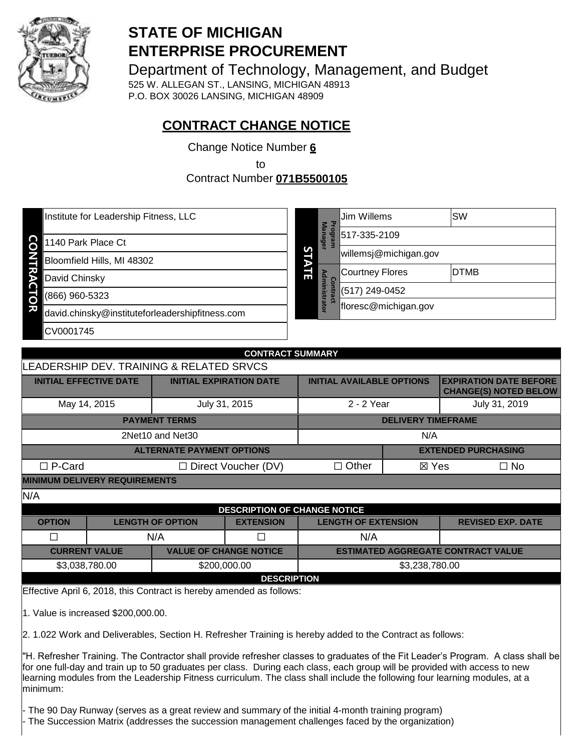# STATE OF MICHIGAN
# ENTERPRISE PROCUREMENT

Department of Technology, Management, and Budget
525 W. ALLEGAN ST., LANSING, MICHIGAN 48913
P.O. BOX 30026 LANSING, MICHIGAN 48909

## CONTRACT CHANGE NOTICE

Change Notice Number **6**

to

Contract Number **071B5500105**

| CONTRACTOR |
|---|
| Institute for Leadership Fitness, LLC |
| 1140 Park Place Ct |
| Bloomfield Hills, MI 48302 |
| David Chinsky |
| (866) 960-5323 |
| david.chinsky@instituteforleadershipfitness.com |
| CV0001745 |

| STATE | | | |
|---|---|---|---|
| Program Manager | Jim Willems | SW |
| | 517-335-2109 | |
| | willemsj@michigan.gov | |
| Contract Administrator | Courtney Flores | DTMB |
| | (517) 249-0452 | |
| | floresc@michigan.gov | |

| CONTRACT SUMMARY | | | | | |
|---|---|---|---|---|---|
| LEADERSHIP DEV. TRAINING & RELATED SRVCS | | | | | |
| INITIAL EFFECTIVE DATE | INITIAL EXPIRATION DATE | INITIAL AVAILABLE OPTIONS | | EXPIRATION DATE BEFORE CHANGE(S) NOTED BELOW | |
| May 14, 2015 | July 31, 2015 | 2 - 2 Year | | July 31, 2019 | |
| PAYMENT TERMS | | DELIVERY TIMEFRAME | | | |
| 2Net10 and Net30 | | N/A | | | |
| ALTERNATE PAYMENT OPTIONS | | | EXTENDED PURCHASING | | |
| ☐ P-Card | ☐ Direct Voucher (DV) | ☐ Other | ☒ Yes | ☐ No | |
| MINIMUM DELIVERY REQUIREMENTS | | | | | |
| N/A | | | | | |

| DESCRIPTION OF CHANGE NOTICE | | | | |
|---|---|---|---|---|
| OPTION | LENGTH OF OPTION | EXTENSION | LENGTH OF EXTENSION | REVISED EXP. DATE |
| ☐ | N/A | ☐ | N/A | |

| CURRENT VALUE | VALUE OF CHANGE NOTICE | ESTIMATED AGGREGATE CONTRACT VALUE |
|---|---|---|
| $3,038,780.00 | $200,000.00 | $3,238,780.00 |

**DESCRIPTION**

Effective April 6, 2018, this Contract is hereby amended as follows:

1. Value is increased $200,000.00.

2. 1.022 Work and Deliverables, Section H. Refresher Training is hereby added to the Contract as follows:

"H. Refresher Training. The Contractor shall provide refresher classes to graduates of the Fit Leader's Program. A class shall be for one full-day and train up to 50 graduates per class. During each class, each group will be provided with access to new learning modules from the Leadership Fitness curriculum. The class shall include the following four learning modules, at a minimum:

- The 90 Day Runway (serves as a great review and summary of the initial 4-month training program)
- The Succession Matrix (addresses the succession management challenges faced by the organization)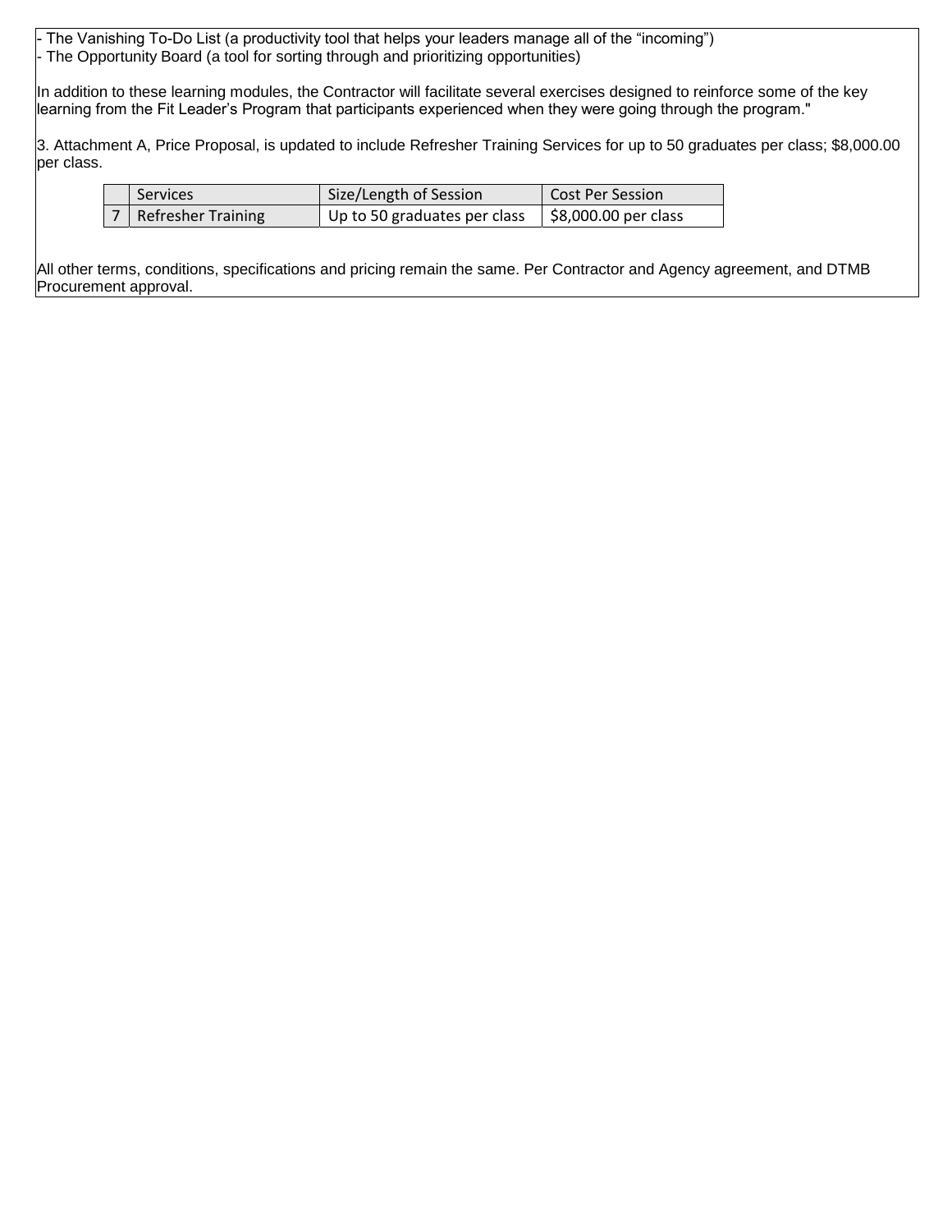- The Vanishing To-Do List (a productivity tool that helps your leaders manage all of the "incoming")
- The Opportunity Board (a tool for sorting through and prioritizing opportunities)

In addition to these learning modules, the Contractor will facilitate several exercises designed to reinforce some of the key learning from the Fit Leader's Program that participants experienced when they were going through the program."

3. Attachment A, Price Proposal, is updated to include Refresher Training Services for up to 50 graduates per class; $8,000.00 per class.

| | Services | Size/Length of Session | Cost Per Session |
|---|---|---|---|
| 7 | Refresher Training | Up to 50 graduates per class | $8,000.00 per class |

All other terms, conditions, specifications and pricing remain the same. Per Contractor and Agency agreement, and DTMB Procurement approval.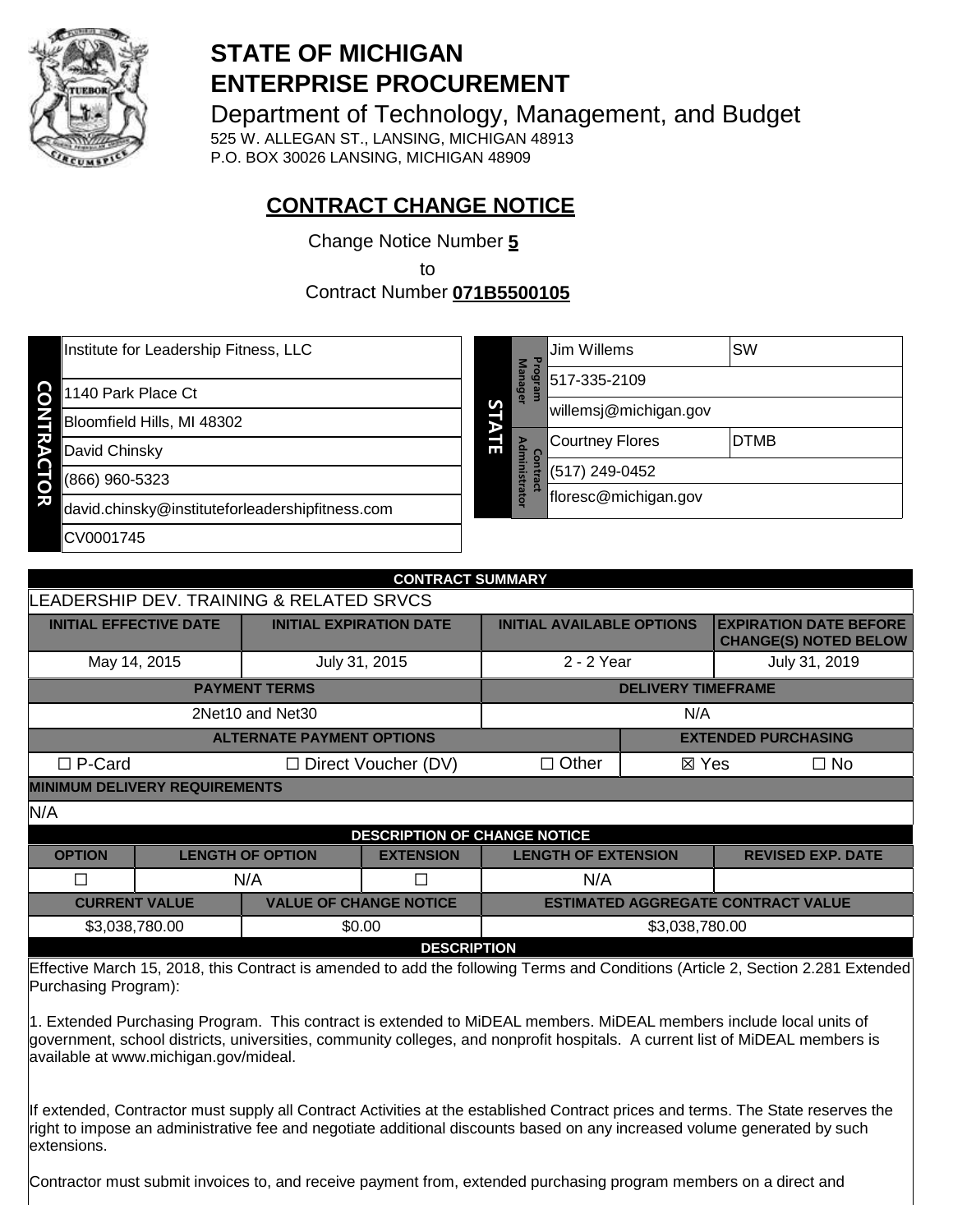# STATE OF MICHIGAN
# ENTERPRISE PROCUREMENT

Department of Technology, Management, and Budget
525 W. ALLEGAN ST., LANSING, MICHIGAN 48913
P.O. BOX 30026 LANSING, MICHIGAN 48909

## CONTRACT CHANGE NOTICE

Change Notice Number **5**
to
Contract Number **071B5500105**

| CONTRACTOR | |
|---|---|
| | Institute for Leadership Fitness, LLC |
| | 1140 Park Place Ct |
| | Bloomfield Hills, MI 48302 |
| | David Chinsky |
| | (866) 960-5323 |
| | david.chinsky@instituteforleadershipfitness.com |
| | CV0001745 |

| STATE | | | |
|---|---|---|---|
| Program Manager | Jim Willems | | SW |
| | 517-335-2109 | | |
| | willemsj@michigan.gov | | |
| Contract Administrator | Courtney Flores | | DTMB |
| | (517) 249-0452 | | |
| | floresc@michigan.gov | | |

| CONTRACT SUMMARY | | | |
|---|---|---|---|
| LEADERSHIP DEV. TRAINING & RELATED SRVCS | | | |
| **INITIAL EFFECTIVE DATE** | **INITIAL EXPIRATION DATE** | **INITIAL AVAILABLE OPTIONS** | **EXPIRATION DATE BEFORE CHANGE(S) NOTED BELOW** |
| May 14, 2015 | July 31, 2015 | 2 - 2 Year | July 31, 2019 |

| PAYMENT TERMS | DELIVERY TIMEFRAME |
|---|---|
| 2Net10 and Net30 | N/A |

| ALTERNATE PAYMENT OPTIONS | | | EXTENDED PURCHASING | |
|---|---|---|---|---|
| ☐ P-Card | ☐ Direct Voucher (DV) | ☐ Other | ☒ Yes | ☐ No |

**MINIMUM DELIVERY REQUIREMENTS**

N/A

| DESCRIPTION OF CHANGE NOTICE | | | | |
|---|---|---|---|---|
| **OPTION** | **LENGTH OF OPTION** | **EXTENSION** | **LENGTH OF EXTENSION** | **REVISED EXP. DATE** |
| ☐ | N/A | ☐ | N/A | |

| CURRENT VALUE | VALUE OF CHANGE NOTICE | ESTIMATED AGGREGATE CONTRACT VALUE |
|---|---|---|
| $3,038,780.00 | $0.00 | $3,038,780.00 |

**DESCRIPTION**

Effective March 15, 2018, this Contract is amended to add the following Terms and Conditions (Article 2, Section 2.281 Extended Purchasing Program):

1. Extended Purchasing Program. This contract is extended to MiDEAL members. MiDEAL members include local units of government, school districts, universities, community colleges, and nonprofit hospitals. A current list of MiDEAL members is available at www.michigan.gov/mideal.

If extended, Contractor must supply all Contract Activities at the established Contract prices and terms. The State reserves the right to impose an administrative fee and negotiate additional discounts based on any increased volume generated by such extensions.

Contractor must submit invoices to, and receive payment from, extended purchasing program members on a direct and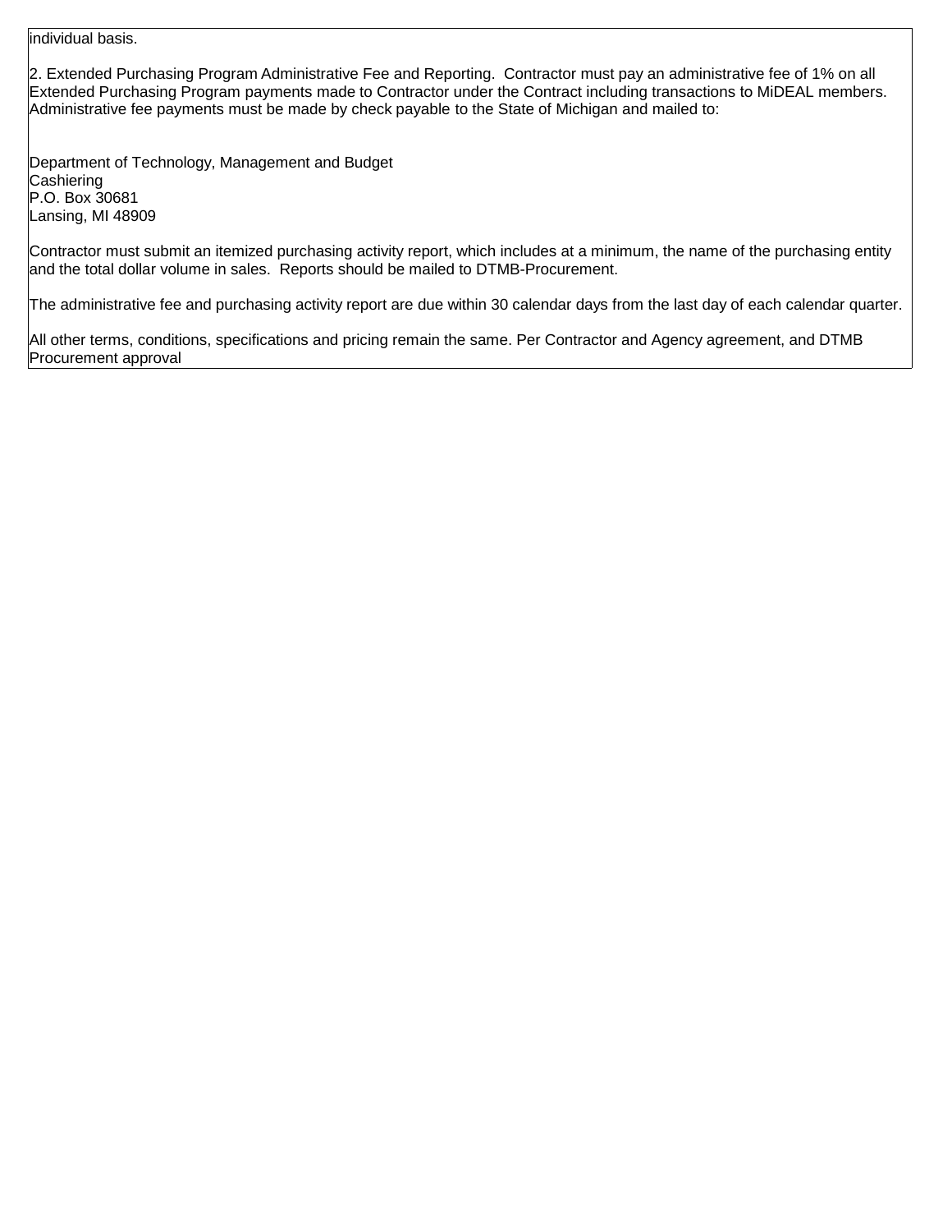individual basis.

2. Extended Purchasing Program Administrative Fee and Reporting. Contractor must pay an administrative fee of 1% on all Extended Purchasing Program payments made to Contractor under the Contract including transactions to MiDEAL members. Administrative fee payments must be made by check payable to the State of Michigan and mailed to:

Department of Technology, Management and Budget
Cashiering
P.O. Box 30681
Lansing, MI 48909

Contractor must submit an itemized purchasing activity report, which includes at a minimum, the name of the purchasing entity and the total dollar volume in sales. Reports should be mailed to DTMB-Procurement.

The administrative fee and purchasing activity report are due within 30 calendar days from the last day of each calendar quarter.

All other terms, conditions, specifications and pricing remain the same. Per Contractor and Agency agreement, and DTMB Procurement approval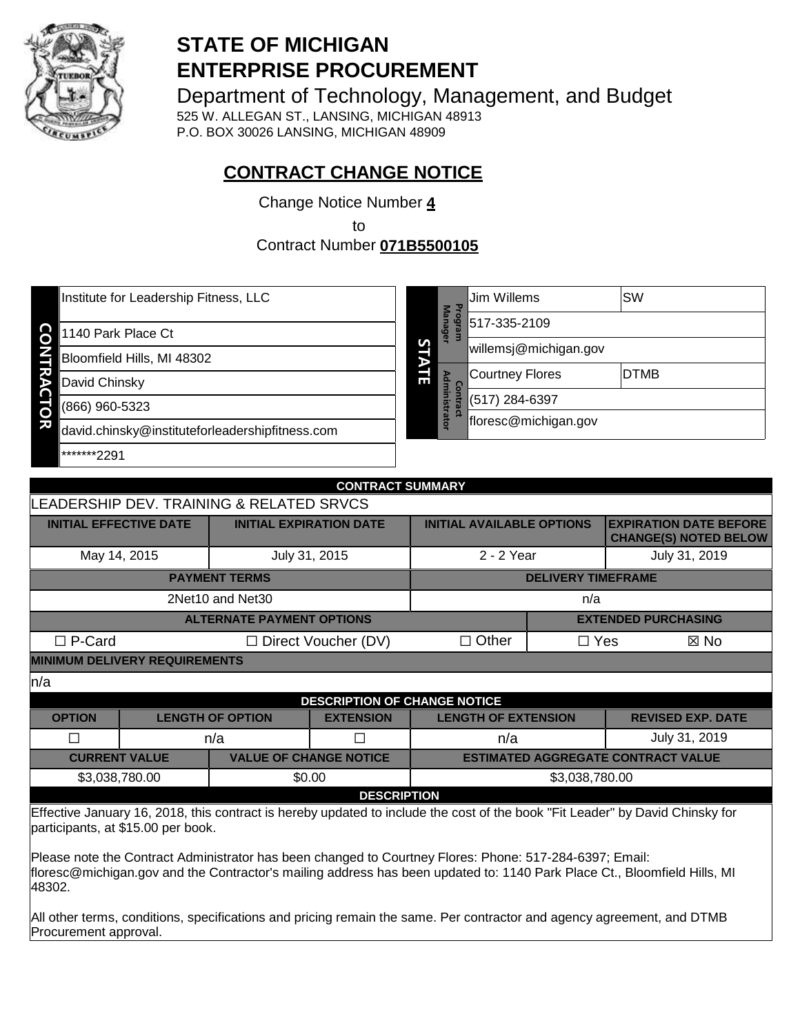# STATE OF MICHIGAN
# ENTERPRISE PROCUREMENT

Department of Technology, Management, and Budget
525 W. ALLEGAN ST., LANSING, MICHIGAN 48913
P.O. BOX 30026 LANSING, MICHIGAN 48909

## CONTRACT CHANGE NOTICE

Change Notice Number **4**
to
Contract Number **071B5500105**

| CONTRACTOR | |
|---|---|
| | Institute for Leadership Fitness, LLC |
| | 1140 Park Place Ct |
| | Bloomfield Hills, MI 48302 |
| | David Chinsky |
| | (866) 960-5323 |
| | david.chinsky@instituteforleadershipfitness.com |
| | *******2291 |

| STATE | | | |
|---|---|---|---|
| Program Manager | Jim Willems | SW |
| | 517-335-2109 | |
| | willemsj@michigan.gov | |
| Contract Administrator | Courtney Flores | DTMB |
| | (517) 284-6397 | |
| | floresc@michigan.gov | |

| CONTRACT SUMMARY | | | |
|---|---|---|---|
| LEADERSHIP DEV. TRAINING & RELATED SRVCS | | | |
| **INITIAL EFFECTIVE DATE** | **INITIAL EXPIRATION DATE** | **INITIAL AVAILABLE OPTIONS** | **EXPIRATION DATE BEFORE CHANGE(S) NOTED BELOW** |
| May 14, 2015 | July 31, 2015 | 2 - 2 Year | July 31, 2019 |

| PAYMENT TERMS | DELIVERY TIMEFRAME |
|---|---|
| 2Net10 and Net30 | n/a |

| ALTERNATE PAYMENT OPTIONS | | | EXTENDED PURCHASING | |
|---|---|---|---|---|
| ☐ P-Card | ☐ Direct Voucher (DV) | ☐ Other | ☐ Yes | ☒ No |

**MINIMUM DELIVERY REQUIREMENTS**

n/a

| DESCRIPTION OF CHANGE NOTICE | | | | |
|---|---|---|---|---|
| **OPTION** | **LENGTH OF OPTION** | **EXTENSION** | **LENGTH OF EXTENSION** | **REVISED EXP. DATE** |
| ☐ | n/a | ☐ | n/a | July 31, 2019 |

| CURRENT VALUE | VALUE OF CHANGE NOTICE | ESTIMATED AGGREGATE CONTRACT VALUE |
|---|---|---|
| $3,038,780.00 | $0.00 | $3,038,780.00 |

**DESCRIPTION**

Effective January 16, 2018, this contract is hereby updated to include the cost of the book "Fit Leader" by David Chinsky for participants, at $15.00 per book.

Please note the Contract Administrator has been changed to Courtney Flores: Phone: 517-284-6397; Email: floresc@michigan.gov and the Contractor's mailing address has been updated to: 1140 Park Place Ct., Bloomfield Hills, MI 48302.

All other terms, conditions, specifications and pricing remain the same. Per contractor and agency agreement, and DTMB Procurement approval.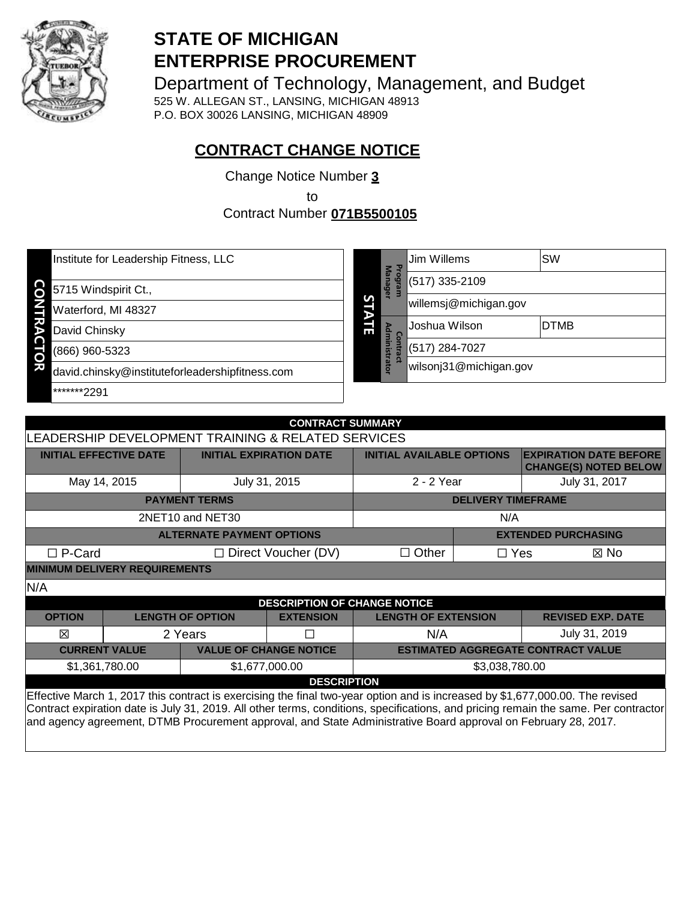# STATE OF MICHIGAN
# ENTERPRISE PROCUREMENT

Department of Technology, Management, and Budget
525 W. ALLEGAN ST., LANSING, MICHIGAN 48913
P.O. BOX 30026 LANSING, MICHIGAN 48909

## CONTRACT CHANGE NOTICE

Change Notice Number **3**

to

Contract Number **071B5500105**

| CONTRACTOR | |
|---|---|
| | Institute for Leadership Fitness, LLC |
| | 5715 Windspirit Ct., |
| | Waterford, MI 48327 |
| | David Chinsky |
| | (866) 960-5323 |
| | david.chinsky@instituteforleadershipfitness.com |
| | *******2291 |

| STATE | | | |
|---|---|---|---|
| | Program Manager | Jim Willems | SW |
| | | (517) 335-2109 | |
| | | willemsj@michigan.gov | |
| | Contract Administrator | Joshua Wilson | DTMB |
| | | (517) 284-7027 | |
| | | wilsonj31@michigan.gov | |

| CONTRACT SUMMARY | | | |
|---|---|---|---|
| LEADERSHIP DEVELOPMENT TRAINING & RELATED SERVICES | | | |
| INITIAL EFFECTIVE DATE | INITIAL EXPIRATION DATE | INITIAL AVAILABLE OPTIONS | EXPIRATION DATE BEFORE CHANGE(S) NOTED BELOW |
| May 14, 2015 | July 31, 2015 | 2 - 2 Year | July 31, 2017 |

| PAYMENT TERMS | DELIVERY TIMEFRAME |
|---|---|
| 2NET10 and NET30 | N/A |

| ALTERNATE PAYMENT OPTIONS | | | EXTENDED PURCHASING | |
|---|---|---|---|---|
| ☐ P-Card | ☐ Direct Voucher (DV) | ☐ Other | ☐ Yes | ☒ No |

**MINIMUM DELIVERY REQUIREMENTS**

N/A

| DESCRIPTION OF CHANGE NOTICE | | | | |
|---|---|---|---|---|
| OPTION | LENGTH OF OPTION | EXTENSION | LENGTH OF EXTENSION | REVISED EXP. DATE |
| ☒ | 2 Years | ☐ | N/A | July 31, 2019 |

| CURRENT VALUE | VALUE OF CHANGE NOTICE | ESTIMATED AGGREGATE CONTRACT VALUE |
|---|---|---|
| $1,361,780.00 | $1,677,000.00 | $3,038,780.00 |

**DESCRIPTION**

Effective March 1, 2017 this contract is exercising the final two-year option and is increased by $1,677,000.00. The revised Contract expiration date is July 31, 2019. All other terms, conditions, specifications, and pricing remain the same. Per contractor and agency agreement, DTMB Procurement approval, and State Administrative Board approval on February 28, 2017.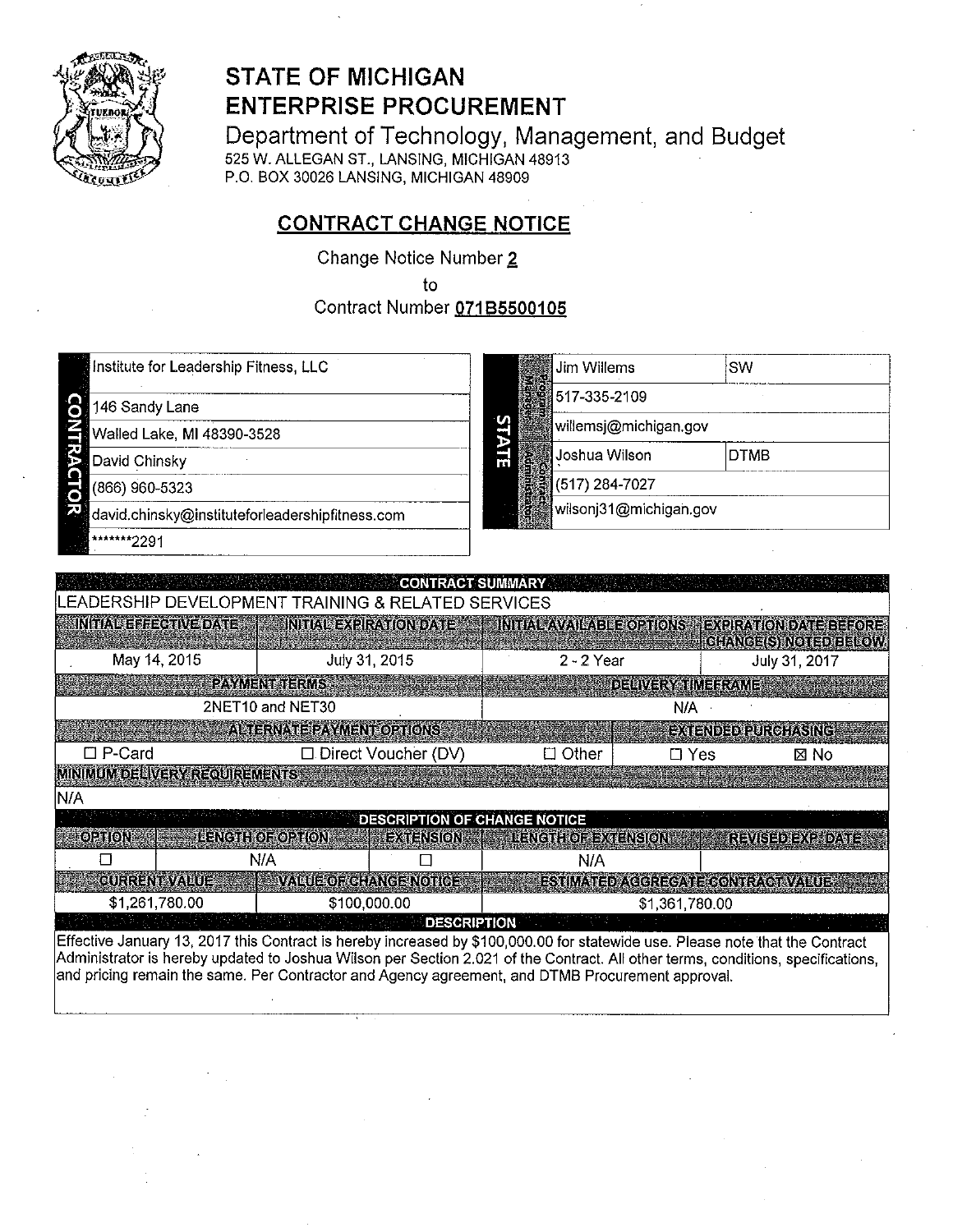# STATE OF MICHIGAN
# ENTERPRISE PROCUREMENT

Department of Technology, Management, and Budget
525 W. ALLEGAN ST., LANSING, MICHIGAN 48913
P.O. BOX 30026 LANSING, MICHIGAN 48909

## CONTRACT CHANGE NOTICE

Change Notice Number **2**
to
Contract Number **071B5500105**

| CONTRACTOR | |
|---|---|
| | Institute for Leadership Fitness, LLC |
| | 146 Sandy Lane |
| | Walled Lake, MI 48390-3528 |
| | David Chinsky |
| | (866) 960-5323 |
| | david.chinsky@instituteforleadershipfitness.com |
| | *******2291 |

| STATE | | | |
|---|---|---|---|
| Program Manager | Jim Willems | SW |
| | 517-335-2109 | |
| | willemsj@michigan.gov | |
| Contract Administrator | Joshua Wilson | DTMB |
| | (517) 284-7027 | |
| | wilsonj31@michigan.gov | |

| CONTRACT SUMMARY | | | | |
|---|---|---|---|---|
| LEADERSHIP DEVELOPMENT TRAINING & RELATED SERVICES | | | | |
| INITIAL EFFECTIVE DATE | INITIAL EXPIRATION DATE | INITIAL AVAILABLE OPTIONS | | EXPIRATION DATE BEFORE CHANGE(S) NOTED BELOW |
| May 14, 2015 | July 31, 2015 | 2 - 2 Year | | July 31, 2017 |
| PAYMENT TERMS | | DELIVERY TIMEFRAME | | |
| 2NET10 and NET30 | | N/A | | |
| ALTERNATE PAYMENT OPTIONS | | | EXTENDED PURCHASING | |
| ☐ P-Card | ☐ Direct Voucher (DV) | ☐ Other | ☐ Yes | ☒ No |
| MINIMUM DELIVERY REQUIREMENTS | | | | |
| N/A | | | | |

| DESCRIPTION OF CHANGE NOTICE | | | | |
|---|---|---|---|---|
| OPTION | LENGTH OF OPTION | EXTENSION | LENGTH OF EXTENSION | REVISED EXP. DATE |
| ☐ | N/A | ☐ | N/A | |
| CURRENT VALUE | VALUE OF CHANGE NOTICE | ESTIMATED AGGREGATE CONTRACT VALUE | | |
| $1,261,780.00 | $100,000.00 | $1,361,780.00 | | |

**DESCRIPTION**

Effective January 13, 2017 this Contract is hereby increased by $100,000.00 for statewide use. Please note that the Contract Administrator is hereby updated to Joshua Wilson per Section 2.021 of the Contract. All other terms, conditions, specifications, and pricing remain the same. Per Contractor and Agency agreement, and DTMB Procurement approval.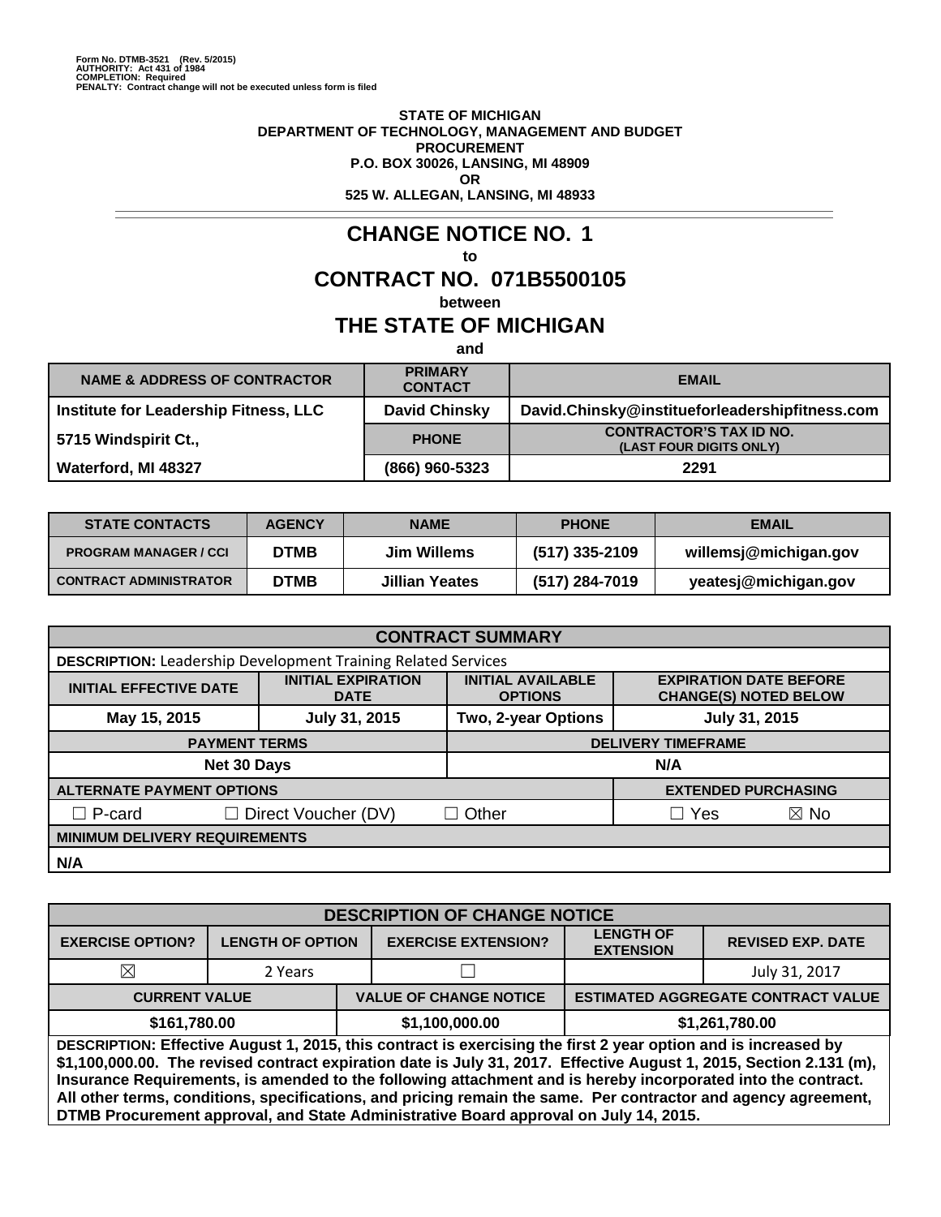Form No. DTMB-3521 (Rev. 5/2015)
AUTHORITY: Act 431 of 1984
COMPLETION: Required
PENALTY: Contract change will not be executed unless form is filed

**STATE OF MICHIGAN**
**DEPARTMENT OF TECHNOLOGY, MANAGEMENT AND BUDGET**
**PROCUREMENT**
**P.O. BOX 30026, LANSING, MI 48909**
**OR**
**525 W. ALLEGAN, LANSING, MI 48933**

# CHANGE NOTICE NO. 1

**to**

# CONTRACT NO. 071B5500105

**between**

# THE STATE OF MICHIGAN

**and**

| NAME & ADDRESS OF CONTRACTOR | PRIMARY CONTACT | EMAIL |
|---|---|---|
| Institute for Leadership Fitness, LLC | David Chinsky | David.Chinsky@instituteforleadershipfitness.com |
| 5715 Windspirit Ct., | PHONE | CONTRACTOR'S TAX ID NO. (LAST FOUR DIGITS ONLY) |
| Waterford, MI 48327 | (866) 960-5323 | 2291 |

| STATE CONTACTS | AGENCY | NAME | PHONE | EMAIL |
|---|---|---|---|---|
| PROGRAM MANAGER / CCI | DTMB | Jim Willems | (517) 335-2109 | willemsj@michigan.gov |
| CONTRACT ADMINISTRATOR | DTMB | Jillian Yeates | (517) 284-7019 | yeatesj@michigan.gov |

| CONTRACT SUMMARY | | | |
|---|---|---|---|
| **DESCRIPTION:** Leadership Development Training Related Services | | | |
| INITIAL EFFECTIVE DATE | INITIAL EXPIRATION DATE | INITIAL AVAILABLE OPTIONS | EXPIRATION DATE BEFORE CHANGE(S) NOTED BELOW |
| May 15, 2015 | July 31, 2015 | Two, 2-year Options | July 31, 2015 |
| PAYMENT TERMS | | DELIVERY TIMEFRAME | |
| Net 30 Days | | N/A | |
| ALTERNATE PAYMENT OPTIONS | | | EXTENDED PURCHASING |
| ☐ P-card ☐ Direct Voucher (DV) ☐ Other | | | ☐ Yes ☒ No |
| MINIMUM DELIVERY REQUIREMENTS | | | |
| N/A | | | |

| DESCRIPTION OF CHANGE NOTICE | | | | |
|---|---|---|---|---|
| EXERCISE OPTION? | LENGTH OF OPTION | EXERCISE EXTENSION? | LENGTH OF EXTENSION | REVISED EXP. DATE |
| ☒ | 2 Years | ☐ | | July 31, 2017 |
| CURRENT VALUE | | VALUE OF CHANGE NOTICE | ESTIMATED AGGREGATE CONTRACT VALUE | |
| $161,780.00 | | $1,100,000.00 | $1,261,780.00 | |

**DESCRIPTION: Effective August 1, 2015, this contract is exercising the first 2 year option and is increased by $1,100,000.00. The revised contract expiration date is July 31, 2017. Effective August 1, 2015, Section 2.131 (m), Insurance Requirements, is amended to the following attachment and is hereby incorporated into the contract. All other terms, conditions, specifications, and pricing remain the same. Per contractor and agency agreement, DTMB Procurement approval, and State Administrative Board approval on July 14, 2015.**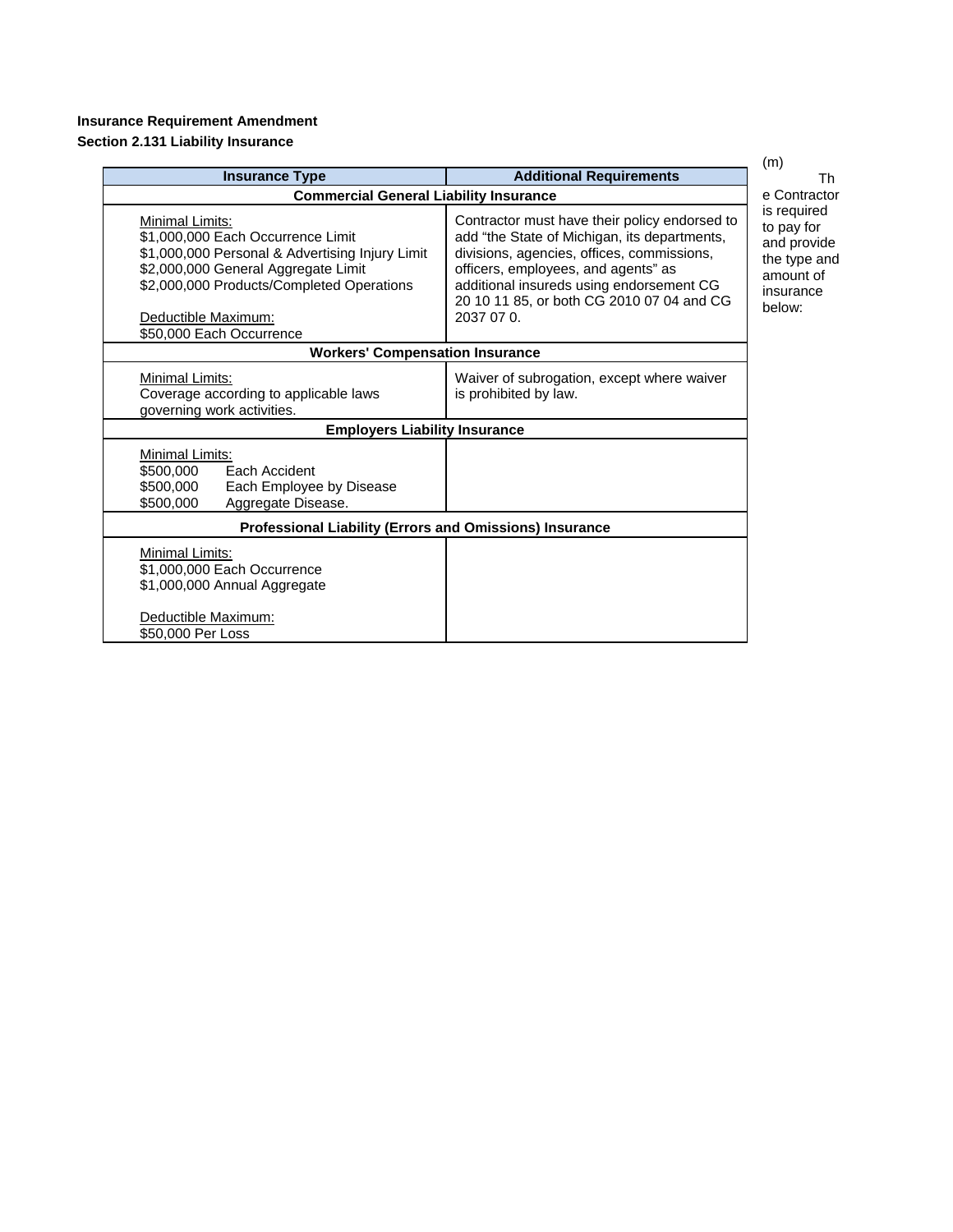**Insurance Requirement Amendment**

**Section 2.131 Liability Insurance**

(m) The Contractor is required to pay for and provide the type and amount of insurance below:

| Insurance Type | Additional Requirements |
|---|---|
| **Commercial General Liability Insurance** | |
| Minimal Limits:<br>$1,000,000 Each Occurrence Limit<br>$1,000,000 Personal & Advertising Injury Limit<br>$2,000,000 General Aggregate Limit<br>$2,000,000 Products/Completed Operations<br><br>Deductible Maximum:<br>$50,000 Each Occurrence | Contractor must have their policy endorsed to add "the State of Michigan, its departments, divisions, agencies, offices, commissions, officers, employees, and agents" as additional insureds using endorsement CG 20 10 11 85, or both CG 2010 07 04 and CG 2037 07 0. |
| **Workers' Compensation Insurance** | |
| Minimal Limits:<br>Coverage according to applicable laws governing work activities. | Waiver of subrogation, except where waiver is prohibited by law. |
| **Employers Liability Insurance** | |
| Minimal Limits:<br>$500,000 Each Accident<br>$500,000 Each Employee by Disease<br>$500,000 Aggregate Disease. | |
| **Professional Liability (Errors and Omissions) Insurance** | |
| Minimal Limits:<br>$1,000,000 Each Occurrence<br>$1,000,000 Annual Aggregate<br><br>Deductible Maximum:<br>$50,000 Per Loss | |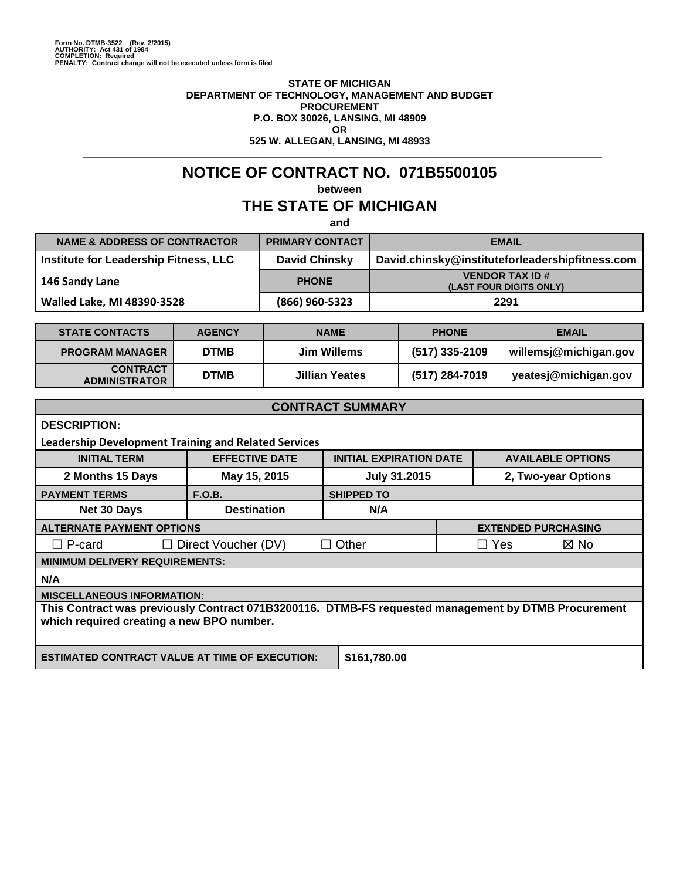Form No. DTMB-3522 (Rev. 2/2015)
AUTHORITY: Act 431 of 1984
COMPLETION: Required
PENALTY: Contract change will not be executed unless form is filed

**STATE OF MICHIGAN**
**DEPARTMENT OF TECHNOLOGY, MANAGEMENT AND BUDGET**
**PROCUREMENT**
**P.O. BOX 30026, LANSING, MI 48909**
**OR**
**525 W. ALLEGAN, LANSING, MI 48933**

# NOTICE OF CONTRACT NO. 071B5500105

**between**

## THE STATE OF MICHIGAN

**and**

| NAME & ADDRESS OF CONTRACTOR | PRIMARY CONTACT | EMAIL |
|---|---|---|
| Institute for Leadership Fitness, LLC | David Chinsky | David.chinsky@instituteforleadershipfitness.com |
| 146 Sandy Lane | PHONE | VENDOR TAX ID # (LAST FOUR DIGITS ONLY) |
| Walled Lake, MI 48390-3528 | (866) 960-5323 | 2291 |

| STATE CONTACTS | AGENCY | NAME | PHONE | EMAIL |
|---|---|---|---|---|
| PROGRAM MANAGER | DTMB | Jim Willems | (517) 335-2109 | willemsj@michigan.gov |
| CONTRACT ADMINISTRATOR | DTMB | Jillian Yeates | (517) 284-7019 | yeatesj@michigan.gov |

| CONTRACT SUMMARY | | | |
|---|---|---|---|
| **DESCRIPTION:** Leadership Development Training and Related Services | | | |
| **INITIAL TERM** | **EFFECTIVE DATE** | **INITIAL EXPIRATION DATE** | **AVAILABLE OPTIONS** |
| 2 Months 15 Days | May 15, 2015 | July 31.2015 | 2, Two-year Options |
| **PAYMENT TERMS** | **F.O.B.** | **SHIPPED TO** | |
| Net 30 Days | Destination | N/A | |
| **ALTERNATE PAYMENT OPTIONS** | | | **EXTENDED PURCHASING** |
| ☐ P-card | ☐ Direct Voucher (DV) | ☐ Other | ☐ Yes ☒ No |
| **MINIMUM DELIVERY REQUIREMENTS:** | | | |
| N/A | | | |
| **MISCELLANEOUS INFORMATION:** | | | |
| This Contract was previously Contract 071B3200116. DTMB-FS requested management by DTMB Procurement which required creating a new BPO number. | | | |
| **ESTIMATED CONTRACT VALUE AT TIME OF EXECUTION:** | $161,780.00 | | |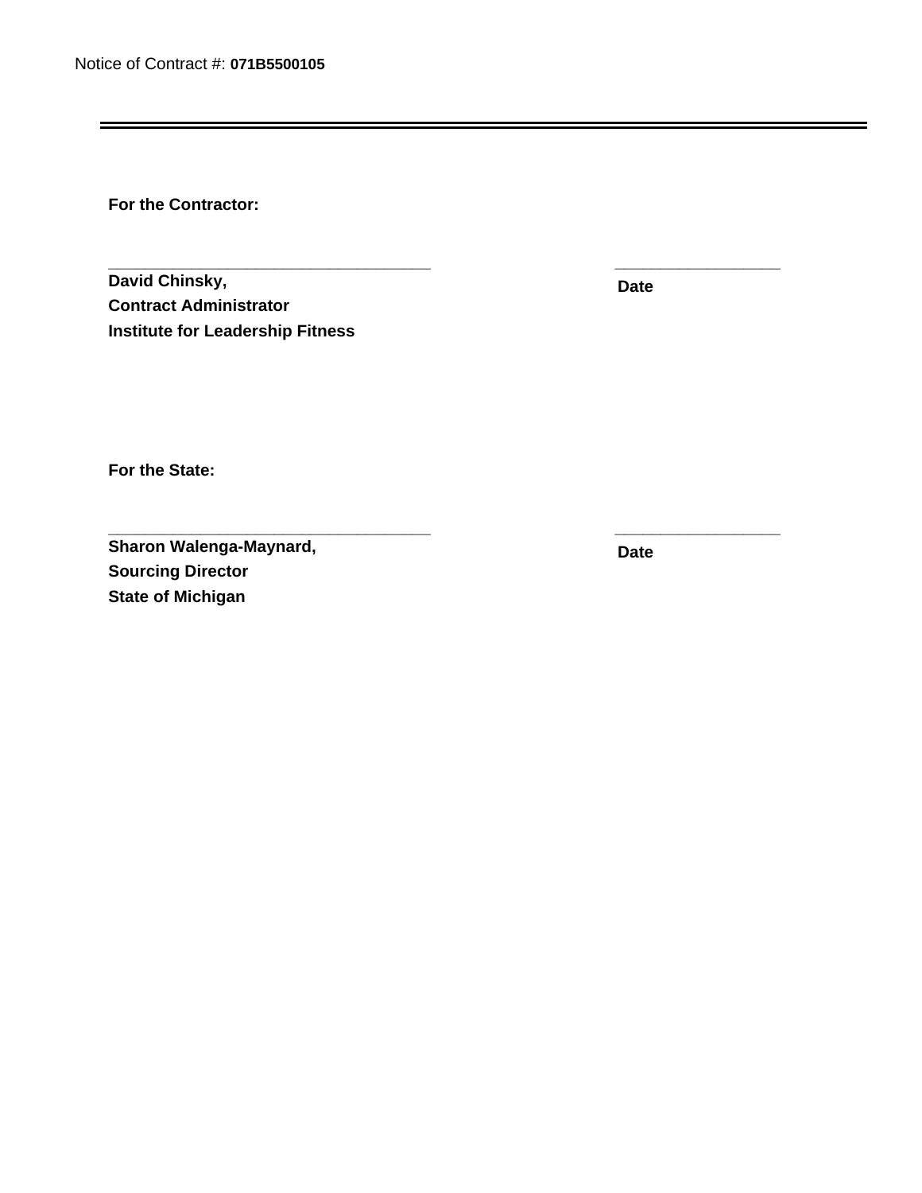Notice of Contract #: **071B5500105**

---

**For the Contractor:**

\_\_\_\_\_\_\_\_\_\_\_\_\_\_\_\_\_\_\_\_\_\_\_\_\_\_\_\_\_\_\_\_\_\_\_\_ \_\_\_\_\_\_\_\_\_\_\_\_\_\_\_\_\_\_\_

**David Chinsky,**
**Contract Administrator**
**Institute for Leadership Fitness**

**Date**

**For the State:**

\_\_\_\_\_\_\_\_\_\_\_\_\_\_\_\_\_\_\_\_\_\_\_\_\_\_\_\_\_\_\_\_\_\_\_\_ \_\_\_\_\_\_\_\_\_\_\_\_\_\_\_\_\_\_\_

**Sharon Walenga-Maynard,**
**Sourcing Director**
**State of Michigan**

**Date**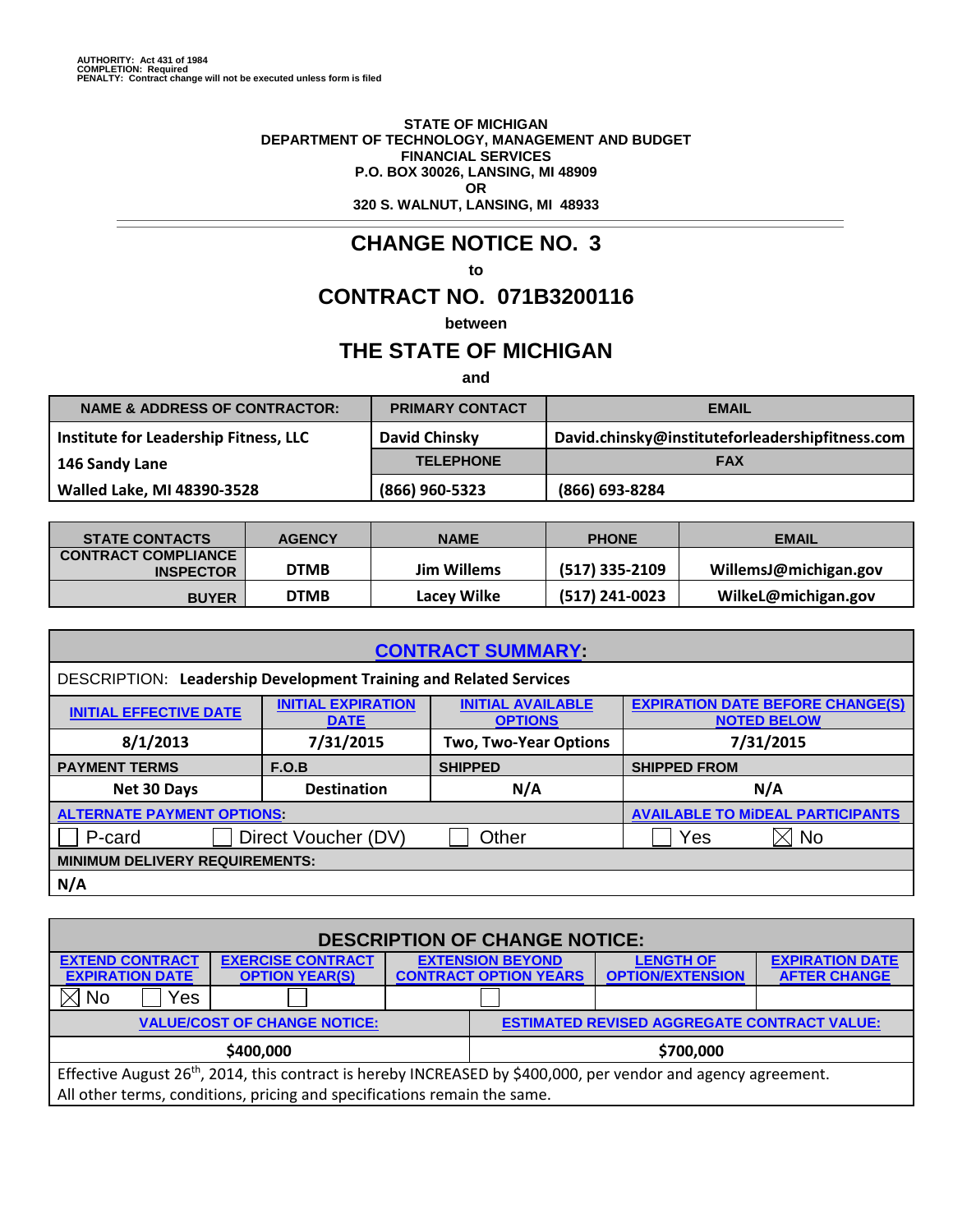AUTHORITY: Act 431 of 1984
COMPLETION: Required
PENALTY: Contract change will not be executed unless form is filed

**STATE OF MICHIGAN**
**DEPARTMENT OF TECHNOLOGY, MANAGEMENT AND BUDGET**
**FINANCIAL SERVICES**
**P.O. BOX 30026, LANSING, MI 48909**
**OR**
**320 S. WALNUT, LANSING, MI 48933**

# CHANGE NOTICE NO. 3

**to**

# CONTRACT NO. 071B3200116

**between**

# THE STATE OF MICHIGAN

**and**

| NAME & ADDRESS OF CONTRACTOR: | PRIMARY CONTACT | EMAIL |
|---|---|---|
| Institute for Leadership Fitness, LLC | David Chinsky | David.chinsky@instituteforleadershipfitness.com |
| 146 Sandy Lane | TELEPHONE | FAX |
| Walled Lake, MI 48390-3528 | (866) 960-5323 | (866) 693-8284 |

| STATE CONTACTS | AGENCY | NAME | PHONE | EMAIL |
|---|---|---|---|---|
| CONTRACT COMPLIANCE INSPECTOR | DTMB | Jim Willems | (517) 335-2109 | WillemsJ@michigan.gov |
| BUYER | DTMB | Lacey Wilke | (517) 241-0023 | WilkeL@michigan.gov |

| CONTRACT SUMMARY: | | | |
|---|---|---|---|
| DESCRIPTION: **Leadership Development Training and Related Services** | | | |
| INITIAL EFFECTIVE DATE | INITIAL EXPIRATION DATE | INITIAL AVAILABLE OPTIONS | EXPIRATION DATE BEFORE CHANGE(S) NOTED BELOW |
| 8/1/2013 | 7/31/2015 | Two, Two-Year Options | 7/31/2015 |
| PAYMENT TERMS | F.O.B | SHIPPED | SHIPPED FROM |
| Net 30 Days | Destination | N/A | N/A |
| ALTERNATE PAYMENT OPTIONS: | | | AVAILABLE TO MiDEAL PARTICIPANTS |
| ☐ P-card ☐ Direct Voucher (DV) ☐ Other | | | ☐ Yes ☒ No |
| MINIMUM DELIVERY REQUIREMENTS: | | | |
| N/A | | | |

| DESCRIPTION OF CHANGE NOTICE: | | | | |
|---|---|---|---|---|
| EXTEND CONTRACT EXPIRATION DATE | EXERCISE CONTRACT OPTION YEAR(S) | EXTENSION BEYOND CONTRACT OPTION YEARS | LENGTH OF OPTION/EXTENSION | EXPIRATION DATE AFTER CHANGE |
| ☒ No ☐ Yes | ☐ | ☐ | | |
| VALUE/COST OF CHANGE NOTICE: | | ESTIMATED REVISED AGGREGATE CONTRACT VALUE: | | |
| $400,000 | | $700,000 | | |

Effective August 26th, 2014, this contract is hereby INCREASED by $400,000, per vendor and agency agreement. All other terms, conditions, pricing and specifications remain the same.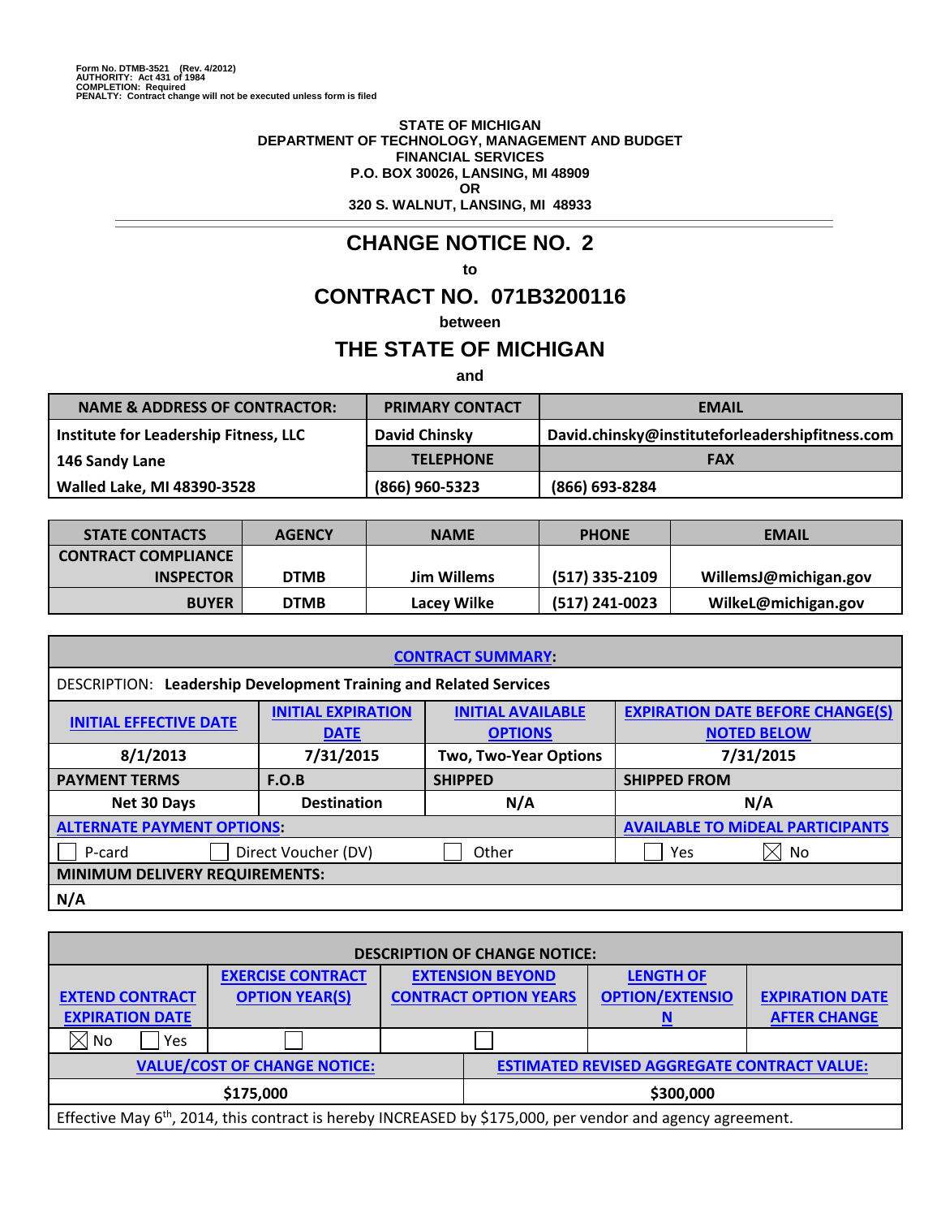Form No. DTMB-3521 (Rev. 4/2012)
AUTHORITY: Act 431 of 1984
COMPLETION: Required
PENALTY: Contract change will not be executed unless form is filed

**STATE OF MICHIGAN**
**DEPARTMENT OF TECHNOLOGY, MANAGEMENT AND BUDGET**
**FINANCIAL SERVICES**
**P.O. BOX 30026, LANSING, MI 48909**
**OR**
**320 S. WALNUT, LANSING, MI 48933**

# CHANGE NOTICE NO. 2

to

# CONTRACT NO. 071B3200116

between

# THE STATE OF MICHIGAN

and

| NAME & ADDRESS OF CONTRACTOR: | PRIMARY CONTACT | EMAIL |
|---|---|---|
| Institute for Leadership Fitness, LLC | David Chinsky | David.chinsky@instituteforleadershipfitness.com |
| 146 Sandy Lane | TELEPHONE | FAX |
| Walled Lake, MI 48390-3528 | (866) 960-5323 | (866) 693-8284 |

| STATE CONTACTS | AGENCY | NAME | PHONE | EMAIL |
|---|---|---|---|---|
| CONTRACT COMPLIANCE INSPECTOR | DTMB | Jim Willems | (517) 335-2109 | WillemsJ@michigan.gov |
| BUYER | DTMB | Lacey Wilke | (517) 241-0023 | WilkeL@michigan.gov |

| CONTRACT SUMMARY: | | | |
|---|---|---|---|
| DESCRIPTION: **Leadership Development Training and Related Services** | | | |
| INITIAL EFFECTIVE DATE | INITIAL EXPIRATION DATE | INITIAL AVAILABLE OPTIONS | EXPIRATION DATE BEFORE CHANGE(S) NOTED BELOW |
| 8/1/2013 | 7/31/2015 | Two, Two-Year Options | 7/31/2015 |
| PAYMENT TERMS | F.O.B | SHIPPED | SHIPPED FROM |
| Net 30 Days | Destination | N/A | N/A |
| ALTERNATE PAYMENT OPTIONS: | | | AVAILABLE TO MiDEAL PARTICIPANTS |
| ☐ P-card | ☐ Direct Voucher (DV) | ☐ Other | ☐ Yes ☒ No |
| MINIMUM DELIVERY REQUIREMENTS: | | | |
| N/A | | | |

| DESCRIPTION OF CHANGE NOTICE: | | | | |
|---|---|---|---|---|
| EXTEND CONTRACT EXPIRATION DATE | EXERCISE CONTRACT OPTION YEAR(S) | EXTENSION BEYOND CONTRACT OPTION YEARS | LENGTH OF OPTION/EXTENSION | EXPIRATION DATE AFTER CHANGE |
| ☒ No ☐ Yes | ☐ | ☐ | | |
| VALUE/COST OF CHANGE NOTICE: | | ESTIMATED REVISED AGGREGATE CONTRACT VALUE: | | |
| $175,000 | | $300,000 | | |
| Effective May 6th, 2014, this contract is hereby INCREASED by $175,000, per vendor and agency agreement. | | | | |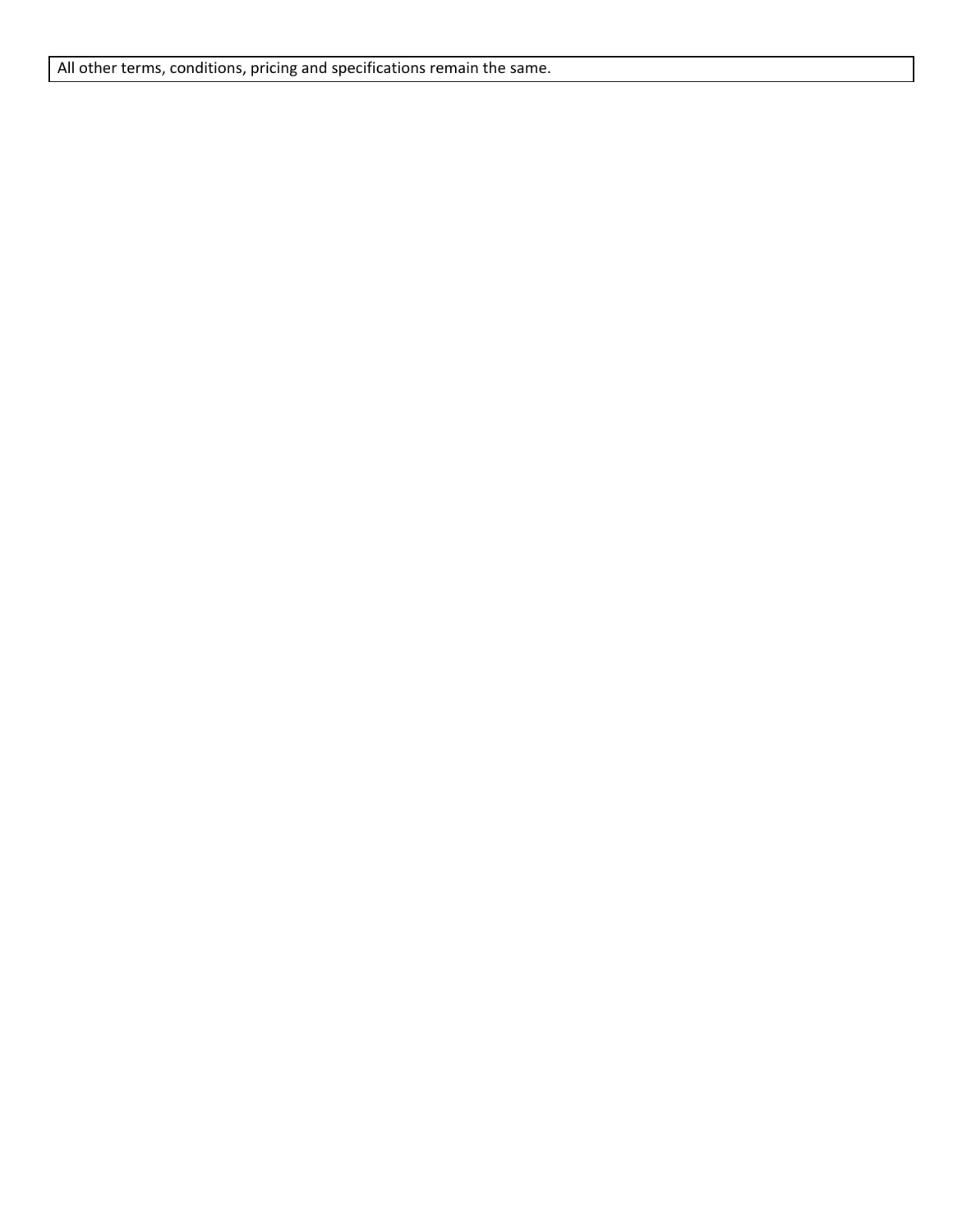| All other terms, conditions, pricing and specifications remain the same. |
|---|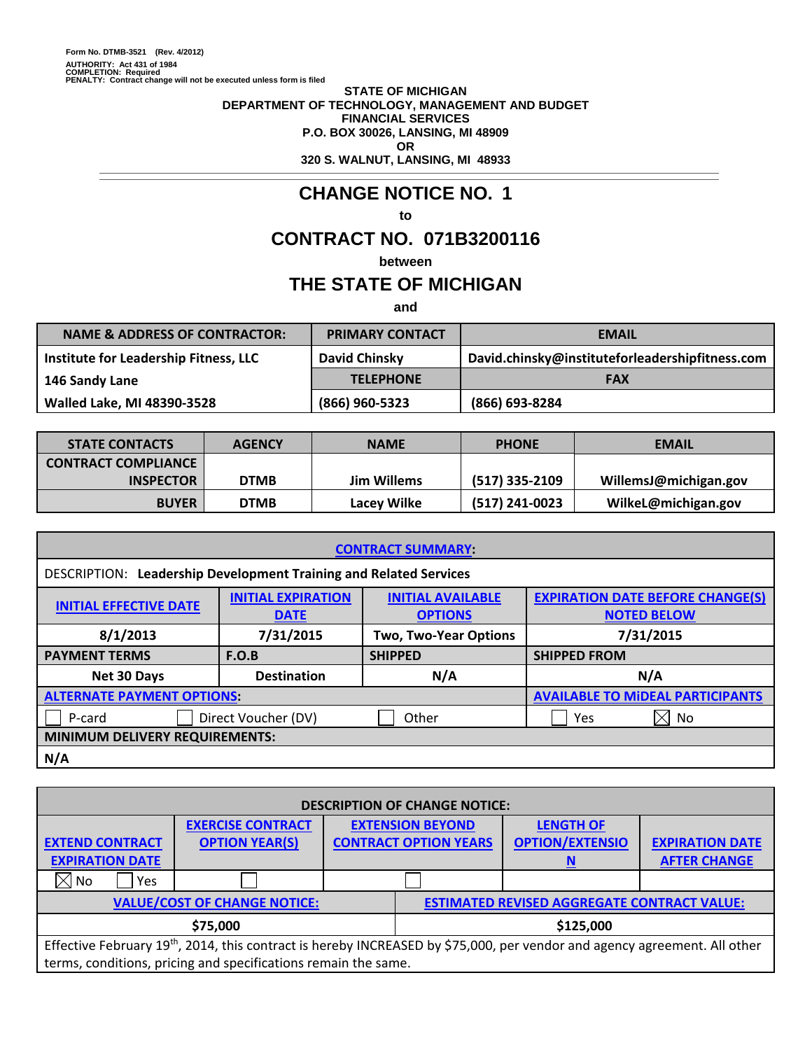Form No. DTMB-3521 (Rev. 4/2012)
AUTHORITY: Act 431 of 1984
COMPLETION: Required
PENALTY: Contract change will not be executed unless form is filed

**STATE OF MICHIGAN**
**DEPARTMENT OF TECHNOLOGY, MANAGEMENT AND BUDGET**
**FINANCIAL SERVICES**
**P.O. BOX 30026, LANSING, MI 48909**
**OR**
**320 S. WALNUT, LANSING, MI 48933**

# CHANGE NOTICE NO. 1

**to**

# CONTRACT NO. 071B3200116

**between**

# THE STATE OF MICHIGAN

**and**

| NAME & ADDRESS OF CONTRACTOR: | PRIMARY CONTACT | EMAIL |
|---|---|---|
| Institute for Leadership Fitness, LLC | David Chinsky | David.chinsky@instituteforleadershipfitness.com |
| 146 Sandy Lane | TELEPHONE | FAX |
| Walled Lake, MI 48390-3528 | (866) 960-5323 | (866) 693-8284 |

| STATE CONTACTS | AGENCY | NAME | PHONE | EMAIL |
|---|---|---|---|---|
| CONTRACT COMPLIANCE INSPECTOR | DTMB | Jim Willems | (517) 335-2109 | WillemsJ@michigan.gov |
| BUYER | DTMB | Lacey Wilke | (517) 241-0023 | WilkeL@michigan.gov |

| CONTRACT SUMMARY: | | | |
|---|---|---|---|
| DESCRIPTION: **Leadership Development Training and Related Services** | | | |
| INITIAL EFFECTIVE DATE | INITIAL EXPIRATION DATE | INITIAL AVAILABLE OPTIONS | EXPIRATION DATE BEFORE CHANGE(S) NOTED BELOW |
| 8/1/2013 | 7/31/2015 | Two, Two-Year Options | 7/31/2015 |
| PAYMENT TERMS | F.O.B | SHIPPED | SHIPPED FROM |
| Net 30 Days | Destination | N/A | N/A |
| ALTERNATE PAYMENT OPTIONS: | | | AVAILABLE TO MiDEAL PARTICIPANTS |
| ☐ P-card ☐ Direct Voucher (DV) ☐ Other | | | ☐ Yes ☒ No |
| MINIMUM DELIVERY REQUIREMENTS: | | | |
| N/A | | | |

| DESCRIPTION OF CHANGE NOTICE: | | | | |
|---|---|---|---|---|
| EXTEND CONTRACT EXPIRATION DATE | EXERCISE CONTRACT OPTION YEAR(S) | EXTENSION BEYOND CONTRACT OPTION YEARS | LENGTH OF OPTION/EXTENSION | EXPIRATION DATE AFTER CHANGE |
| ☒ No ☐ Yes | ☐ | ☐ | | |
| VALUE/COST OF CHANGE NOTICE: | | ESTIMATED REVISED AGGREGATE CONTRACT VALUE: | | |
| $75,000 | | $125,000 | | |

Effective February 19th, 2014, this contract is hereby INCREASED by $75,000, per vendor and agency agreement. All other terms, conditions, pricing and specifications remain the same.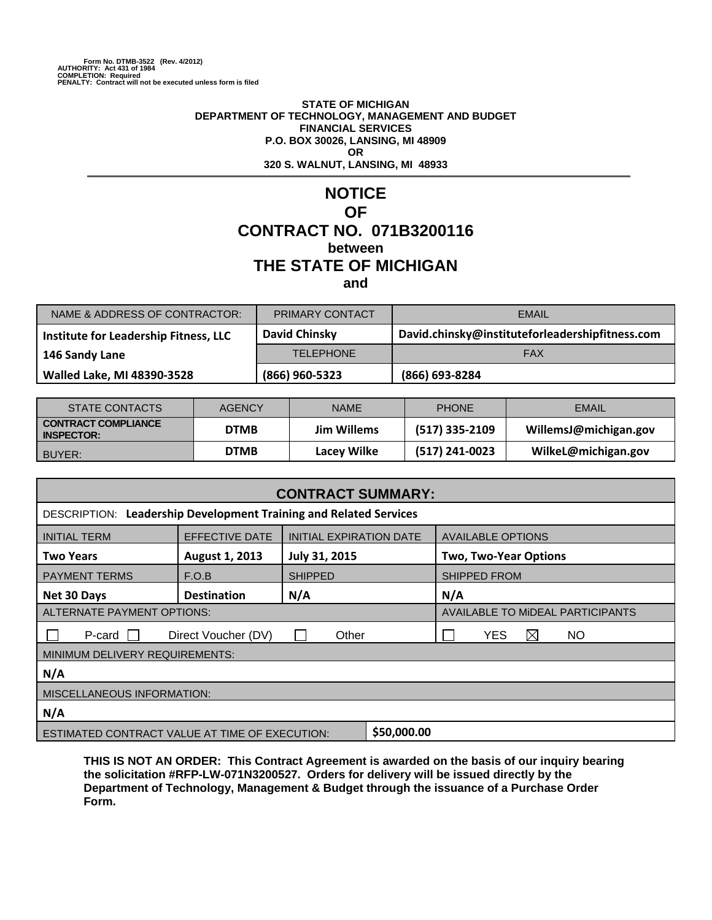Form No. DTMB-3522 (Rev. 4/2012)
AUTHORITY: Act 431 of 1984
COMPLETION: Required
PENALTY: Contract will not be executed unless form is filed

**STATE OF MICHIGAN**
**DEPARTMENT OF TECHNOLOGY, MANAGEMENT AND BUDGET**
**FINANCIAL SERVICES**
**P.O. BOX 30026, LANSING, MI 48909**
**OR**
**320 S. WALNUT, LANSING, MI 48933**

# NOTICE
# OF
# CONTRACT NO. 071B3200116
**between**
## THE STATE OF MICHIGAN
**and**

| NAME & ADDRESS OF CONTRACTOR: | PRIMARY CONTACT | EMAIL |
|---|---|---|
| **Institute for Leadership Fitness, LLC** | **David Chinsky** | **David.chinsky@instituteforleadershipfitness.com** |
| **146 Sandy Lane** | TELEPHONE | FAX |
| **Walled Lake, MI 48390-3528** | **(866) 960-5323** | **(866) 693-8284** |

| STATE CONTACTS | AGENCY | NAME | PHONE | EMAIL |
|---|---|---|---|---|
| **CONTRACT COMPLIANCE INSPECTOR:** | **DTMB** | **Jim Willems** | **(517) 335-2109** | **WillemsJ@michigan.gov** |
| BUYER: | **DTMB** | **Lacey Wilke** | **(517) 241-0023** | **WilkeL@michigan.gov** |

| **CONTRACT SUMMARY:** | | | |
|---|---|---|---|
| DESCRIPTION: **Leadership Development Training and Related Services** | | | |
| INITIAL TERM | EFFECTIVE DATE | INITIAL EXPIRATION DATE | AVAILABLE OPTIONS |
| **Two Years** | **August 1, 2013** | **July 31, 2015** | **Two, Two-Year Options** |
| PAYMENT TERMS | F.O.B | SHIPPED | SHIPPED FROM |
| **Net 30 Days** | **Destination** | **N/A** | **N/A** |
| ALTERNATE PAYMENT OPTIONS: | | | AVAILABLE TO MiDEAL PARTICIPANTS |
| ☐ P-card ☐ Direct Voucher (DV) ☐ Other | | | ☐ YES ☒ NO |
| MINIMUM DELIVERY REQUIREMENTS: | | | |
| **N/A** | | | |
| MISCELLANEOUS INFORMATION: | | | |
| **N/A** | | | |
| ESTIMATED CONTRACT VALUE AT TIME OF EXECUTION: | | **$50,000.00** | |

**THIS IS NOT AN ORDER: This Contract Agreement is awarded on the basis of our inquiry bearing the solicitation #RFP-LW-071N3200527. Orders for delivery will be issued directly by the Department of Technology, Management & Budget through the issuance of a Purchase Order Form.**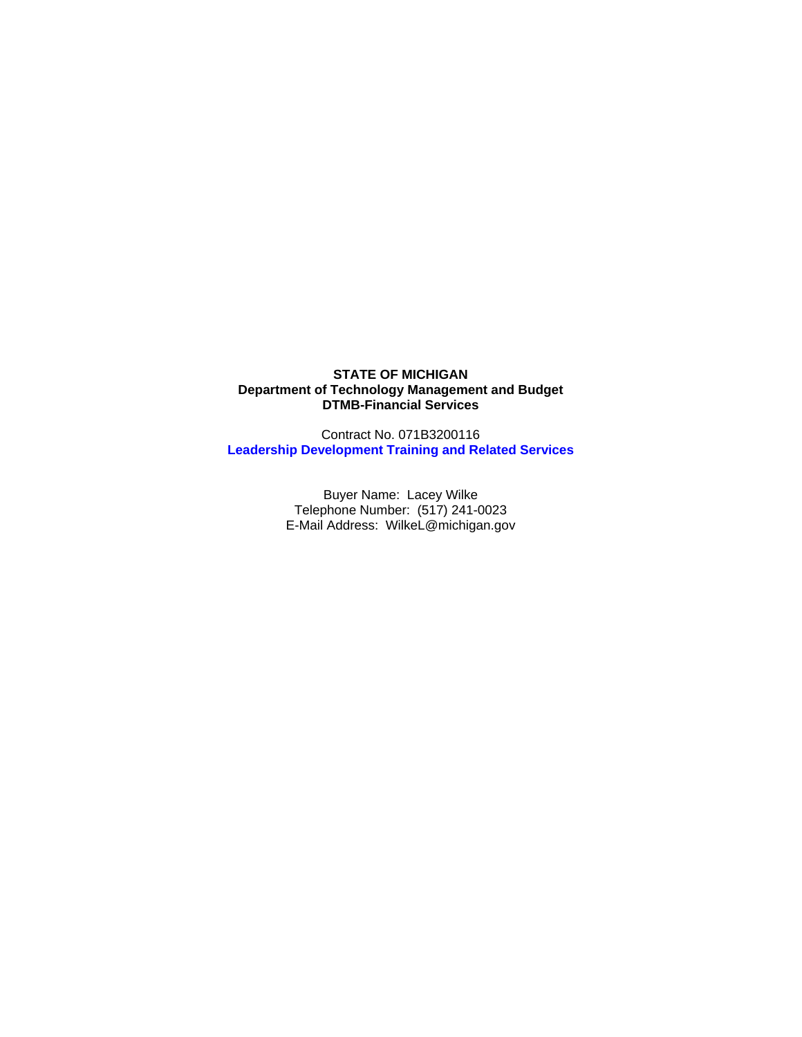**STATE OF MICHIGAN**
**Department of Technology Management and Budget**
**DTMB-Financial Services**

Contract No. 071B3200116
**Leadership Development Training and Related Services**

Buyer Name: Lacey Wilke
Telephone Number: (517) 241-0023
E-Mail Address: WilkeL@michigan.gov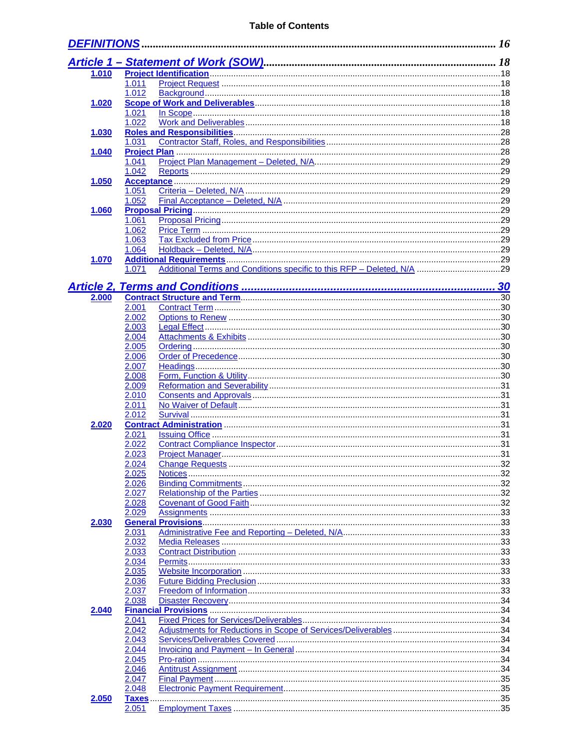# Table of Contents

| | | | |
|---|---|---|---|
| **DEFINITIONS** | | | **16** |
| **Article 1 – Statement of Work (SOW)** | | | **18** |
| **1.010** | **Project Identification** | | 18 |
| | 1.011 | Project Request | 18 |
| | 1.012 | Background | 18 |
| **1.020** | **Scope of Work and Deliverables** | | 18 |
| | 1.021 | In Scope | 18 |
| | 1.022 | Work and Deliverables | 18 |
| **1.030** | **Roles and Responsibilities** | | 28 |
| | 1.031 | Contractor Staff, Roles, and Responsibilities | 28 |
| **1.040** | **Project Plan** | | 28 |
| | 1.041 | Project Plan Management – Deleted, N/A | 29 |
| | 1.042 | Reports | 29 |
| **1.050** | **Acceptance** | | 29 |
| | 1.051 | Criteria – Deleted, N/A | 29 |
| | 1.052 | Final Acceptance – Deleted, N/A | 29 |
| **1.060** | **Proposal Pricing** | | 29 |
| | 1.061 | Proposal Pricing | 29 |
| | 1.062 | Price Term | 29 |
| | 1.063 | Tax Excluded from Price | 29 |
| | 1.064 | Holdback – Deleted, N/A | 29 |
| **1.070** | **Additional Requirements** | | 29 |
| | 1.071 | Additional Terms and Conditions specific to this RFP – Deleted, N/A | 29 |
| **Article 2, Terms and Conditions** | | | **30** |
| **2.000** | **Contract Structure and Term** | | 30 |
| | 2.001 | Contract Term | 30 |
| | 2.002 | Options to Renew | 30 |
| | 2.003 | Legal Effect | 30 |
| | 2.004 | Attachments & Exhibits | 30 |
| | 2.005 | Ordering | 30 |
| | 2.006 | Order of Precedence | 30 |
| | 2.007 | Headings | 30 |
| | 2.008 | Form, Function & Utility | 30 |
| | 2.009 | Reformation and Severability | 31 |
| | 2.010 | Consents and Approvals | 31 |
| | 2.011 | No Waiver of Default | 31 |
| | 2.012 | Survival | 31 |
| **2.020** | **Contract Administration** | | 31 |
| | 2.021 | Issuing Office | 31 |
| | 2.022 | Contract Compliance Inspector | 31 |
| | 2.023 | Project Manager | 31 |
| | 2.024 | Change Requests | 32 |
| | 2.025 | Notices | 32 |
| | 2.026 | Binding Commitments | 32 |
| | 2.027 | Relationship of the Parties | 32 |
| | 2.028 | Covenant of Good Faith | 32 |
| | 2.029 | Assignments | 33 |
| **2.030** | **General Provisions** | | 33 |
| | 2.031 | Administrative Fee and Reporting – Deleted, N/A | 33 |
| | 2.032 | Media Releases | 33 |
| | 2.033 | Contract Distribution | 33 |
| | 2.034 | Permits | 33 |
| | 2.035 | Website Incorporation | 33 |
| | 2.036 | Future Bidding Preclusion | 33 |
| | 2.037 | Freedom of Information | 33 |
| | 2.038 | Disaster Recovery | 34 |
| **2.040** | **Financial Provisions** | | 34 |
| | 2.041 | Fixed Prices for Services/Deliverables | 34 |
| | 2.042 | Adjustments for Reductions in Scope of Services/Deliverables | 34 |
| | 2.043 | Services/Deliverables Covered | 34 |
| | 2.044 | Invoicing and Payment – In General | 34 |
| | 2.045 | Pro-ration | 34 |
| | 2.046 | Antitrust Assignment | 34 |
| | 2.047 | Final Payment | 35 |
| | 2.048 | Electronic Payment Requirement | 35 |
| **2.050** | **Taxes** | | 35 |
| | 2.051 | Employment Taxes | 35 |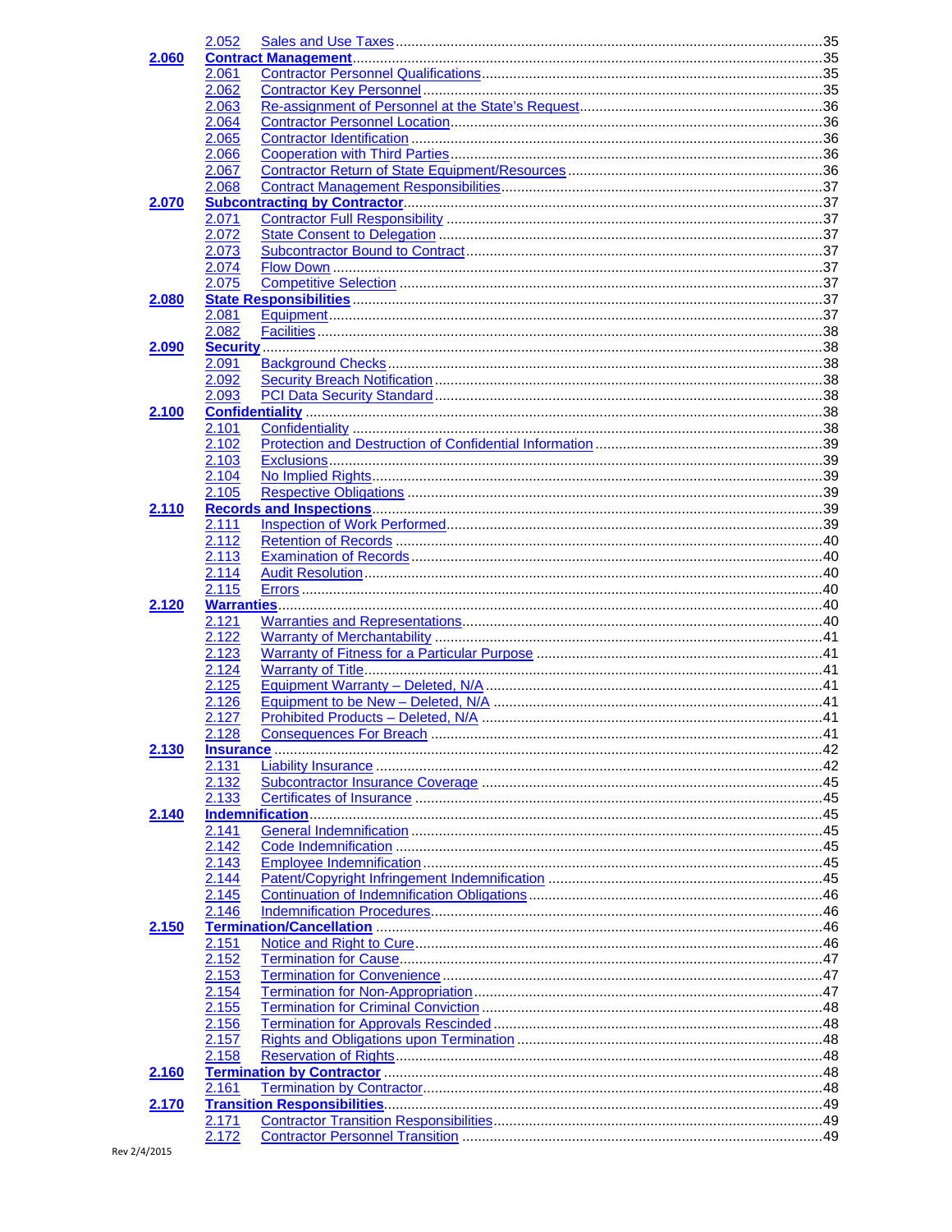| | | |
|---|---|---|
| | 2.052 Sales and Use Taxes | 35 |
| **2.060** | **Contract Management** | 35 |
| | 2.061 Contractor Personnel Qualifications | 35 |
| | 2.062 Contractor Key Personnel | 35 |
| | 2.063 Re-assignment of Personnel at the State's Request | 36 |
| | 2.064 Contractor Personnel Location | 36 |
| | 2.065 Contractor Identification | 36 |
| | 2.066 Cooperation with Third Parties | 36 |
| | 2.067 Contractor Return of State Equipment/Resources | 36 |
| | 2.068 Contract Management Responsibilities | 37 |
| **2.070** | **Subcontracting by Contractor** | 37 |
| | 2.071 Contractor Full Responsibility | 37 |
| | 2.072 State Consent to Delegation | 37 |
| | 2.073 Subcontractor Bound to Contract | 37 |
| | 2.074 Flow Down | 37 |
| | 2.075 Competitive Selection | 37 |
| **2.080** | **State Responsibilities** | 37 |
| | 2.081 Equipment | 37 |
| | 2.082 Facilities | 38 |
| **2.090** | **Security** | 38 |
| | 2.091 Background Checks | 38 |
| | 2.092 Security Breach Notification | 38 |
| | 2.093 PCI Data Security Standard | 38 |
| **2.100** | **Confidentiality** | 38 |
| | 2.101 Confidentiality | 38 |
| | 2.102 Protection and Destruction of Confidential Information | 39 |
| | 2.103 Exclusions | 39 |
| | 2.104 No Implied Rights | 39 |
| | 2.105 Respective Obligations | 39 |
| **2.110** | **Records and Inspections** | 39 |
| | 2.111 Inspection of Work Performed | 39 |
| | 2.112 Retention of Records | 40 |
| | 2.113 Examination of Records | 40 |
| | 2.114 Audit Resolution | 40 |
| | 2.115 Errors | 40 |
| **2.120** | **Warranties** | 40 |
| | 2.121 Warranties and Representations | 40 |
| | 2.122 Warranty of Merchantability | 41 |
| | 2.123 Warranty of Fitness for a Particular Purpose | 41 |
| | 2.124 Warranty of Title | 41 |
| | 2.125 Equipment Warranty – Deleted, N/A | 41 |
| | 2.126 Equipment to be New – Deleted, N/A | 41 |
| | 2.127 Prohibited Products – Deleted, N/A | 41 |
| | 2.128 Consequences For Breach | 41 |
| **2.130** | **Insurance** | 42 |
| | 2.131 Liability Insurance | 42 |
| | 2.132 Subcontractor Insurance Coverage | 45 |
| | 2.133 Certificates of Insurance | 45 |
| **2.140** | **Indemnification** | 45 |
| | 2.141 General Indemnification | 45 |
| | 2.142 Code Indemnification | 45 |
| | 2.143 Employee Indemnification | 45 |
| | 2.144 Patent/Copyright Infringement Indemnification | 45 |
| | 2.145 Continuation of Indemnification Obligations | 46 |
| | 2.146 Indemnification Procedures | 46 |
| **2.150** | **Termination/Cancellation** | 46 |
| | 2.151 Notice and Right to Cure | 46 |
| | 2.152 Termination for Cause | 47 |
| | 2.153 Termination for Convenience | 47 |
| | 2.154 Termination for Non-Appropriation | 47 |
| | 2.155 Termination for Criminal Conviction | 48 |
| | 2.156 Termination for Approvals Rescinded | 48 |
| | 2.157 Rights and Obligations upon Termination | 48 |
| | 2.158 Reservation of Rights | 48 |
| **2.160** | **Termination by Contractor** | 48 |
| | 2.161 Termination by Contractor | 48 |
| **2.170** | **Transition Responsibilities** | 49 |
| | 2.171 Contractor Transition Responsibilities | 49 |
| | 2.172 Contractor Personnel Transition | 49 |

Rev 2/4/2015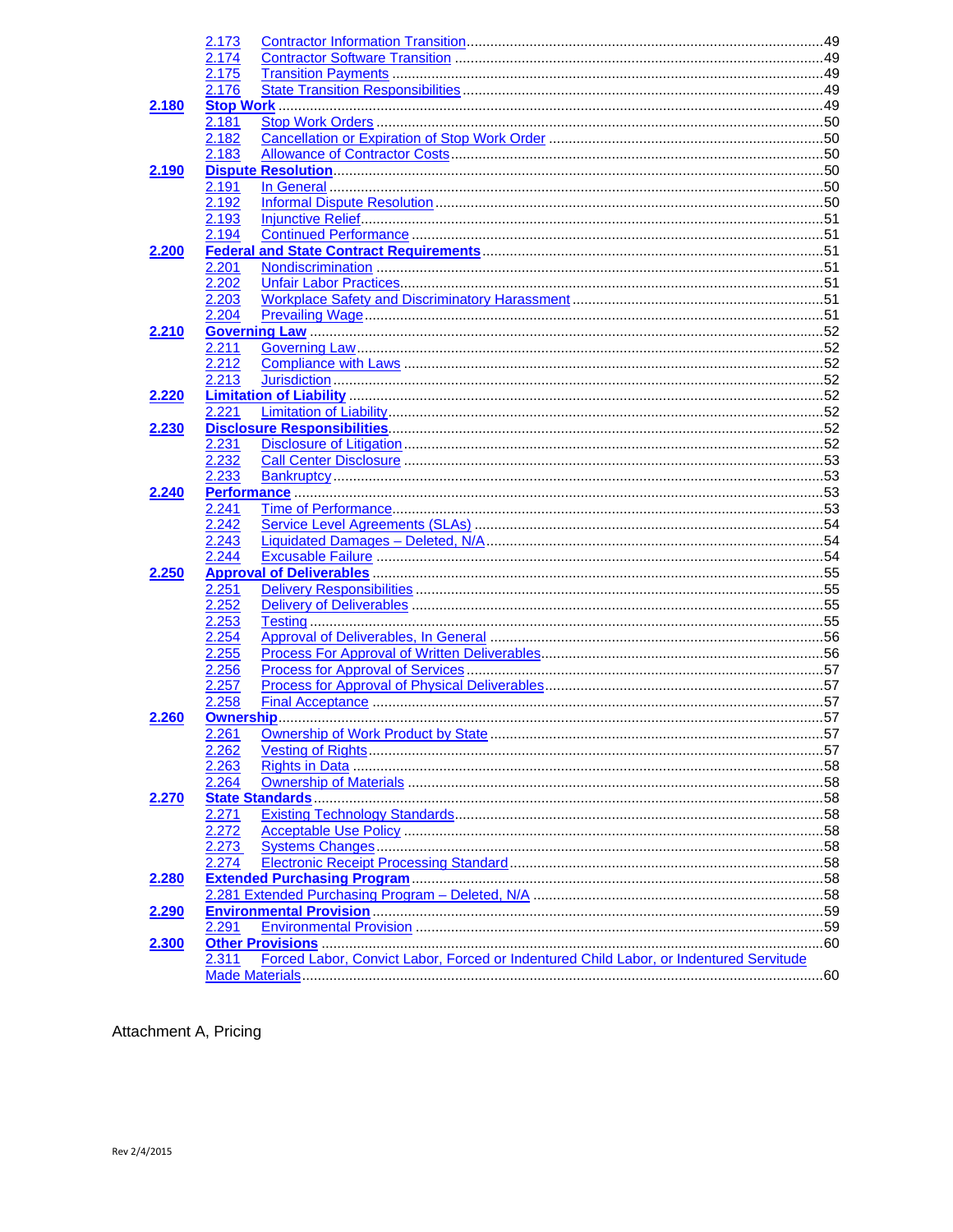| | | | |
|---|---|---|---|
| | 2.173 | Contractor Information Transition | 49 |
| | 2.174 | Contractor Software Transition | 49 |
| | 2.175 | Transition Payments | 49 |
| | 2.176 | State Transition Responsibilities | 49 |
| **2.180** | **Stop Work** | | 49 |
| | 2.181 | Stop Work Orders | 50 |
| | 2.182 | Cancellation or Expiration of Stop Work Order | 50 |
| | 2.183 | Allowance of Contractor Costs | 50 |
| **2.190** | **Dispute Resolution** | | 50 |
| | 2.191 | In General | 50 |
| | 2.192 | Informal Dispute Resolution | 50 |
| | 2.193 | Injunctive Relief | 51 |
| | 2.194 | Continued Performance | 51 |
| **2.200** | **Federal and State Contract Requirements** | | 51 |
| | 2.201 | Nondiscrimination | 51 |
| | 2.202 | Unfair Labor Practices | 51 |
| | 2.203 | Workplace Safety and Discriminatory Harassment | 51 |
| | 2.204 | Prevailing Wage | 51 |
| **2.210** | **Governing Law** | | 52 |
| | 2.211 | Governing Law | 52 |
| | 2.212 | Compliance with Laws | 52 |
| | 2.213 | Jurisdiction | 52 |
| **2.220** | **Limitation of Liability** | | 52 |
| | 2.221 | Limitation of Liability | 52 |
| **2.230** | **Disclosure Responsibilities** | | 52 |
| | 2.231 | Disclosure of Litigation | 52 |
| | 2.232 | Call Center Disclosure | 53 |
| | 2.233 | Bankruptcy | 53 |
| **2.240** | **Performance** | | 53 |
| | 2.241 | Time of Performance | 53 |
| | 2.242 | Service Level Agreements (SLAs) | 54 |
| | 2.243 | Liquidated Damages – Deleted, N/A | 54 |
| | 2.244 | Excusable Failure | 54 |
| **2.250** | **Approval of Deliverables** | | 55 |
| | 2.251 | Delivery Responsibilities | 55 |
| | 2.252 | Delivery of Deliverables | 55 |
| | 2.253 | Testing | 55 |
| | 2.254 | Approval of Deliverables, In General | 56 |
| | 2.255 | Process For Approval of Written Deliverables | 56 |
| | 2.256 | Process for Approval of Services | 57 |
| | 2.257 | Process for Approval of Physical Deliverables | 57 |
| | 2.258 | Final Acceptance | 57 |
| **2.260** | **Ownership** | | 57 |
| | 2.261 | Ownership of Work Product by State | 57 |
| | 2.262 | Vesting of Rights | 57 |
| | 2.263 | Rights in Data | 58 |
| | 2.264 | Ownership of Materials | 58 |
| **2.270** | **State Standards** | | 58 |
| | 2.271 | Existing Technology Standards | 58 |
| | 2.272 | Acceptable Use Policy | 58 |
| | 2.273 | Systems Changes | 58 |
| | 2.274 | Electronic Receipt Processing Standard | 58 |
| **2.280** | **Extended Purchasing Program** | | 58 |
| | 2.281 | Extended Purchasing Program – Deleted, N/A | 58 |
| **2.290** | **Environmental Provision** | | 59 |
| | 2.291 | Environmental Provision | 59 |
| **2.300** | **Other Provisions** | | 60 |
| | 2.311 | Forced Labor, Convict Labor, Forced or Indentured Child Labor, or Indentured Servitude Made Materials | 60 |

Attachment A, Pricing

Rev 2/4/2015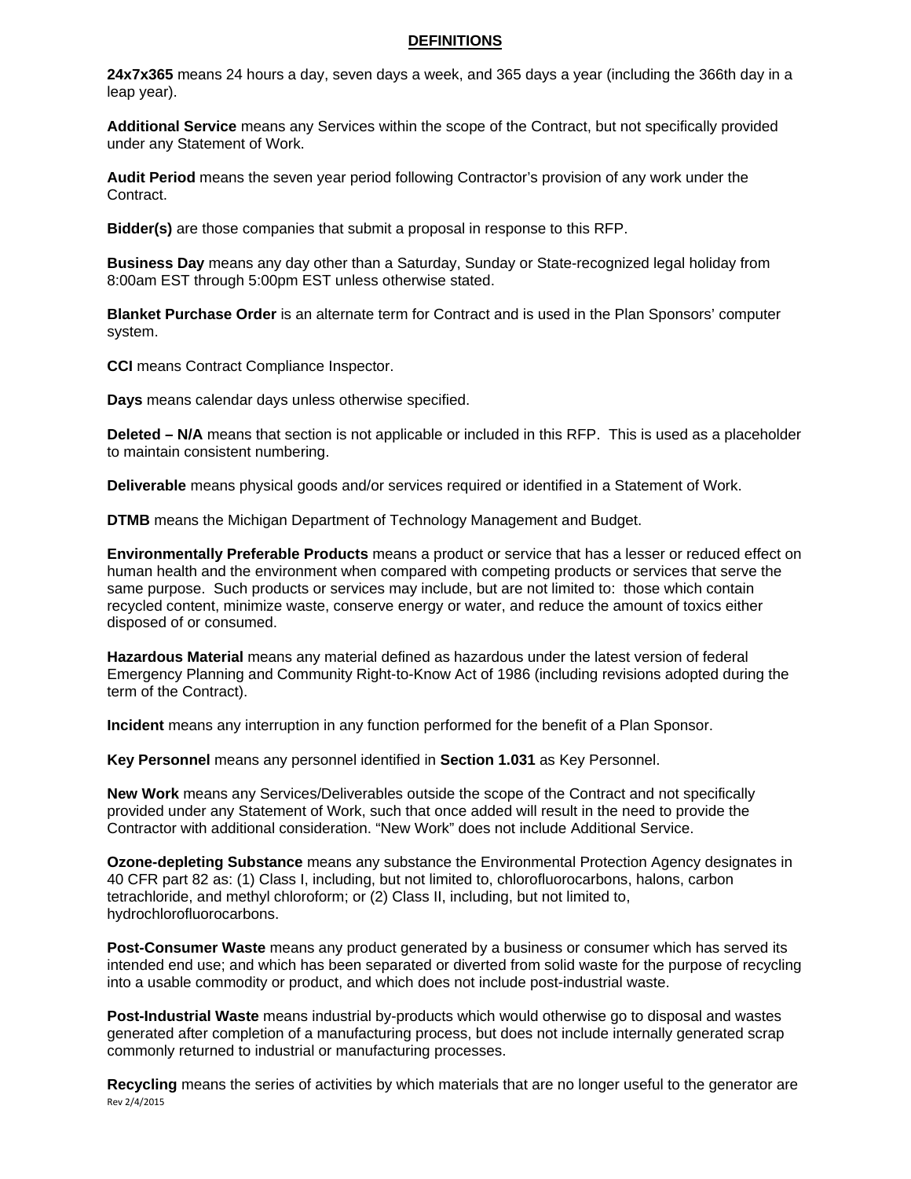## DEFINITIONS

**24x7x365** means 24 hours a day, seven days a week, and 365 days a year (including the 366th day in a leap year).

**Additional Service** means any Services within the scope of the Contract, but not specifically provided under any Statement of Work.

**Audit Period** means the seven year period following Contractor's provision of any work under the Contract.

**Bidder(s)** are those companies that submit a proposal in response to this RFP.

**Business Day** means any day other than a Saturday, Sunday or State-recognized legal holiday from 8:00am EST through 5:00pm EST unless otherwise stated.

**Blanket Purchase Order** is an alternate term for Contract and is used in the Plan Sponsors' computer system.

**CCI** means Contract Compliance Inspector.

**Days** means calendar days unless otherwise specified.

**Deleted – N/A** means that section is not applicable or included in this RFP. This is used as a placeholder to maintain consistent numbering.

**Deliverable** means physical goods and/or services required or identified in a Statement of Work.

**DTMB** means the Michigan Department of Technology Management and Budget.

**Environmentally Preferable Products** means a product or service that has a lesser or reduced effect on human health and the environment when compared with competing products or services that serve the same purpose. Such products or services may include, but are not limited to: those which contain recycled content, minimize waste, conserve energy or water, and reduce the amount of toxics either disposed of or consumed.

**Hazardous Material** means any material defined as hazardous under the latest version of federal Emergency Planning and Community Right-to-Know Act of 1986 (including revisions adopted during the term of the Contract).

**Incident** means any interruption in any function performed for the benefit of a Plan Sponsor.

**Key Personnel** means any personnel identified in **Section 1.031** as Key Personnel.

**New Work** means any Services/Deliverables outside the scope of the Contract and not specifically provided under any Statement of Work, such that once added will result in the need to provide the Contractor with additional consideration. "New Work" does not include Additional Service.

**Ozone-depleting Substance** means any substance the Environmental Protection Agency designates in 40 CFR part 82 as: (1) Class I, including, but not limited to, chlorofluorocarbons, halons, carbon tetrachloride, and methyl chloroform; or (2) Class II, including, but not limited to, hydrochlorofluorocarbons.

**Post-Consumer Waste** means any product generated by a business or consumer which has served its intended end use; and which has been separated or diverted from solid waste for the purpose of recycling into a usable commodity or product, and which does not include post-industrial waste.

**Post-Industrial Waste** means industrial by-products which would otherwise go to disposal and wastes generated after completion of a manufacturing process, but does not include internally generated scrap commonly returned to industrial or manufacturing processes.

**Recycling** means the series of activities by which materials that are no longer useful to the generator are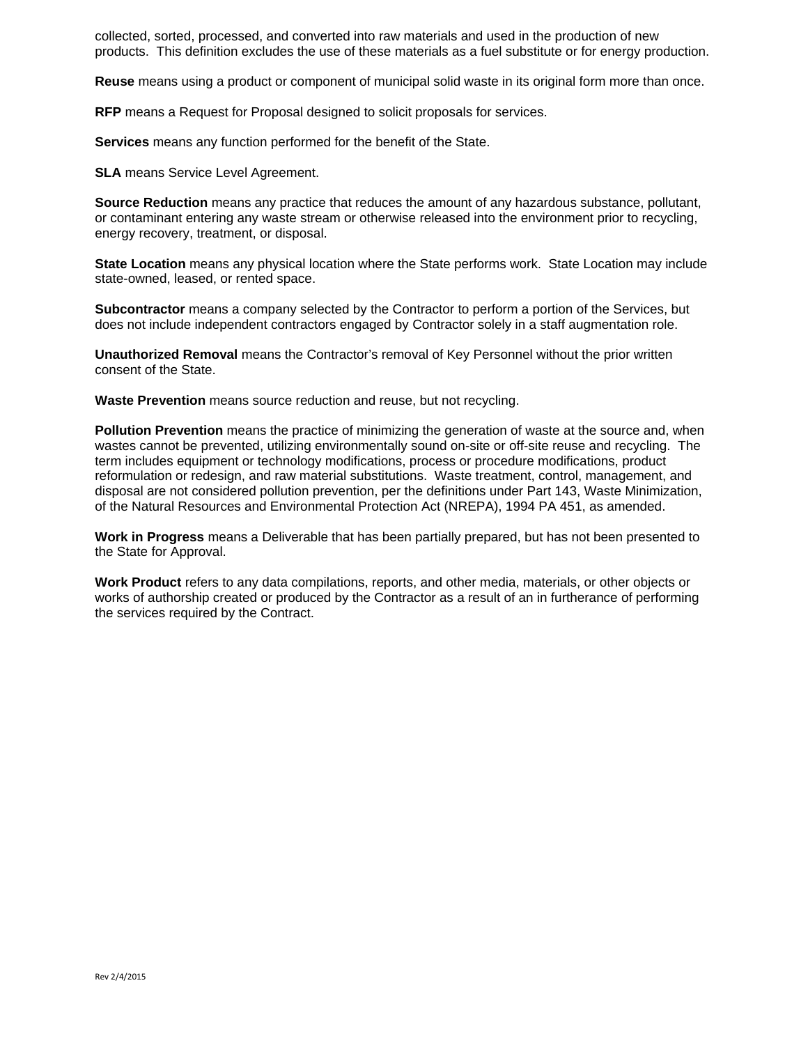collected, sorted, processed, and converted into raw materials and used in the production of new products. This definition excludes the use of these materials as a fuel substitute or for energy production.

**Reuse** means using a product or component of municipal solid waste in its original form more than once.

**RFP** means a Request for Proposal designed to solicit proposals for services.

**Services** means any function performed for the benefit of the State.

**SLA** means Service Level Agreement.

**Source Reduction** means any practice that reduces the amount of any hazardous substance, pollutant, or contaminant entering any waste stream or otherwise released into the environment prior to recycling, energy recovery, treatment, or disposal.

**State Location** means any physical location where the State performs work. State Location may include state-owned, leased, or rented space.

**Subcontractor** means a company selected by the Contractor to perform a portion of the Services, but does not include independent contractors engaged by Contractor solely in a staff augmentation role.

**Unauthorized Removal** means the Contractor's removal of Key Personnel without the prior written consent of the State.

**Waste Prevention** means source reduction and reuse, but not recycling.

**Pollution Prevention** means the practice of minimizing the generation of waste at the source and, when wastes cannot be prevented, utilizing environmentally sound on-site or off-site reuse and recycling. The term includes equipment or technology modifications, process or procedure modifications, product reformulation or redesign, and raw material substitutions. Waste treatment, control, management, and disposal are not considered pollution prevention, per the definitions under Part 143, Waste Minimization, of the Natural Resources and Environmental Protection Act (NREPA), 1994 PA 451, as amended.

**Work in Progress** means a Deliverable that has been partially prepared, but has not been presented to the State for Approval.

**Work Product** refers to any data compilations, reports, and other media, materials, or other objects or works of authorship created or produced by the Contractor as a result of an in furtherance of performing the services required by the Contract.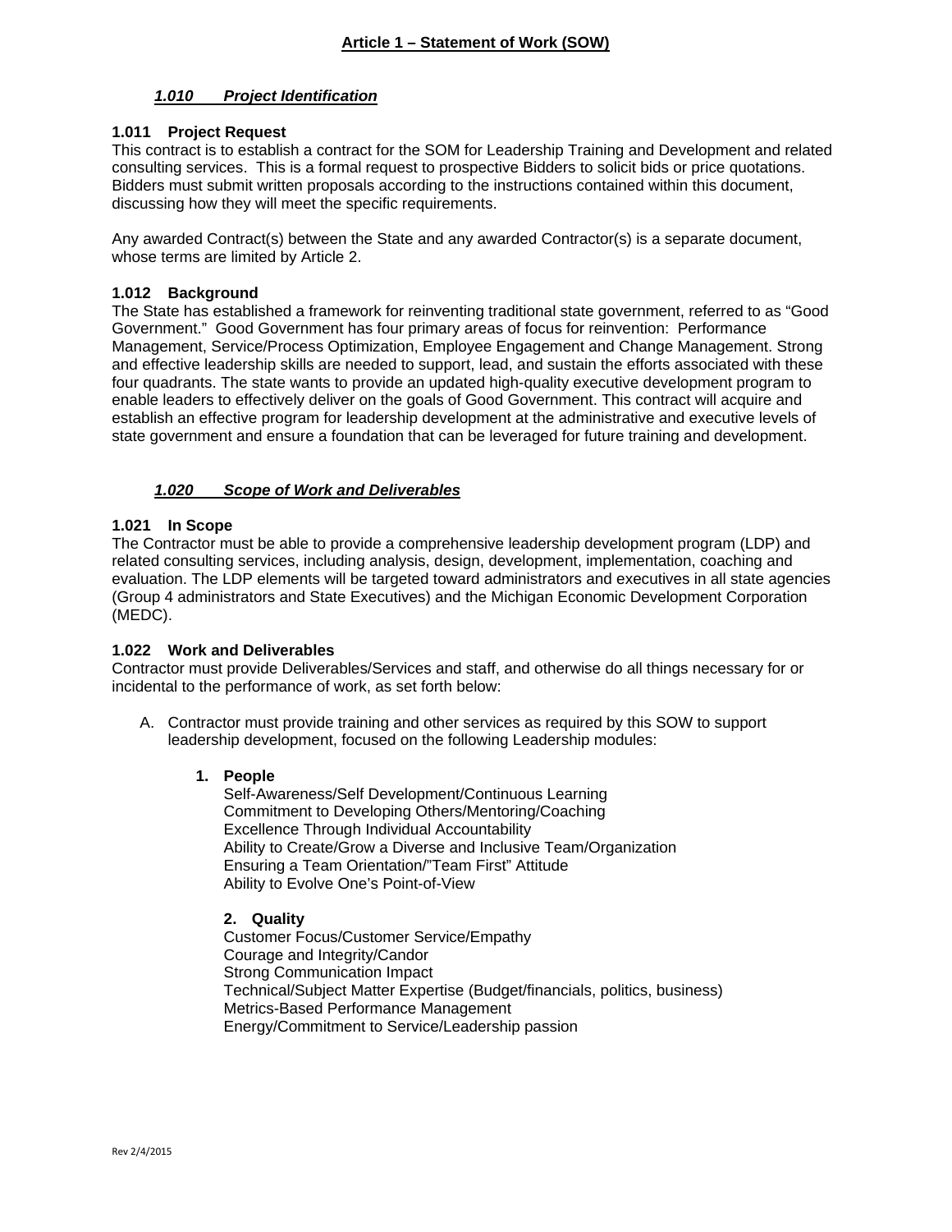# Article 1 – Statement of Work (SOW)

## *1.010 Project Identification*

### 1.011 Project Request

This contract is to establish a contract for the SOM for Leadership Training and Development and related consulting services. This is a formal request to prospective Bidders to solicit bids or price quotations. Bidders must submit written proposals according to the instructions contained within this document, discussing how they will meet the specific requirements.

Any awarded Contract(s) between the State and any awarded Contractor(s) is a separate document, whose terms are limited by Article 2.

### 1.012 Background

The State has established a framework for reinventing traditional state government, referred to as "Good Government." Good Government has four primary areas of focus for reinvention: Performance Management, Service/Process Optimization, Employee Engagement and Change Management. Strong and effective leadership skills are needed to support, lead, and sustain the efforts associated with these four quadrants. The state wants to provide an updated high-quality executive development program to enable leaders to effectively deliver on the goals of Good Government. This contract will acquire and establish an effective program for leadership development at the administrative and executive levels of state government and ensure a foundation that can be leveraged for future training and development.

## *1.020 Scope of Work and Deliverables*

### 1.021 In Scope

The Contractor must be able to provide a comprehensive leadership development program (LDP) and related consulting services, including analysis, design, development, implementation, coaching and evaluation. The LDP elements will be targeted toward administrators and executives in all state agencies (Group 4 administrators and State Executives) and the Michigan Economic Development Corporation (MEDC).

### 1.022 Work and Deliverables

Contractor must provide Deliverables/Services and staff, and otherwise do all things necessary for or incidental to the performance of work, as set forth below:

A. Contractor must provide training and other services as required by this SOW to support leadership development, focused on the following Leadership modules:

   1. **People**
      Self-Awareness/Self Development/Continuous Learning
      Commitment to Developing Others/Mentoring/Coaching
      Excellence Through Individual Accountability
      Ability to Create/Grow a Diverse and Inclusive Team/Organization
      Ensuring a Team Orientation/"Team First" Attitude
      Ability to Evolve One's Point-of-View

   2. **Quality**
      Customer Focus/Customer Service/Empathy
      Courage and Integrity/Candor
      Strong Communication Impact
      Technical/Subject Matter Expertise (Budget/financials, politics, business)
      Metrics-Based Performance Management
      Energy/Commitment to Service/Leadership passion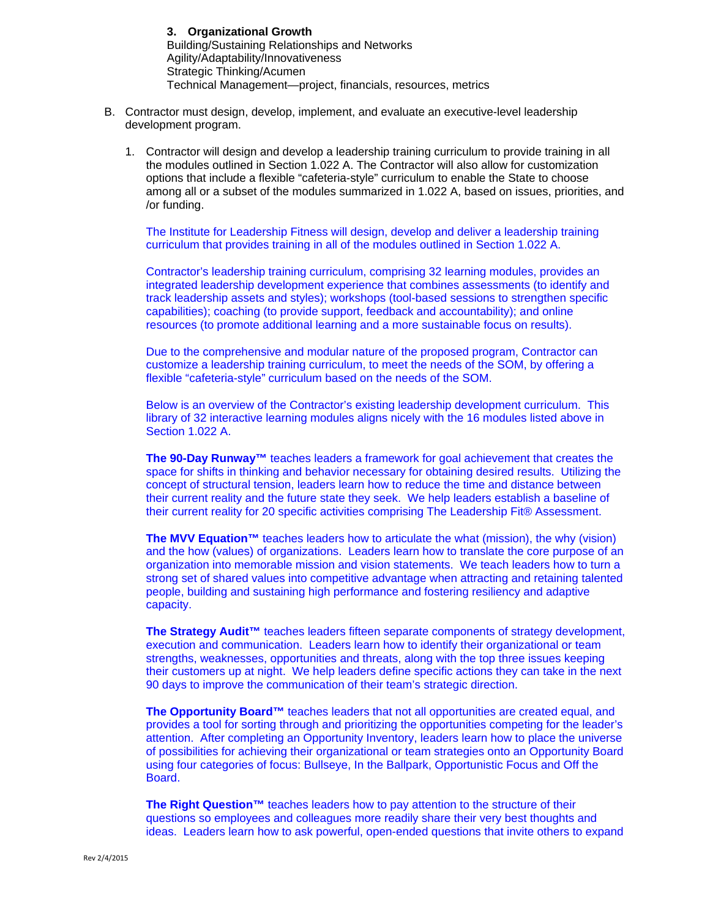3. **Organizational Growth**
   Building/Sustaining Relationships and Networks
   Agility/Adaptability/Innovativeness
   Strategic Thinking/Acumen
   Technical Management—project, financials, resources, metrics

B. Contractor must design, develop, implement, and evaluate an executive-level leadership development program.

1. Contractor will design and develop a leadership training curriculum to provide training in all the modules outlined in Section 1.022 A. The Contractor will also allow for customization options that include a flexible “cafeteria-style” curriculum to enable the State to choose among all or a subset of the modules summarized in 1.022 A, based on issues, priorities, and /or funding.

   The Institute for Leadership Fitness will design, develop and deliver a leadership training curriculum that provides training in all of the modules outlined in Section 1.022 A.

   Contractor’s leadership training curriculum, comprising 32 learning modules, provides an integrated leadership development experience that combines assessments (to identify and track leadership assets and styles); workshops (tool-based sessions to strengthen specific capabilities); coaching (to provide support, feedback and accountability); and online resources (to promote additional learning and a more sustainable focus on results).

   Due to the comprehensive and modular nature of the proposed program, Contractor can customize a leadership training curriculum, to meet the needs of the SOM, by offering a flexible “cafeteria-style” curriculum based on the needs of the SOM.

   Below is an overview of the Contractor’s existing leadership development curriculum. This library of 32 interactive learning modules aligns nicely with the 16 modules listed above in Section 1.022 A.

   **The 90-Day Runway™** teaches leaders a framework for goal achievement that creates the space for shifts in thinking and behavior necessary for obtaining desired results. Utilizing the concept of structural tension, leaders learn how to reduce the time and distance between their current reality and the future state they seek. We help leaders establish a baseline of their current reality for 20 specific activities comprising The Leadership Fit® Assessment.

   **The MVV Equation™** teaches leaders how to articulate the what (mission), the why (vision) and the how (values) of organizations. Leaders learn how to translate the core purpose of an organization into memorable mission and vision statements. We teach leaders how to turn a strong set of shared values into competitive advantage when attracting and retaining talented people, building and sustaining high performance and fostering resiliency and adaptive capacity.

   **The Strategy Audit™** teaches leaders fifteen separate components of strategy development, execution and communication. Leaders learn how to identify their organizational or team strengths, weaknesses, opportunities and threats, along with the top three issues keeping their customers up at night. We help leaders define specific actions they can take in the next 90 days to improve the communication of their team’s strategic direction.

   **The Opportunity Board™** teaches leaders that not all opportunities are created equal, and provides a tool for sorting through and prioritizing the opportunities competing for the leader’s attention. After completing an Opportunity Inventory, leaders learn how to place the universe of possibilities for achieving their organizational or team strategies onto an Opportunity Board using four categories of focus: Bullseye, In the Ballpark, Opportunistic Focus and Off the Board.

   **The Right Question™** teaches leaders how to pay attention to the structure of their questions so employees and colleagues more readily share their very best thoughts and ideas. Leaders learn how to ask powerful, open-ended questions that invite others to expand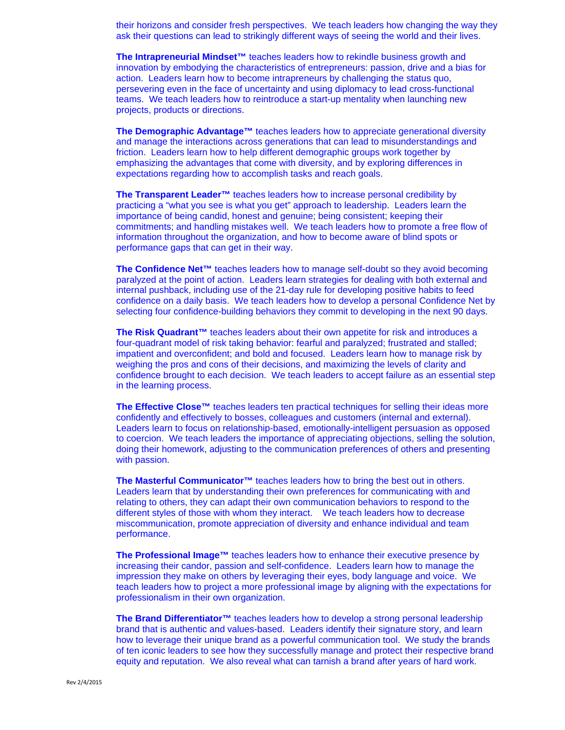their horizons and consider fresh perspectives. We teach leaders how changing the way they ask their questions can lead to strikingly different ways of seeing the world and their lives.

**The Intrapreneurial Mindset™** teaches leaders how to rekindle business growth and innovation by embodying the characteristics of entrepreneurs: passion, drive and a bias for action. Leaders learn how to become intrapreneurs by challenging the status quo, persevering even in the face of uncertainty and using diplomacy to lead cross-functional teams. We teach leaders how to reintroduce a start-up mentality when launching new projects, products or directions.

**The Demographic Advantage™** teaches leaders how to appreciate generational diversity and manage the interactions across generations that can lead to misunderstandings and friction. Leaders learn how to help different demographic groups work together by emphasizing the advantages that come with diversity, and by exploring differences in expectations regarding how to accomplish tasks and reach goals.

**The Transparent Leader™** teaches leaders how to increase personal credibility by practicing a "what you see is what you get" approach to leadership. Leaders learn the importance of being candid, honest and genuine; being consistent; keeping their commitments; and handling mistakes well. We teach leaders how to promote a free flow of information throughout the organization, and how to become aware of blind spots or performance gaps that can get in their way.

**The Confidence Net™** teaches leaders how to manage self-doubt so they avoid becoming paralyzed at the point of action. Leaders learn strategies for dealing with both external and internal pushback, including use of the 21-day rule for developing positive habits to feed confidence on a daily basis. We teach leaders how to develop a personal Confidence Net by selecting four confidence-building behaviors they commit to developing in the next 90 days.

**The Risk Quadrant™** teaches leaders about their own appetite for risk and introduces a four-quadrant model of risk taking behavior: fearful and paralyzed; frustrated and stalled; impatient and overconfident; and bold and focused. Leaders learn how to manage risk by weighing the pros and cons of their decisions, and maximizing the levels of clarity and confidence brought to each decision. We teach leaders to accept failure as an essential step in the learning process.

**The Effective Close™** teaches leaders ten practical techniques for selling their ideas more confidently and effectively to bosses, colleagues and customers (internal and external). Leaders learn to focus on relationship-based, emotionally-intelligent persuasion as opposed to coercion. We teach leaders the importance of appreciating objections, selling the solution, doing their homework, adjusting to the communication preferences of others and presenting with passion.

**The Masterful Communicator™** teaches leaders how to bring the best out in others. Leaders learn that by understanding their own preferences for communicating with and relating to others, they can adapt their own communication behaviors to respond to the different styles of those with whom they interact. We teach leaders how to decrease miscommunication, promote appreciation of diversity and enhance individual and team performance.

**The Professional Image™** teaches leaders how to enhance their executive presence by increasing their candor, passion and self-confidence. Leaders learn how to manage the impression they make on others by leveraging their eyes, body language and voice. We teach leaders how to project a more professional image by aligning with the expectations for professionalism in their own organization.

**The Brand Differentiator™** teaches leaders how to develop a strong personal leadership brand that is authentic and values-based. Leaders identify their signature story, and learn how to leverage their unique brand as a powerful communication tool. We study the brands of ten iconic leaders to see how they successfully manage and protect their respective brand equity and reputation. We also reveal what can tarnish a brand after years of hard work.

Rev 2/4/2015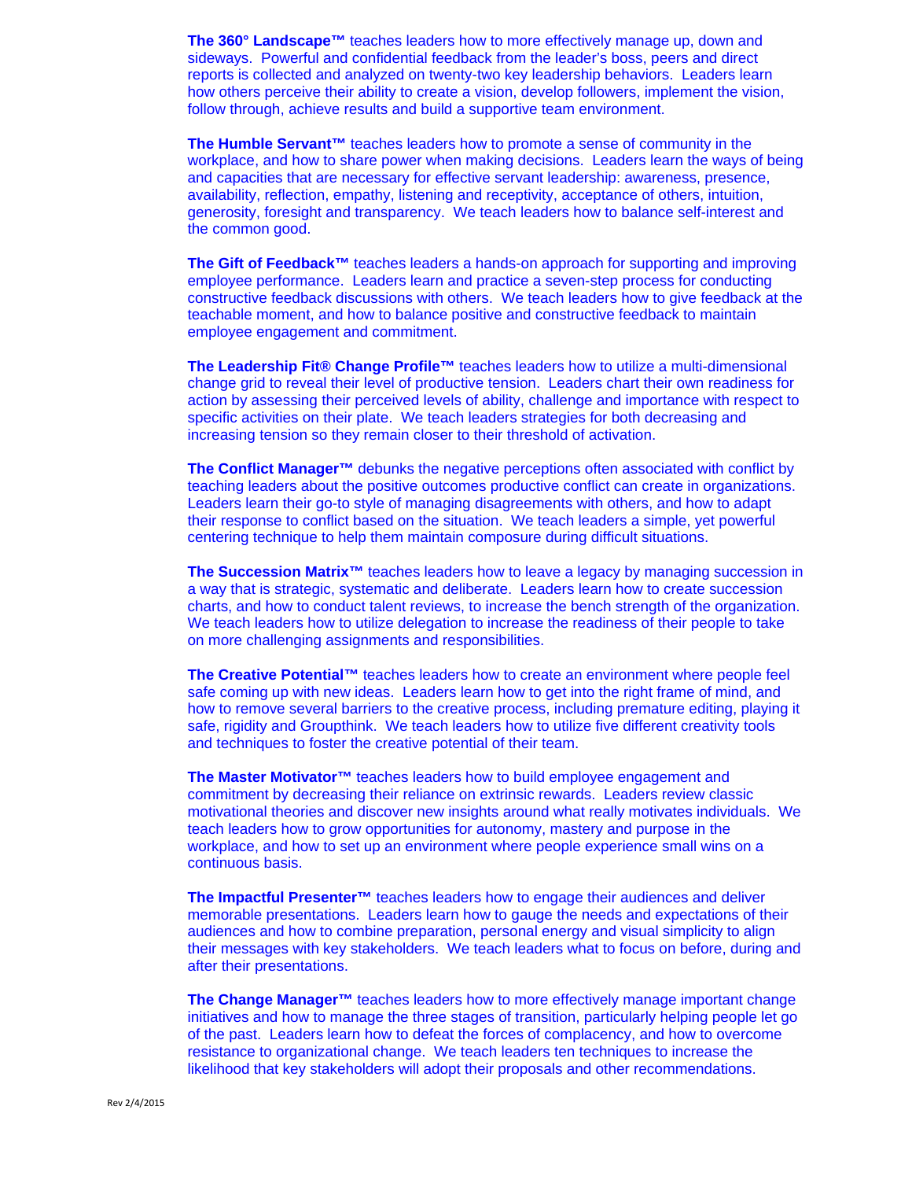**The 360° Landscape™** teaches leaders how to more effectively manage up, down and sideways. Powerful and confidential feedback from the leader's boss, peers and direct reports is collected and analyzed on twenty-two key leadership behaviors. Leaders learn how others perceive their ability to create a vision, develop followers, implement the vision, follow through, achieve results and build a supportive team environment.

**The Humble Servant™** teaches leaders how to promote a sense of community in the workplace, and how to share power when making decisions. Leaders learn the ways of being and capacities that are necessary for effective servant leadership: awareness, presence, availability, reflection, empathy, listening and receptivity, acceptance of others, intuition, generosity, foresight and transparency. We teach leaders how to balance self-interest and the common good.

**The Gift of Feedback™** teaches leaders a hands-on approach for supporting and improving employee performance. Leaders learn and practice a seven-step process for conducting constructive feedback discussions with others. We teach leaders how to give feedback at the teachable moment, and how to balance positive and constructive feedback to maintain employee engagement and commitment.

**The Leadership Fit® Change Profile™** teaches leaders how to utilize a multi-dimensional change grid to reveal their level of productive tension. Leaders chart their own readiness for action by assessing their perceived levels of ability, challenge and importance with respect to specific activities on their plate. We teach leaders strategies for both decreasing and increasing tension so they remain closer to their threshold of activation.

**The Conflict Manager™** debunks the negative perceptions often associated with conflict by teaching leaders about the positive outcomes productive conflict can create in organizations. Leaders learn their go-to style of managing disagreements with others, and how to adapt their response to conflict based on the situation. We teach leaders a simple, yet powerful centering technique to help them maintain composure during difficult situations.

**The Succession Matrix™** teaches leaders how to leave a legacy by managing succession in a way that is strategic, systematic and deliberate. Leaders learn how to create succession charts, and how to conduct talent reviews, to increase the bench strength of the organization. We teach leaders how to utilize delegation to increase the readiness of their people to take on more challenging assignments and responsibilities.

**The Creative Potential™** teaches leaders how to create an environment where people feel safe coming up with new ideas. Leaders learn how to get into the right frame of mind, and how to remove several barriers to the creative process, including premature editing, playing it safe, rigidity and Groupthink. We teach leaders how to utilize five different creativity tools and techniques to foster the creative potential of their team.

**The Master Motivator™** teaches leaders how to build employee engagement and commitment by decreasing their reliance on extrinsic rewards. Leaders review classic motivational theories and discover new insights around what really motivates individuals. We teach leaders how to grow opportunities for autonomy, mastery and purpose in the workplace, and how to set up an environment where people experience small wins on a continuous basis.

**The Impactful Presenter™** teaches leaders how to engage their audiences and deliver memorable presentations. Leaders learn how to gauge the needs and expectations of their audiences and how to combine preparation, personal energy and visual simplicity to align their messages with key stakeholders. We teach leaders what to focus on before, during and after their presentations.

**The Change Manager™** teaches leaders how to more effectively manage important change initiatives and how to manage the three stages of transition, particularly helping people let go of the past. Leaders learn how to defeat the forces of complacency, and how to overcome resistance to organizational change. We teach leaders ten techniques to increase the likelihood that key stakeholders will adopt their proposals and other recommendations.

Rev 2/4/2015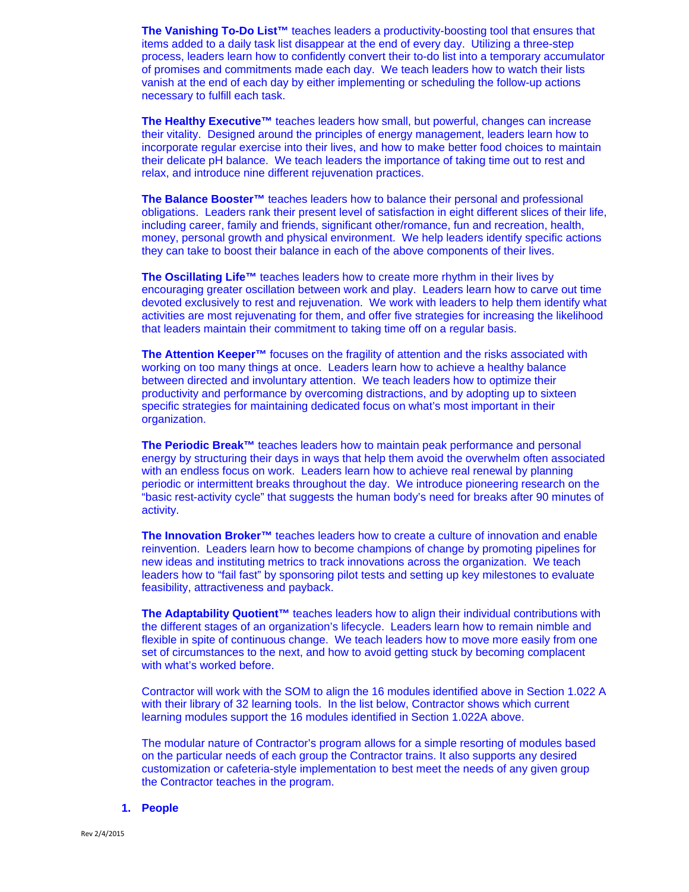**The Vanishing To-Do List™** teaches leaders a productivity-boosting tool that ensures that items added to a daily task list disappear at the end of every day. Utilizing a three-step process, leaders learn how to confidently convert their to-do list into a temporary accumulator of promises and commitments made each day. We teach leaders how to watch their lists vanish at the end of each day by either implementing or scheduling the follow-up actions necessary to fulfill each task.

**The Healthy Executive™** teaches leaders how small, but powerful, changes can increase their vitality. Designed around the principles of energy management, leaders learn how to incorporate regular exercise into their lives, and how to make better food choices to maintain their delicate pH balance. We teach leaders the importance of taking time out to rest and relax, and introduce nine different rejuvenation practices.

**The Balance Booster™** teaches leaders how to balance their personal and professional obligations. Leaders rank their present level of satisfaction in eight different slices of their life, including career, family and friends, significant other/romance, fun and recreation, health, money, personal growth and physical environment. We help leaders identify specific actions they can take to boost their balance in each of the above components of their lives.

**The Oscillating Life™** teaches leaders how to create more rhythm in their lives by encouraging greater oscillation between work and play. Leaders learn how to carve out time devoted exclusively to rest and rejuvenation. We work with leaders to help them identify what activities are most rejuvenating for them, and offer five strategies for increasing the likelihood that leaders maintain their commitment to taking time off on a regular basis.

**The Attention Keeper™** focuses on the fragility of attention and the risks associated with working on too many things at once. Leaders learn how to achieve a healthy balance between directed and involuntary attention. We teach leaders how to optimize their productivity and performance by overcoming distractions, and by adopting up to sixteen specific strategies for maintaining dedicated focus on what's most important in their organization.

**The Periodic Break™** teaches leaders how to maintain peak performance and personal energy by structuring their days in ways that help them avoid the overwhelm often associated with an endless focus on work. Leaders learn how to achieve real renewal by planning periodic or intermittent breaks throughout the day. We introduce pioneering research on the "basic rest-activity cycle" that suggests the human body's need for breaks after 90 minutes of activity.

**The Innovation Broker™** teaches leaders how to create a culture of innovation and enable reinvention. Leaders learn how to become champions of change by promoting pipelines for new ideas and instituting metrics to track innovations across the organization. We teach leaders how to "fail fast" by sponsoring pilot tests and setting up key milestones to evaluate feasibility, attractiveness and payback.

**The Adaptability Quotient™** teaches leaders how to align their individual contributions with the different stages of an organization's lifecycle. Leaders learn how to remain nimble and flexible in spite of continuous change. We teach leaders how to move more easily from one set of circumstances to the next, and how to avoid getting stuck by becoming complacent with what's worked before.

Contractor will work with the SOM to align the 16 modules identified above in Section 1.022 A with their library of 32 learning tools. In the list below, Contractor shows which current learning modules support the 16 modules identified in Section 1.022A above.

The modular nature of Contractor's program allows for a simple resorting of modules based on the particular needs of each group the Contractor trains. It also supports any desired customization or cafeteria-style implementation to best meet the needs of any given group the Contractor teaches in the program.

1. **People**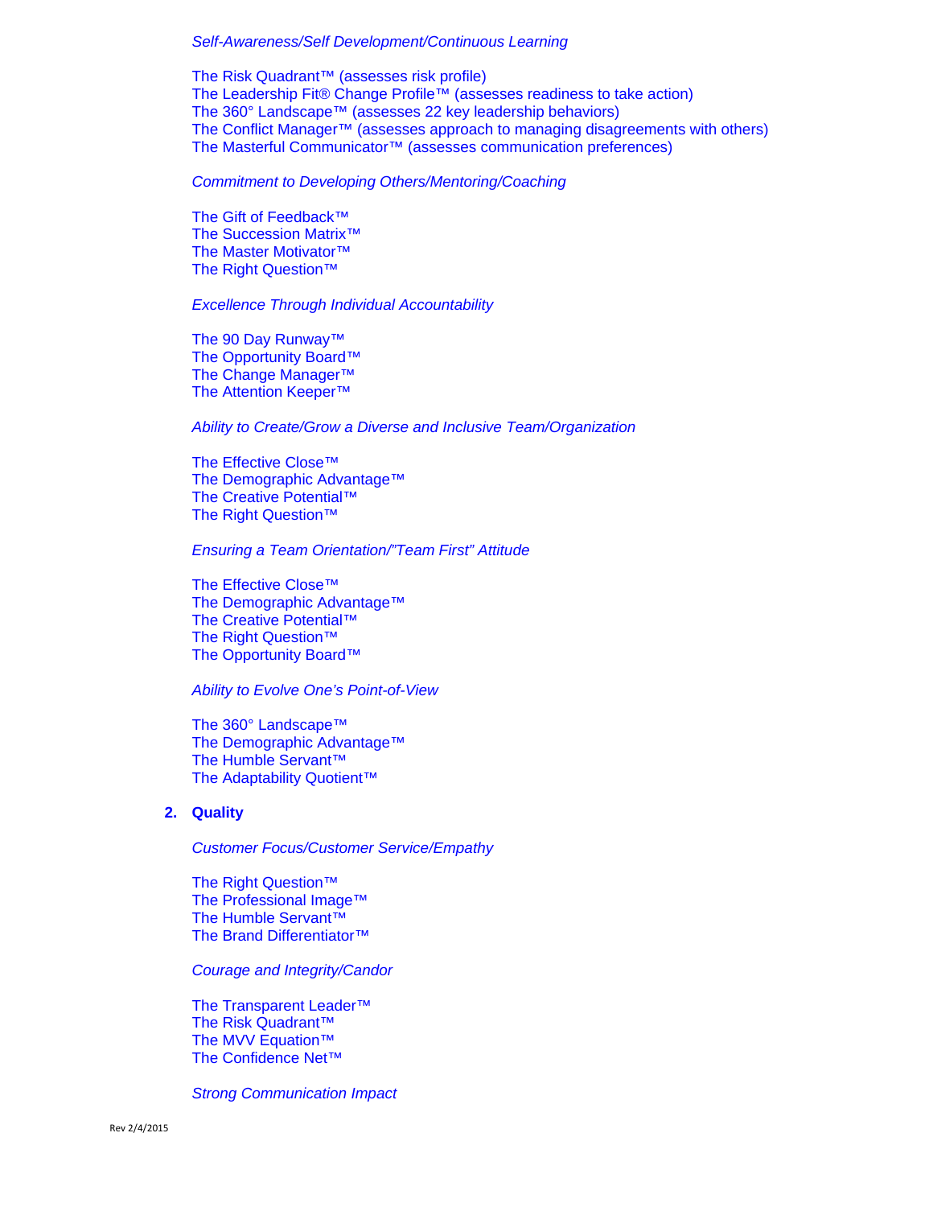*Self-Awareness/Self Development/Continuous Learning*

The Risk Quadrant™ (assesses risk profile)
The Leadership Fit® Change Profile™ (assesses readiness to take action)
The 360° Landscape™ (assesses 22 key leadership behaviors)
The Conflict Manager™ (assesses approach to managing disagreements with others)
The Masterful Communicator™ (assesses communication preferences)

*Commitment to Developing Others/Mentoring/Coaching*

The Gift of Feedback™
The Succession Matrix™
The Master Motivator™
The Right Question™

*Excellence Through Individual Accountability*

The 90 Day Runway™
The Opportunity Board™
The Change Manager™
The Attention Keeper™

*Ability to Create/Grow a Diverse and Inclusive Team/Organization*

The Effective Close™
The Demographic Advantage™
The Creative Potential™
The Right Question™

*Ensuring a Team Orientation/"Team First" Attitude*

The Effective Close™
The Demographic Advantage™
The Creative Potential™
The Right Question™
The Opportunity Board™

*Ability to Evolve One's Point-of-View*

The 360° Landscape™
The Demographic Advantage™
The Humble Servant™
The Adaptability Quotient™

**2. Quality**

*Customer Focus/Customer Service/Empathy*

The Right Question™
The Professional Image™
The Humble Servant™
The Brand Differentiator™

*Courage and Integrity/Candor*

The Transparent Leader™
The Risk Quadrant™
The MVV Equation™
The Confidence Net™

*Strong Communication Impact*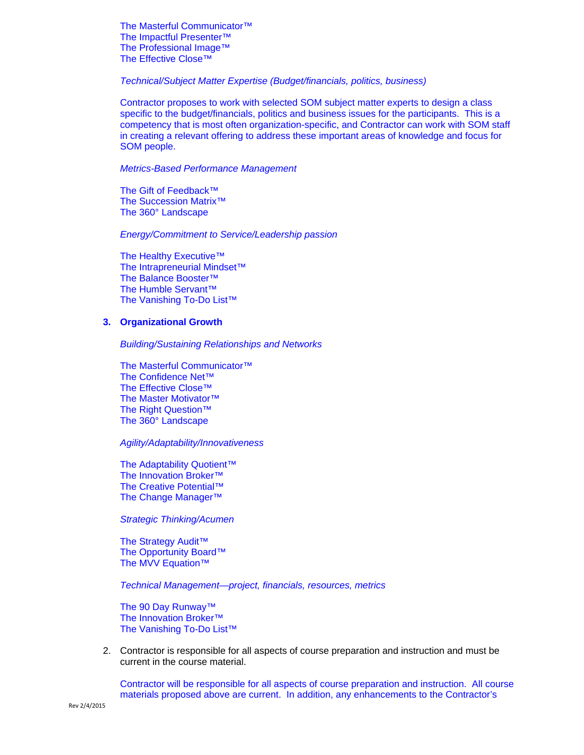The Masterful Communicator™
The Impactful Presenter™
The Professional Image™
The Effective Close™

*Technical/Subject Matter Expertise (Budget/financials, politics, business)*

Contractor proposes to work with selected SOM subject matter experts to design a class specific to the budget/financials, politics and business issues for the participants. This is a competency that is most often organization-specific, and Contractor can work with SOM staff in creating a relevant offering to address these important areas of knowledge and focus for SOM people.

*Metrics-Based Performance Management*

The Gift of Feedback™
The Succession Matrix™
The 360° Landscape

*Energy/Commitment to Service/Leadership passion*

The Healthy Executive™
The Intrapreneurial Mindset™
The Balance Booster™
The Humble Servant™
The Vanishing To-Do List™

**3. Organizational Growth**

*Building/Sustaining Relationships and Networks*

The Masterful Communicator™
The Confidence Net™
The Effective Close™
The Master Motivator™
The Right Question™
The 360° Landscape

*Agility/Adaptability/Innovativeness*

The Adaptability Quotient™
The Innovation Broker™
The Creative Potential™
The Change Manager™

*Strategic Thinking/Acumen*

The Strategy Audit™
The Opportunity Board™
The MVV Equation™

*Technical Management—project, financials, resources, metrics*

The 90 Day Runway™
The Innovation Broker™
The Vanishing To-Do List™

2. Contractor is responsible for all aspects of course preparation and instruction and must be current in the course material.

   Contractor will be responsible for all aspects of course preparation and instruction. All course materials proposed above are current. In addition, any enhancements to the Contractor's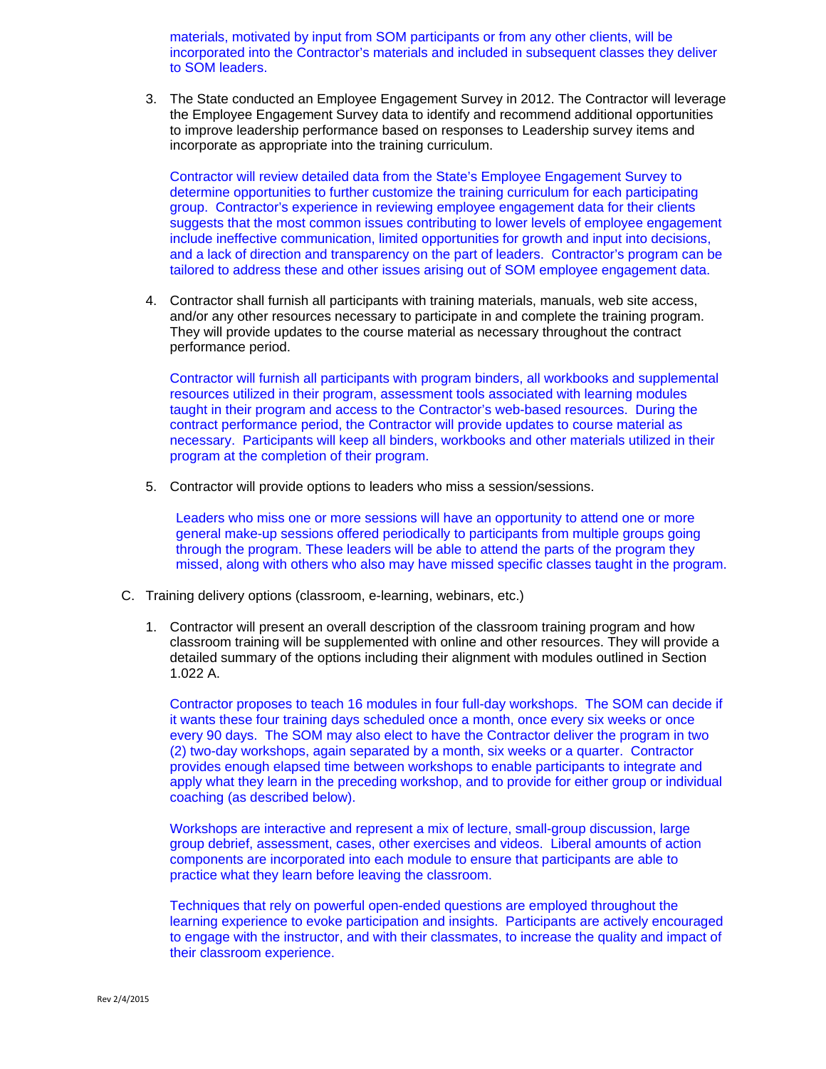materials, motivated by input from SOM participants or from any other clients, will be incorporated into the Contractor's materials and included in subsequent classes they deliver to SOM leaders.

3. The State conducted an Employee Engagement Survey in 2012. The Contractor will leverage the Employee Engagement Survey data to identify and recommend additional opportunities to improve leadership performance based on responses to Leadership survey items and incorporate as appropriate into the training curriculum.

   Contractor will review detailed data from the State's Employee Engagement Survey to determine opportunities to further customize the training curriculum for each participating group. Contractor's experience in reviewing employee engagement data for their clients suggests that the most common issues contributing to lower levels of employee engagement include ineffective communication, limited opportunities for growth and input into decisions, and a lack of direction and transparency on the part of leaders. Contractor's program can be tailored to address these and other issues arising out of SOM employee engagement data.

4. Contractor shall furnish all participants with training materials, manuals, web site access, and/or any other resources necessary to participate in and complete the training program. They will provide updates to the course material as necessary throughout the contract performance period.

   Contractor will furnish all participants with program binders, all workbooks and supplemental resources utilized in their program, assessment tools associated with learning modules taught in their program and access to the Contractor's web-based resources. During the contract performance period, the Contractor will provide updates to course material as necessary. Participants will keep all binders, workbooks and other materials utilized in their program at the completion of their program.

5. Contractor will provide options to leaders who miss a session/sessions.

   Leaders who miss one or more sessions will have an opportunity to attend one or more general make-up sessions offered periodically to participants from multiple groups going through the program. These leaders will be able to attend the parts of the program they missed, along with others who also may have missed specific classes taught in the program.

C. Training delivery options (classroom, e-learning, webinars, etc.)

1. Contractor will present an overall description of the classroom training program and how classroom training will be supplemented with online and other resources. They will provide a detailed summary of the options including their alignment with modules outlined in Section 1.022 A.

   Contractor proposes to teach 16 modules in four full-day workshops. The SOM can decide if it wants these four training days scheduled once a month, once every six weeks or once every 90 days. The SOM may also elect to have the Contractor deliver the program in two (2) two-day workshops, again separated by a month, six weeks or a quarter. Contractor provides enough elapsed time between workshops to enable participants to integrate and apply what they learn in the preceding workshop, and to provide for either group or individual coaching (as described below).

   Workshops are interactive and represent a mix of lecture, small-group discussion, large group debrief, assessment, cases, other exercises and videos. Liberal amounts of action components are incorporated into each module to ensure that participants are able to practice what they learn before leaving the classroom.

   Techniques that rely on powerful open-ended questions are employed throughout the learning experience to evoke participation and insights. Participants are actively encouraged to engage with the instructor, and with their classmates, to increase the quality and impact of their classroom experience.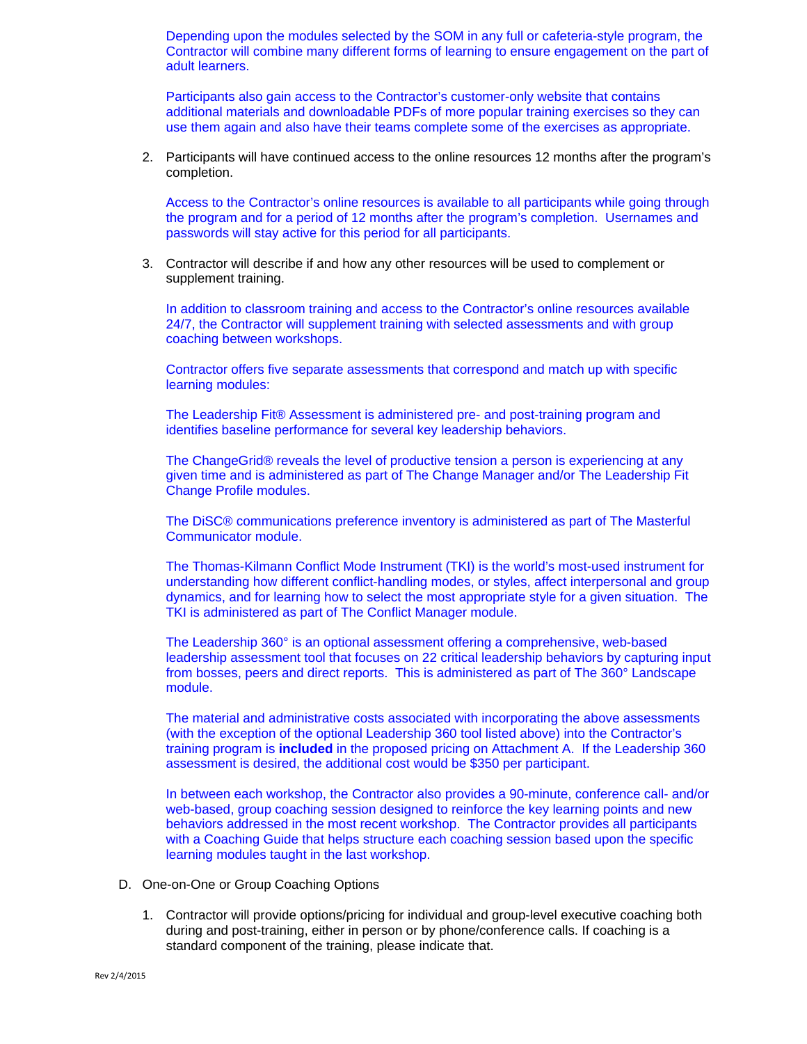Depending upon the modules selected by the SOM in any full or cafeteria-style program, the Contractor will combine many different forms of learning to ensure engagement on the part of adult learners.

Participants also gain access to the Contractor's customer-only website that contains additional materials and downloadable PDFs of more popular training exercises so they can use them again and also have their teams complete some of the exercises as appropriate.

2. Participants will have continued access to the online resources 12 months after the program's completion.

   Access to the Contractor's online resources is available to all participants while going through the program and for a period of 12 months after the program's completion. Usernames and passwords will stay active for this period for all participants.

3. Contractor will describe if and how any other resources will be used to complement or supplement training.

   In addition to classroom training and access to the Contractor's online resources available 24/7, the Contractor will supplement training with selected assessments and with group coaching between workshops.

   Contractor offers five separate assessments that correspond and match up with specific learning modules:

   The Leadership Fit® Assessment is administered pre- and post-training program and identifies baseline performance for several key leadership behaviors.

   The ChangeGrid® reveals the level of productive tension a person is experiencing at any given time and is administered as part of The Change Manager and/or The Leadership Fit Change Profile modules.

   The DiSC® communications preference inventory is administered as part of The Masterful Communicator module.

   The Thomas-Kilmann Conflict Mode Instrument (TKI) is the world's most-used instrument for understanding how different conflict-handling modes, or styles, affect interpersonal and group dynamics, and for learning how to select the most appropriate style for a given situation. The TKI is administered as part of The Conflict Manager module.

   The Leadership 360° is an optional assessment offering a comprehensive, web-based leadership assessment tool that focuses on 22 critical leadership behaviors by capturing input from bosses, peers and direct reports. This is administered as part of The 360° Landscape module.

   The material and administrative costs associated with incorporating the above assessments (with the exception of the optional Leadership 360 tool listed above) into the Contractor's training program is **included** in the proposed pricing on Attachment A. If the Leadership 360 assessment is desired, the additional cost would be $350 per participant.

   In between each workshop, the Contractor also provides a 90-minute, conference call- and/or web-based, group coaching session designed to reinforce the key learning points and new behaviors addressed in the most recent workshop. The Contractor provides all participants with a Coaching Guide that helps structure each coaching session based upon the specific learning modules taught in the last workshop.

D. One-on-One or Group Coaching Options

1. Contractor will provide options/pricing for individual and group-level executive coaching both during and post-training, either in person or by phone/conference calls. If coaching is a standard component of the training, please indicate that.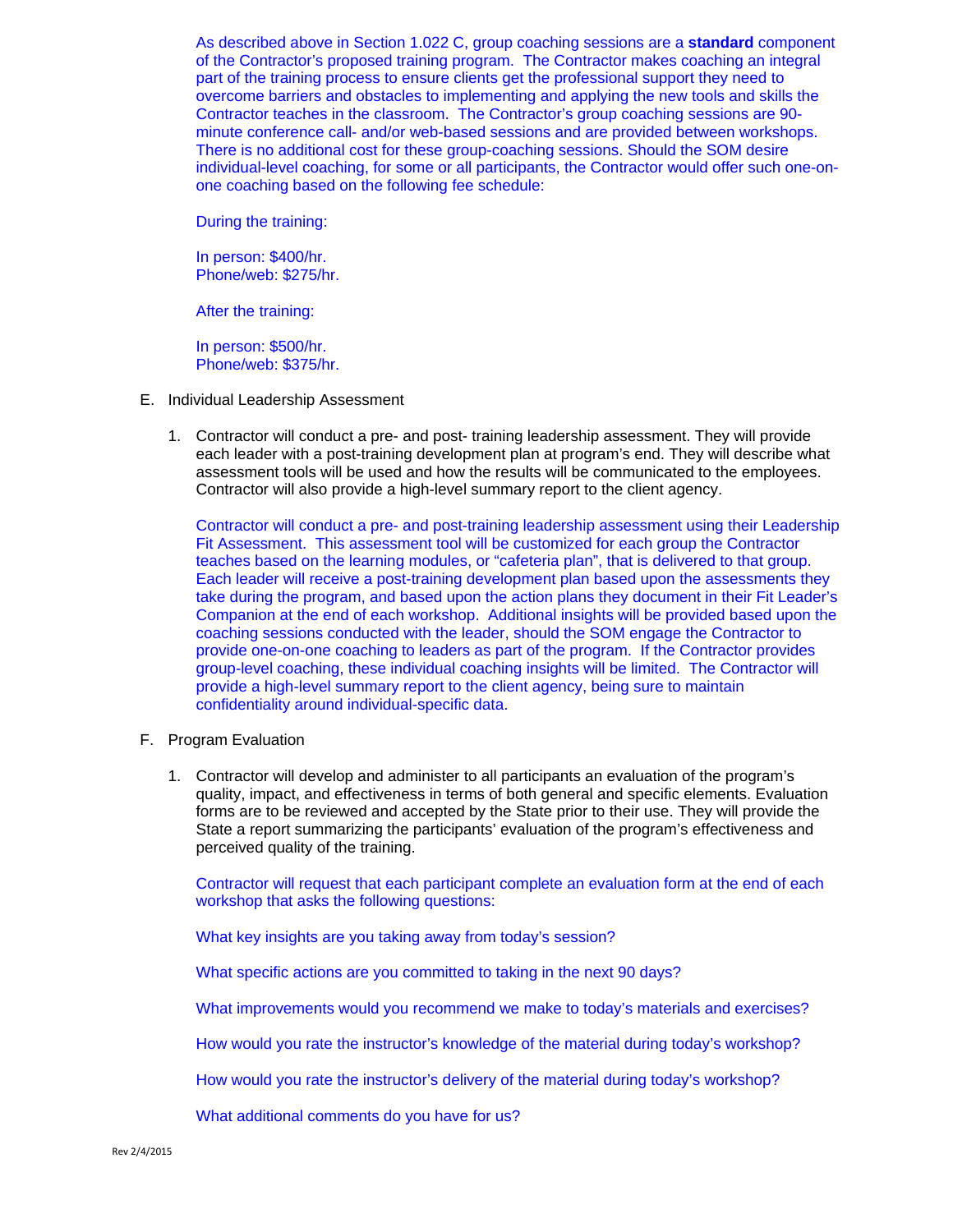As described above in Section 1.022 C, group coaching sessions are a **standard** component of the Contractor's proposed training program. The Contractor makes coaching an integral part of the training process to ensure clients get the professional support they need to overcome barriers and obstacles to implementing and applying the new tools and skills the Contractor teaches in the classroom. The Contractor's group coaching sessions are 90-minute conference call- and/or web-based sessions and are provided between workshops. There is no additional cost for these group-coaching sessions. Should the SOM desire individual-level coaching, for some or all participants, the Contractor would offer such one-on-one coaching based on the following fee schedule:

During the training:

In person: $400/hr.
Phone/web: $275/hr.

After the training:

In person: $500/hr.
Phone/web: $375/hr.

E. Individual Leadership Assessment

1. Contractor will conduct a pre- and post- training leadership assessment. They will provide each leader with a post-training development plan at program's end. They will describe what assessment tools will be used and how the results will be communicated to the employees. Contractor will also provide a high-level summary report to the client agency.

   Contractor will conduct a pre- and post-training leadership assessment using their Leadership Fit Assessment. This assessment tool will be customized for each group the Contractor teaches based on the learning modules, or "cafeteria plan", that is delivered to that group. Each leader will receive a post-training development plan based upon the assessments they take during the program, and based upon the action plans they document in their Fit Leader's Companion at the end of each workshop. Additional insights will be provided based upon the coaching sessions conducted with the leader, should the SOM engage the Contractor to provide one-on-one coaching to leaders as part of the program. If the Contractor provides group-level coaching, these individual coaching insights will be limited. The Contractor will provide a high-level summary report to the client agency, being sure to maintain confidentiality around individual-specific data.

F. Program Evaluation

1. Contractor will develop and administer to all participants an evaluation of the program's quality, impact, and effectiveness in terms of both general and specific elements. Evaluation forms are to be reviewed and accepted by the State prior to their use. They will provide the State a report summarizing the participants' evaluation of the program's effectiveness and perceived quality of the training.

   Contractor will request that each participant complete an evaluation form at the end of each workshop that asks the following questions:

   What key insights are you taking away from today's session?

   What specific actions are you committed to taking in the next 90 days?

   What improvements would you recommend we make to today's materials and exercises?

   How would you rate the instructor's knowledge of the material during today's workshop?

   How would you rate the instructor's delivery of the material during today's workshop?

   What additional comments do you have for us?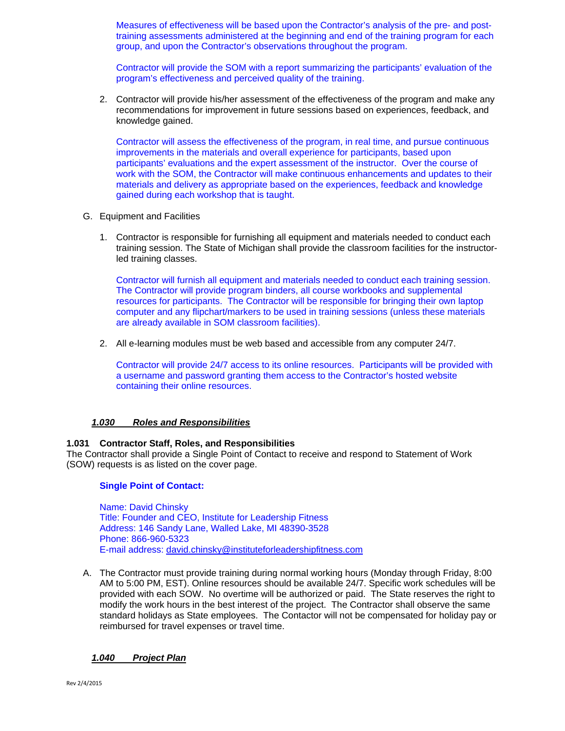Measures of effectiveness will be based upon the Contractor's analysis of the pre- and post-training assessments administered at the beginning and end of the training program for each group, and upon the Contractor's observations throughout the program.

Contractor will provide the SOM with a report summarizing the participants' evaluation of the program's effectiveness and perceived quality of the training.

2. Contractor will provide his/her assessment of the effectiveness of the program and make any recommendations for improvement in future sessions based on experiences, feedback, and knowledge gained.

   Contractor will assess the effectiveness of the program, in real time, and pursue continuous improvements in the materials and overall experience for participants, based upon participants' evaluations and the expert assessment of the instructor. Over the course of work with the SOM, the Contractor will make continuous enhancements and updates to their materials and delivery as appropriate based on the experiences, feedback and knowledge gained during each workshop that is taught.

G. Equipment and Facilities

1. Contractor is responsible for furnishing all equipment and materials needed to conduct each training session. The State of Michigan shall provide the classroom facilities for the instructor-led training classes.

   Contractor will furnish all equipment and materials needed to conduct each training session. The Contractor will provide program binders, all course workbooks and supplemental resources for participants. The Contractor will be responsible for bringing their own laptop computer and any flipchart/markers to be used in training sessions (unless these materials are already available in SOM classroom facilities).

2. All e-learning modules must be web based and accessible from any computer 24/7.

   Contractor will provide 24/7 access to its online resources. Participants will be provided with a username and password granting them access to the Contractor's hosted website containing their online resources.

### *1.030 Roles and Responsibilities*

#### 1.031 Contractor Staff, Roles, and Responsibilities

The Contractor shall provide a Single Point of Contact to receive and respond to Statement of Work (SOW) requests is as listed on the cover page.

**Single Point of Contact:**

Name: David Chinsky
Title: Founder and CEO, Institute for Leadership Fitness
Address: 146 Sandy Lane, Walled Lake, MI 48390-3528
Phone: 866-960-5323
E-mail address: david.chinsky@instituteforleadershipfitness.com

A. The Contractor must provide training during normal working hours (Monday through Friday, 8:00 AM to 5:00 PM, EST). Online resources should be available 24/7. Specific work schedules will be provided with each SOW. No overtime will be authorized or paid. The State reserves the right to modify the work hours in the best interest of the project. The Contractor shall observe the same standard holidays as State employees. The Contactor will not be compensated for holiday pay or reimbursed for travel expenses or travel time.

### *1.040 Project Plan*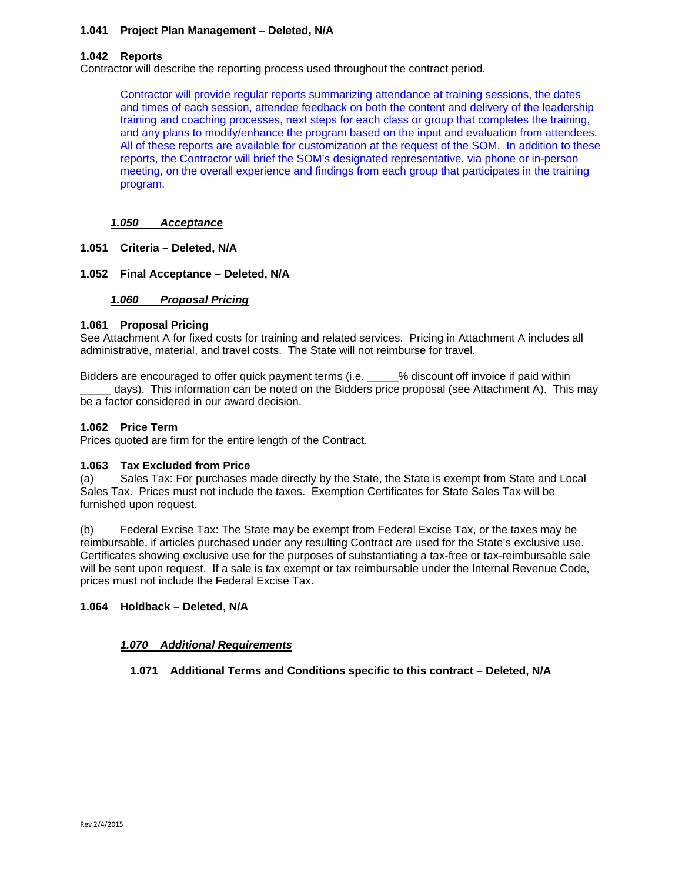**1.041 Project Plan Management – Deleted, N/A**

**1.042 Reports**
Contractor will describe the reporting process used throughout the contract period.

> Contractor will provide regular reports summarizing attendance at training sessions, the dates and times of each session, attendee feedback on both the content and delivery of the leadership training and coaching processes, next steps for each class or group that completes the training, and any plans to modify/enhance the program based on the input and evaluation from attendees. All of these reports are available for customization at the request of the SOM. In addition to these reports, the Contractor will brief the SOM's designated representative, via phone or in-person meeting, on the overall experience and findings from each group that participates in the training program.

***1.050 Acceptance***

**1.051 Criteria – Deleted, N/A**

**1.052 Final Acceptance – Deleted, N/A**

***1.060 Proposal Pricing***

**1.061 Proposal Pricing**
See Attachment A for fixed costs for training and related services. Pricing in Attachment A includes all administrative, material, and travel costs. The State will not reimburse for travel.

Bidders are encouraged to offer quick payment terms (i.e. _____% discount off invoice if paid within _____ days). This information can be noted on the Bidders price proposal (see Attachment A). This may be a factor considered in our award decision.

**1.062 Price Term**
Prices quoted are firm for the entire length of the Contract.

**1.063 Tax Excluded from Price**
(a) Sales Tax: For purchases made directly by the State, the State is exempt from State and Local Sales Tax. Prices must not include the taxes. Exemption Certificates for State Sales Tax will be furnished upon request.

(b) Federal Excise Tax: The State may be exempt from Federal Excise Tax, or the taxes may be reimbursable, if articles purchased under any resulting Contract are used for the State's exclusive use. Certificates showing exclusive use for the purposes of substantiating a tax-free or tax-reimbursable sale will be sent upon request. If a sale is tax exempt or tax reimbursable under the Internal Revenue Code, prices must not include the Federal Excise Tax.

**1.064 Holdback – Deleted, N/A**

***1.070 Additional Requirements***

**1.071 Additional Terms and Conditions specific to this contract – Deleted, N/A**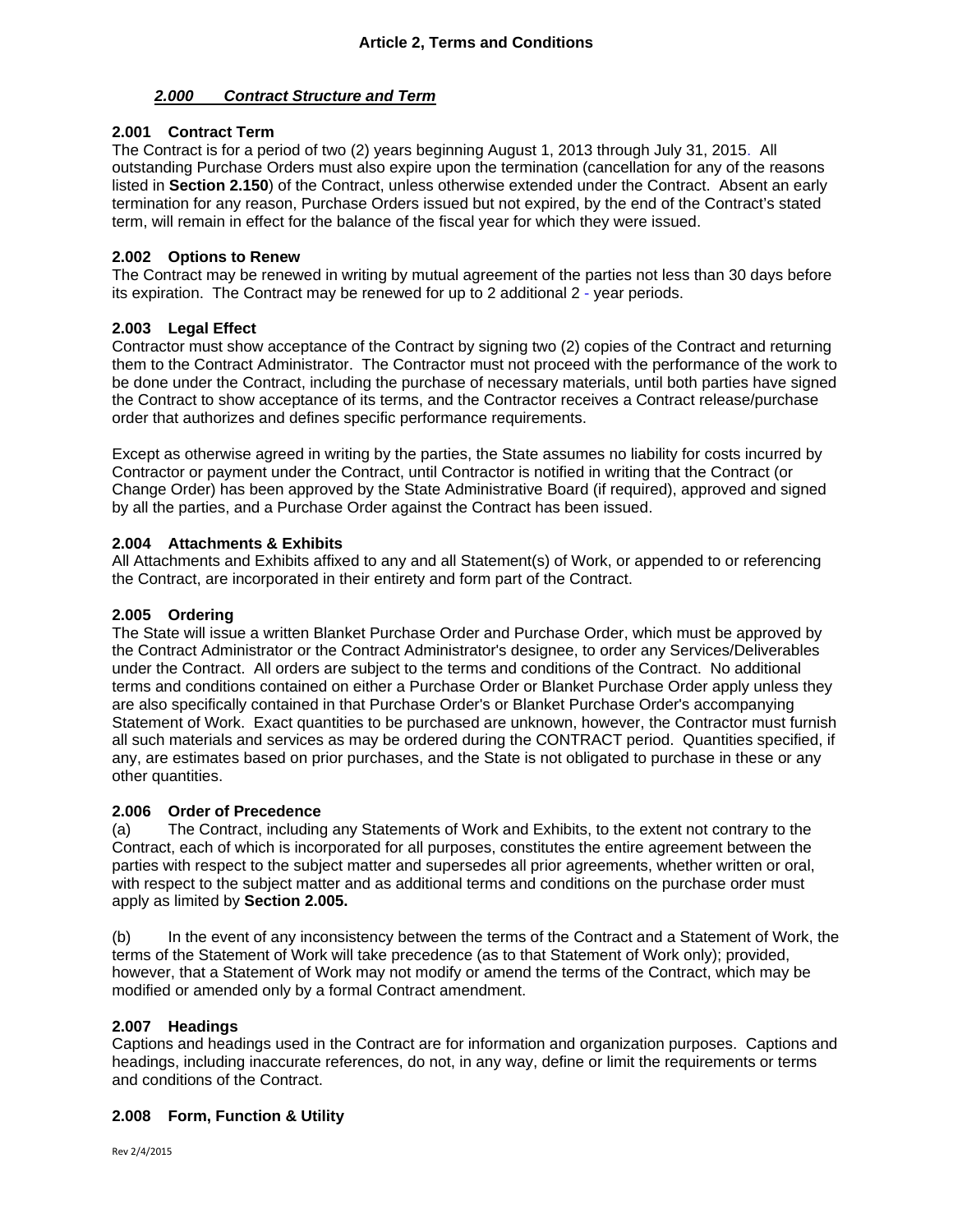# Article 2, Terms and Conditions

## *2.000 Contract Structure and Term*

### 2.001 Contract Term

The Contract is for a period of two (2) years beginning August 1, 2013 through July 31, 2015. All outstanding Purchase Orders must also expire upon the termination (cancellation for any of the reasons listed in **Section 2.150**) of the Contract, unless otherwise extended under the Contract. Absent an early termination for any reason, Purchase Orders issued but not expired, by the end of the Contract's stated term, will remain in effect for the balance of the fiscal year for which they were issued.

### 2.002 Options to Renew

The Contract may be renewed in writing by mutual agreement of the parties not less than 30 days before its expiration. The Contract may be renewed for up to 2 additional 2 - year periods.

### 2.003 Legal Effect

Contractor must show acceptance of the Contract by signing two (2) copies of the Contract and returning them to the Contract Administrator. The Contractor must not proceed with the performance of the work to be done under the Contract, including the purchase of necessary materials, until both parties have signed the Contract to show acceptance of its terms, and the Contractor receives a Contract release/purchase order that authorizes and defines specific performance requirements.

Except as otherwise agreed in writing by the parties, the State assumes no liability for costs incurred by Contractor or payment under the Contract, until Contractor is notified in writing that the Contract (or Change Order) has been approved by the State Administrative Board (if required), approved and signed by all the parties, and a Purchase Order against the Contract has been issued.

### 2.004 Attachments & Exhibits

All Attachments and Exhibits affixed to any and all Statement(s) of Work, or appended to or referencing the Contract, are incorporated in their entirety and form part of the Contract.

### 2.005 Ordering

The State will issue a written Blanket Purchase Order and Purchase Order, which must be approved by the Contract Administrator or the Contract Administrator's designee, to order any Services/Deliverables under the Contract. All orders are subject to the terms and conditions of the Contract. No additional terms and conditions contained on either a Purchase Order or Blanket Purchase Order apply unless they are also specifically contained in that Purchase Order's or Blanket Purchase Order's accompanying Statement of Work. Exact quantities to be purchased are unknown, however, the Contractor must furnish all such materials and services as may be ordered during the CONTRACT period. Quantities specified, if any, are estimates based on prior purchases, and the State is not obligated to purchase in these or any other quantities.

### 2.006 Order of Precedence

(a) The Contract, including any Statements of Work and Exhibits, to the extent not contrary to the Contract, each of which is incorporated for all purposes, constitutes the entire agreement between the parties with respect to the subject matter and supersedes all prior agreements, whether written or oral, with respect to the subject matter and as additional terms and conditions on the purchase order must apply as limited by **Section 2.005.**

(b) In the event of any inconsistency between the terms of the Contract and a Statement of Work, the terms of the Statement of Work will take precedence (as to that Statement of Work only); provided, however, that a Statement of Work may not modify or amend the terms of the Contract, which may be modified or amended only by a formal Contract amendment.

### 2.007 Headings

Captions and headings used in the Contract are for information and organization purposes. Captions and headings, including inaccurate references, do not, in any way, define or limit the requirements or terms and conditions of the Contract.

### 2.008 Form, Function & Utility

Rev 2/4/2015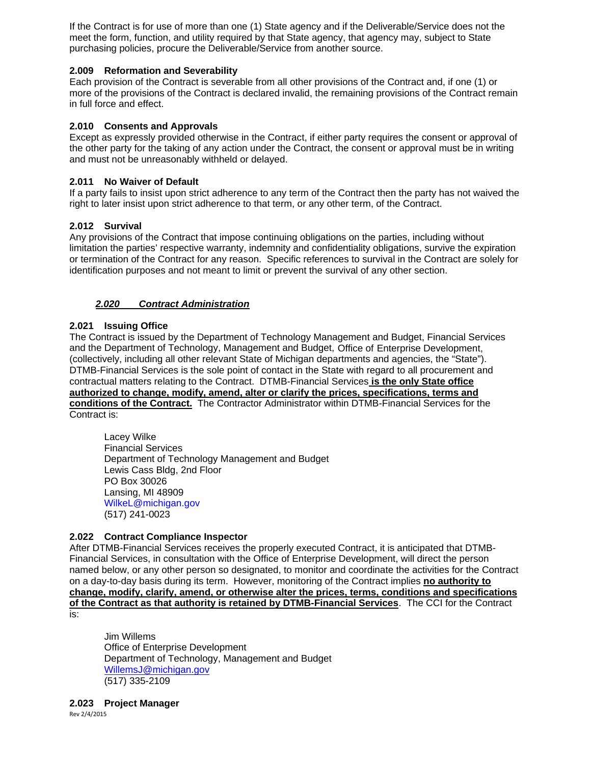If the Contract is for use of more than one (1) State agency and if the Deliverable/Service does not the meet the form, function, and utility required by that State agency, that agency may, subject to State purchasing policies, procure the Deliverable/Service from another source.

### 2.009 Reformation and Severability

Each provision of the Contract is severable from all other provisions of the Contract and, if one (1) or more of the provisions of the Contract is declared invalid, the remaining provisions of the Contract remain in full force and effect.

### 2.010 Consents and Approvals

Except as expressly provided otherwise in the Contract, if either party requires the consent or approval of the other party for the taking of any action under the Contract, the consent or approval must be in writing and must not be unreasonably withheld or delayed.

### 2.011 No Waiver of Default

If a party fails to insist upon strict adherence to any term of the Contract then the party has not waived the right to later insist upon strict adherence to that term, or any other term, of the Contract.

### 2.012 Survival

Any provisions of the Contract that impose continuing obligations on the parties, including without limitation the parties' respective warranty, indemnity and confidentiality obligations, survive the expiration or termination of the Contract for any reason. Specific references to survival in the Contract are solely for identification purposes and not meant to limit or prevent the survival of any other section.

## *2.020 Contract Administration*

### 2.021 Issuing Office

The Contract is issued by the Department of Technology Management and Budget, Financial Services and the Department of Technology, Management and Budget, Office of Enterprise Development, (collectively, including all other relevant State of Michigan departments and agencies, the "State"). DTMB-Financial Services is the sole point of contact in the State with regard to all procurement and contractual matters relating to the Contract. DTMB-Financial Services **is the only State office authorized to change, modify, amend, alter or clarify the prices, specifications, terms and conditions of the Contract.** The Contractor Administrator within DTMB-Financial Services for the Contract is:

Lacey Wilke
Financial Services
Department of Technology Management and Budget
Lewis Cass Bldg, 2nd Floor
PO Box 30026
Lansing, MI 48909
WilkeL@michigan.gov
(517) 241-0023

### 2.022 Contract Compliance Inspector

After DTMB-Financial Services receives the properly executed Contract, it is anticipated that DTMB-Financial Services, in consultation with the Office of Enterprise Development, will direct the person named below, or any other person so designated, to monitor and coordinate the activities for the Contract on a day-to-day basis during its term. However, monitoring of the Contract implies **no authority to change, modify, clarify, amend, or otherwise alter the prices, terms, conditions and specifications of the Contract as that authority is retained by DTMB-Financial Services**. The CCI for the Contract is:

Jim Willems
Office of Enterprise Development
Department of Technology, Management and Budget
WillemsJ@michigan.gov
(517) 335-2109

### 2.023 Project Manager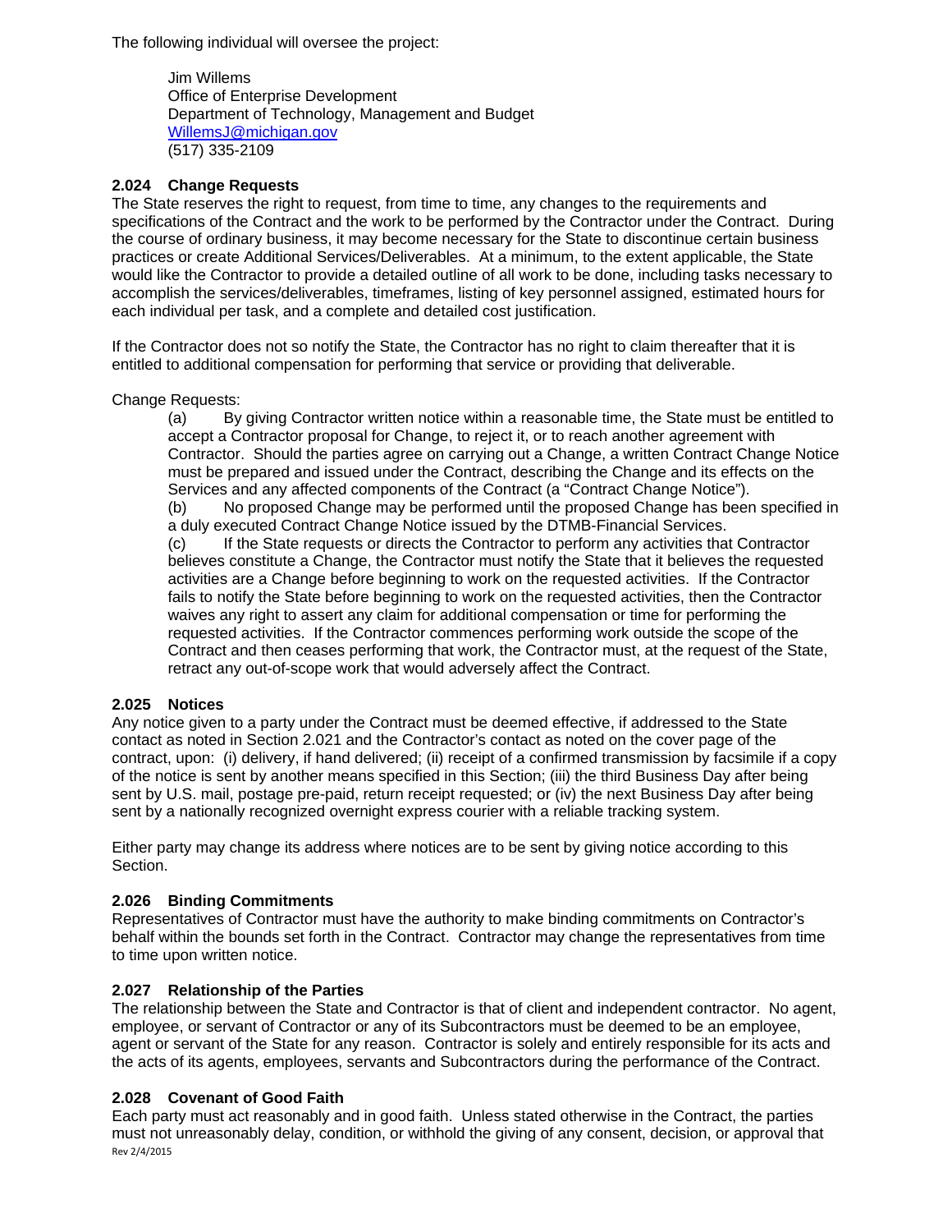The following individual will oversee the project:

Jim Willems
Office of Enterprise Development
Department of Technology, Management and Budget
WillemsJ@michigan.gov
(517) 335-2109

### 2.024 Change Requests

The State reserves the right to request, from time to time, any changes to the requirements and specifications of the Contract and the work to be performed by the Contractor under the Contract. During the course of ordinary business, it may become necessary for the State to discontinue certain business practices or create Additional Services/Deliverables. At a minimum, to the extent applicable, the State would like the Contractor to provide a detailed outline of all work to be done, including tasks necessary to accomplish the services/deliverables, timeframes, listing of key personnel assigned, estimated hours for each individual per task, and a complete and detailed cost justification.

If the Contractor does not so notify the State, the Contractor has no right to claim thereafter that it is entitled to additional compensation for performing that service or providing that deliverable.

Change Requests:

(a) By giving Contractor written notice within a reasonable time, the State must be entitled to accept a Contractor proposal for Change, to reject it, or to reach another agreement with Contractor. Should the parties agree on carrying out a Change, a written Contract Change Notice must be prepared and issued under the Contract, describing the Change and its effects on the Services and any affected components of the Contract (a "Contract Change Notice").

(b) No proposed Change may be performed until the proposed Change has been specified in a duly executed Contract Change Notice issued by the DTMB-Financial Services.

(c) If the State requests or directs the Contractor to perform any activities that Contractor believes constitute a Change, the Contractor must notify the State that it believes the requested activities are a Change before beginning to work on the requested activities. If the Contractor fails to notify the State before beginning to work on the requested activities, then the Contractor waives any right to assert any claim for additional compensation or time for performing the requested activities. If the Contractor commences performing work outside the scope of the Contract and then ceases performing that work, the Contractor must, at the request of the State, retract any out-of-scope work that would adversely affect the Contract.

### 2.025 Notices

Any notice given to a party under the Contract must be deemed effective, if addressed to the State contact as noted in Section 2.021 and the Contractor's contact as noted on the cover page of the contract, upon: (i) delivery, if hand delivered; (ii) receipt of a confirmed transmission by facsimile if a copy of the notice is sent by another means specified in this Section; (iii) the third Business Day after being sent by U.S. mail, postage pre-paid, return receipt requested; or (iv) the next Business Day after being sent by a nationally recognized overnight express courier with a reliable tracking system.

Either party may change its address where notices are to be sent by giving notice according to this Section.

### 2.026 Binding Commitments

Representatives of Contractor must have the authority to make binding commitments on Contractor's behalf within the bounds set forth in the Contract. Contractor may change the representatives from time to time upon written notice.

### 2.027 Relationship of the Parties

The relationship between the State and Contractor is that of client and independent contractor. No agent, employee, or servant of Contractor or any of its Subcontractors must be deemed to be an employee, agent or servant of the State for any reason. Contractor is solely and entirely responsible for its acts and the acts of its agents, employees, servants and Subcontractors during the performance of the Contract.

### 2.028 Covenant of Good Faith

Each party must act reasonably and in good faith. Unless stated otherwise in the Contract, the parties must not unreasonably delay, condition, or withhold the giving of any consent, decision, or approval that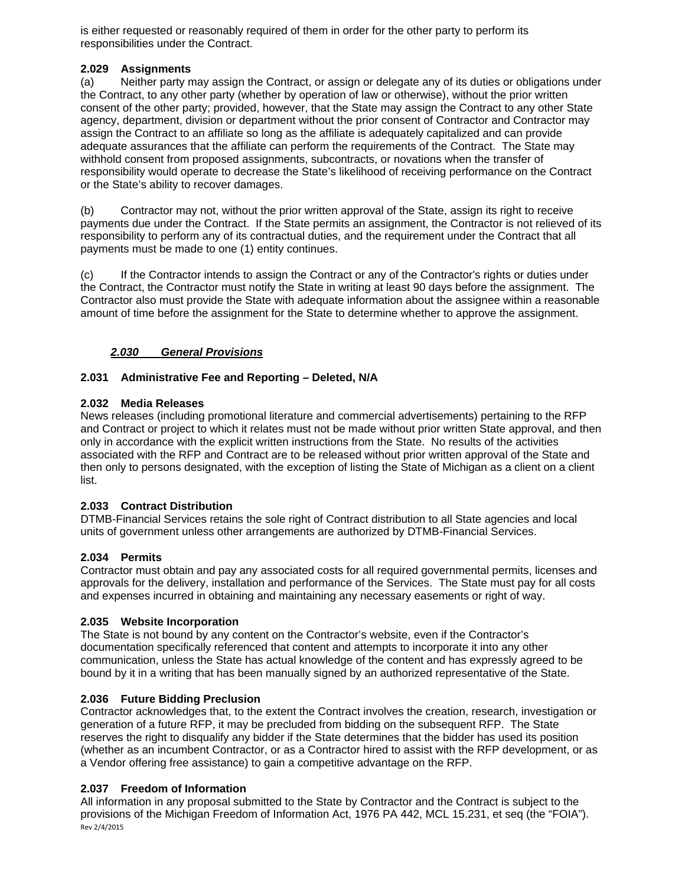is either requested or reasonably required of them in order for the other party to perform its responsibilities under the Contract.

**2.029 Assignments**

(a) Neither party may assign the Contract, or assign or delegate any of its duties or obligations under the Contract, to any other party (whether by operation of law or otherwise), without the prior written consent of the other party; provided, however, that the State may assign the Contract to any other State agency, department, division or department without the prior consent of Contractor and Contractor may assign the Contract to an affiliate so long as the affiliate is adequately capitalized and can provide adequate assurances that the affiliate can perform the requirements of the Contract. The State may withhold consent from proposed assignments, subcontracts, or novations when the transfer of responsibility would operate to decrease the State's likelihood of receiving performance on the Contract or the State's ability to recover damages.

(b) Contractor may not, without the prior written approval of the State, assign its right to receive payments due under the Contract. If the State permits an assignment, the Contractor is not relieved of its responsibility to perform any of its contractual duties, and the requirement under the Contract that all payments must be made to one (1) entity continues.

(c) If the Contractor intends to assign the Contract or any of the Contractor's rights or duties under the Contract, the Contractor must notify the State in writing at least 90 days before the assignment. The Contractor also must provide the State with adequate information about the assignee within a reasonable amount of time before the assignment for the State to determine whether to approve the assignment.

***2.030 General Provisions***

**2.031 Administrative Fee and Reporting – Deleted, N/A**

**2.032 Media Releases**

News releases (including promotional literature and commercial advertisements) pertaining to the RFP and Contract or project to which it relates must not be made without prior written State approval, and then only in accordance with the explicit written instructions from the State. No results of the activities associated with the RFP and Contract are to be released without prior written approval of the State and then only to persons designated, with the exception of listing the State of Michigan as a client on a client list.

**2.033 Contract Distribution**

DTMB-Financial Services retains the sole right of Contract distribution to all State agencies and local units of government unless other arrangements are authorized by DTMB-Financial Services.

**2.034 Permits**

Contractor must obtain and pay any associated costs for all required governmental permits, licenses and approvals for the delivery, installation and performance of the Services. The State must pay for all costs and expenses incurred in obtaining and maintaining any necessary easements or right of way.

**2.035 Website Incorporation**

The State is not bound by any content on the Contractor's website, even if the Contractor's documentation specifically referenced that content and attempts to incorporate it into any other communication, unless the State has actual knowledge of the content and has expressly agreed to be bound by it in a writing that has been manually signed by an authorized representative of the State.

**2.036 Future Bidding Preclusion**

Contractor acknowledges that, to the extent the Contract involves the creation, research, investigation or generation of a future RFP, it may be precluded from bidding on the subsequent RFP. The State reserves the right to disqualify any bidder if the State determines that the bidder has used its position (whether as an incumbent Contractor, or as a Contractor hired to assist with the RFP development, or as a Vendor offering free assistance) to gain a competitive advantage on the RFP.

**2.037 Freedom of Information**

All information in any proposal submitted to the State by Contractor and the Contract is subject to the provisions of the Michigan Freedom of Information Act, 1976 PA 442, MCL 15.231, et seq (the "FOIA").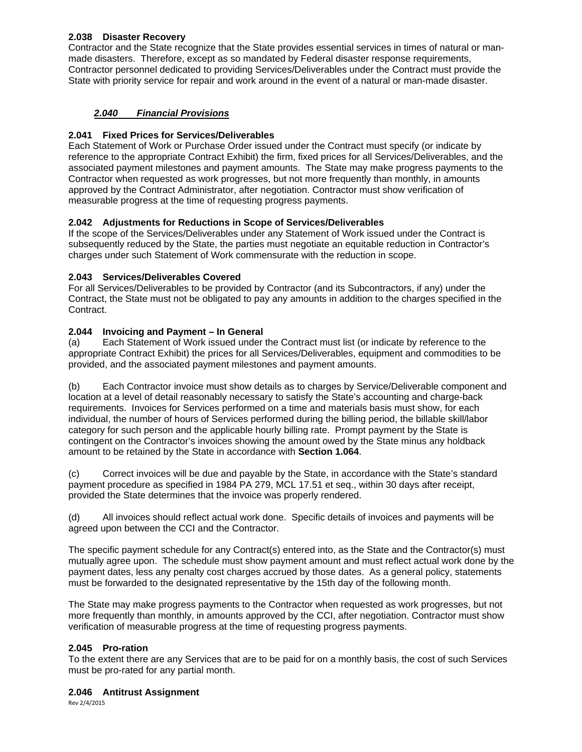### 2.038 Disaster Recovery

Contractor and the State recognize that the State provides essential services in times of natural or man-made disasters. Therefore, except as so mandated by Federal disaster response requirements, Contractor personnel dedicated to providing Services/Deliverables under the Contract must provide the State with priority service for repair and work around in the event of a natural or man-made disaster.

## *2.040 Financial Provisions*

### 2.041 Fixed Prices for Services/Deliverables

Each Statement of Work or Purchase Order issued under the Contract must specify (or indicate by reference to the appropriate Contract Exhibit) the firm, fixed prices for all Services/Deliverables, and the associated payment milestones and payment amounts. The State may make progress payments to the Contractor when requested as work progresses, but not more frequently than monthly, in amounts approved by the Contract Administrator, after negotiation. Contractor must show verification of measurable progress at the time of requesting progress payments.

### 2.042 Adjustments for Reductions in Scope of Services/Deliverables

If the scope of the Services/Deliverables under any Statement of Work issued under the Contract is subsequently reduced by the State, the parties must negotiate an equitable reduction in Contractor's charges under such Statement of Work commensurate with the reduction in scope.

### 2.043 Services/Deliverables Covered

For all Services/Deliverables to be provided by Contractor (and its Subcontractors, if any) under the Contract, the State must not be obligated to pay any amounts in addition to the charges specified in the Contract.

### 2.044 Invoicing and Payment – In General

(a) Each Statement of Work issued under the Contract must list (or indicate by reference to the appropriate Contract Exhibit) the prices for all Services/Deliverables, equipment and commodities to be provided, and the associated payment milestones and payment amounts.

(b) Each Contractor invoice must show details as to charges by Service/Deliverable component and location at a level of detail reasonably necessary to satisfy the State's accounting and charge-back requirements. Invoices for Services performed on a time and materials basis must show, for each individual, the number of hours of Services performed during the billing period, the billable skill/labor category for such person and the applicable hourly billing rate. Prompt payment by the State is contingent on the Contractor's invoices showing the amount owed by the State minus any holdback amount to be retained by the State in accordance with **Section 1.064**.

(c) Correct invoices will be due and payable by the State, in accordance with the State's standard payment procedure as specified in 1984 PA 279, MCL 17.51 et seq., within 30 days after receipt, provided the State determines that the invoice was properly rendered.

(d) All invoices should reflect actual work done. Specific details of invoices and payments will be agreed upon between the CCI and the Contractor.

The specific payment schedule for any Contract(s) entered into, as the State and the Contractor(s) must mutually agree upon. The schedule must show payment amount and must reflect actual work done by the payment dates, less any penalty cost charges accrued by those dates. As a general policy, statements must be forwarded to the designated representative by the 15th day of the following month.

The State may make progress payments to the Contractor when requested as work progresses, but not more frequently than monthly, in amounts approved by the CCI, after negotiation. Contractor must show verification of measurable progress at the time of requesting progress payments.

### 2.045 Pro-ration

To the extent there are any Services that are to be paid for on a monthly basis, the cost of such Services must be pro-rated for any partial month.

### 2.046 Antitrust Assignment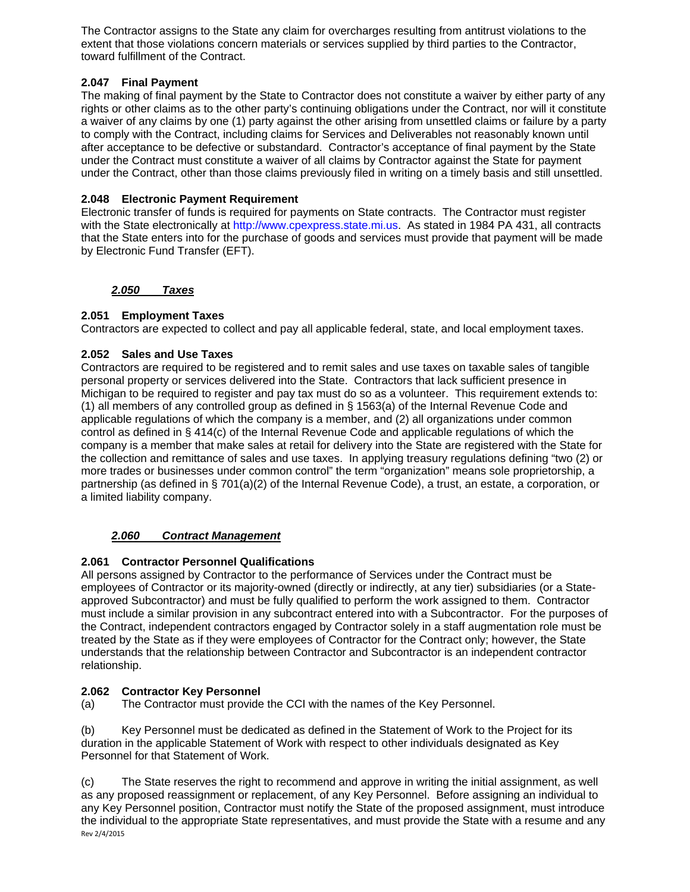The Contractor assigns to the State any claim for overcharges resulting from antitrust violations to the extent that those violations concern materials or services supplied by third parties to the Contractor, toward fulfillment of the Contract.

**2.047 Final Payment**
The making of final payment by the State to Contractor does not constitute a waiver by either party of any rights or other claims as to the other party's continuing obligations under the Contract, nor will it constitute a waiver of any claims by one (1) party against the other arising from unsettled claims or failure by a party to comply with the Contract, including claims for Services and Deliverables not reasonably known until after acceptance to be defective or substandard. Contractor's acceptance of final payment by the State under the Contract must constitute a waiver of all claims by Contractor against the State for payment under the Contract, other than those claims previously filed in writing on a timely basis and still unsettled.

**2.048 Electronic Payment Requirement**
Electronic transfer of funds is required for payments on State contracts. The Contractor must register with the State electronically at http://www.cpexpress.state.mi.us. As stated in 1984 PA 431, all contracts that the State enters into for the purchase of goods and services must provide that payment will be made by Electronic Fund Transfer (EFT).

***2.050 Taxes***

**2.051 Employment Taxes**
Contractors are expected to collect and pay all applicable federal, state, and local employment taxes.

**2.052 Sales and Use Taxes**
Contractors are required to be registered and to remit sales and use taxes on taxable sales of tangible personal property or services delivered into the State. Contractors that lack sufficient presence in Michigan to be required to register and pay tax must do so as a volunteer. This requirement extends to: (1) all members of any controlled group as defined in § 1563(a) of the Internal Revenue Code and applicable regulations of which the company is a member, and (2) all organizations under common control as defined in § 414(c) of the Internal Revenue Code and applicable regulations of which the company is a member that make sales at retail for delivery into the State are registered with the State for the collection and remittance of sales and use taxes. In applying treasury regulations defining "two (2) or more trades or businesses under common control" the term "organization" means sole proprietorship, a partnership (as defined in § 701(a)(2) of the Internal Revenue Code), a trust, an estate, a corporation, or a limited liability company.

***2.060 Contract Management***

**2.061 Contractor Personnel Qualifications**
All persons assigned by Contractor to the performance of Services under the Contract must be employees of Contractor or its majority-owned (directly or indirectly, at any tier) subsidiaries (or a State-approved Subcontractor) and must be fully qualified to perform the work assigned to them. Contractor must include a similar provision in any subcontract entered into with a Subcontractor. For the purposes of the Contract, independent contractors engaged by Contractor solely in a staff augmentation role must be treated by the State as if they were employees of Contractor for the Contract only; however, the State understands that the relationship between Contractor and Subcontractor is an independent contractor relationship.

**2.062 Contractor Key Personnel**
(a) The Contractor must provide the CCI with the names of the Key Personnel.

(b) Key Personnel must be dedicated as defined in the Statement of Work to the Project for its duration in the applicable Statement of Work with respect to other individuals designated as Key Personnel for that Statement of Work.

(c) The State reserves the right to recommend and approve in writing the initial assignment, as well as any proposed reassignment or replacement, of any Key Personnel. Before assigning an individual to any Key Personnel position, Contractor must notify the State of the proposed assignment, must introduce the individual to the appropriate State representatives, and must provide the State with a resume and any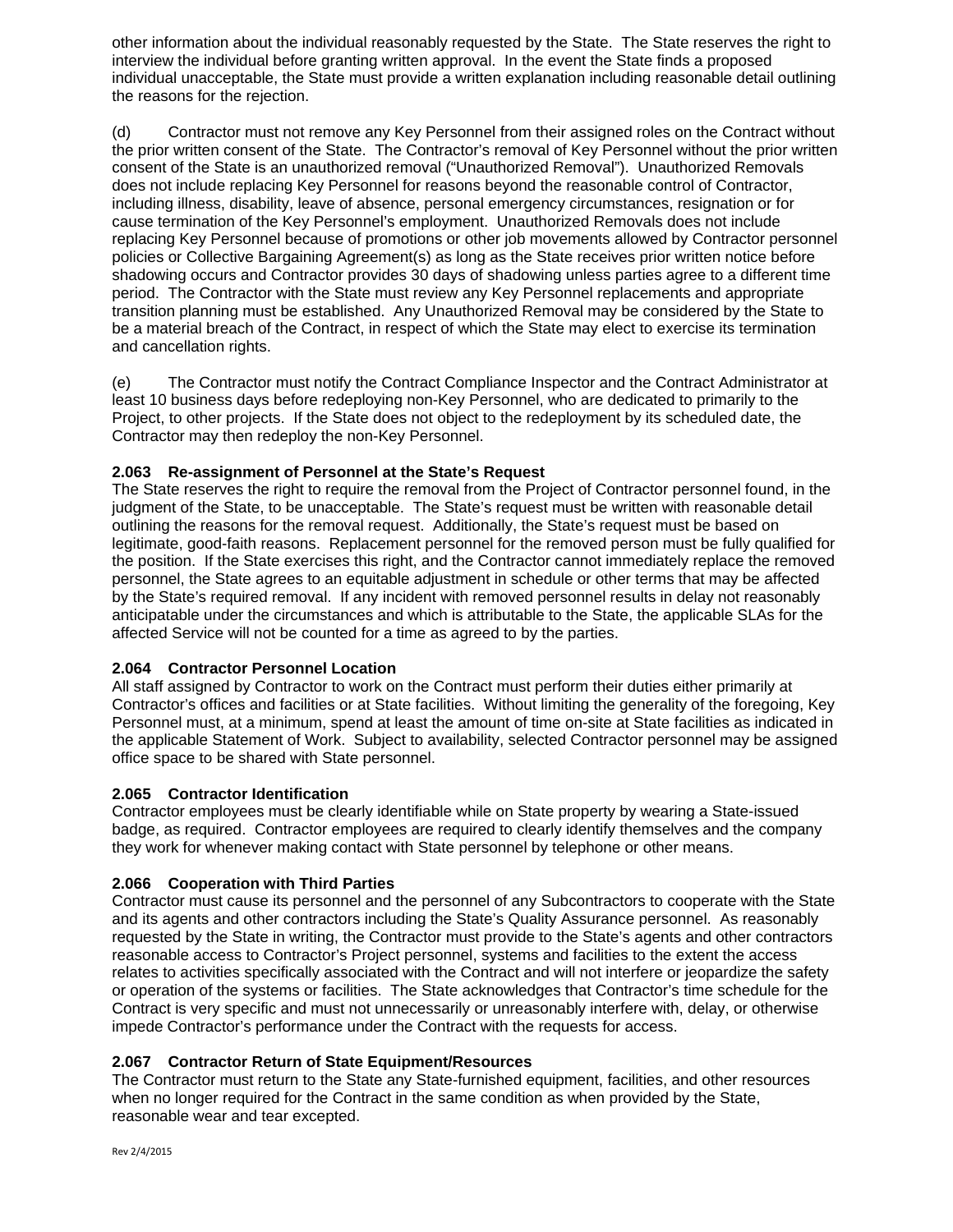other information about the individual reasonably requested by the State. The State reserves the right to interview the individual before granting written approval. In the event the State finds a proposed individual unacceptable, the State must provide a written explanation including reasonable detail outlining the reasons for the rejection.

(d) Contractor must not remove any Key Personnel from their assigned roles on the Contract without the prior written consent of the State. The Contractor's removal of Key Personnel without the prior written consent of the State is an unauthorized removal ("Unauthorized Removal"). Unauthorized Removals does not include replacing Key Personnel for reasons beyond the reasonable control of Contractor, including illness, disability, leave of absence, personal emergency circumstances, resignation or for cause termination of the Key Personnel's employment. Unauthorized Removals does not include replacing Key Personnel because of promotions or other job movements allowed by Contractor personnel policies or Collective Bargaining Agreement(s) as long as the State receives prior written notice before shadowing occurs and Contractor provides 30 days of shadowing unless parties agree to a different time period. The Contractor with the State must review any Key Personnel replacements and appropriate transition planning must be established. Any Unauthorized Removal may be considered by the State to be a material breach of the Contract, in respect of which the State may elect to exercise its termination and cancellation rights.

(e) The Contractor must notify the Contract Compliance Inspector and the Contract Administrator at least 10 business days before redeploying non-Key Personnel, who are dedicated to primarily to the Project, to other projects. If the State does not object to the redeployment by its scheduled date, the Contractor may then redeploy the non-Key Personnel.

### 2.063 Re-assignment of Personnel at the State's Request

The State reserves the right to require the removal from the Project of Contractor personnel found, in the judgment of the State, to be unacceptable. The State's request must be written with reasonable detail outlining the reasons for the removal request. Additionally, the State's request must be based on legitimate, good-faith reasons. Replacement personnel for the removed person must be fully qualified for the position. If the State exercises this right, and the Contractor cannot immediately replace the removed personnel, the State agrees to an equitable adjustment in schedule or other terms that may be affected by the State's required removal. If any incident with removed personnel results in delay not reasonably anticipatable under the circumstances and which is attributable to the State, the applicable SLAs for the affected Service will not be counted for a time as agreed to by the parties.

### 2.064 Contractor Personnel Location

All staff assigned by Contractor to work on the Contract must perform their duties either primarily at Contractor's offices and facilities or at State facilities. Without limiting the generality of the foregoing, Key Personnel must, at a minimum, spend at least the amount of time on-site at State facilities as indicated in the applicable Statement of Work. Subject to availability, selected Contractor personnel may be assigned office space to be shared with State personnel.

### 2.065 Contractor Identification

Contractor employees must be clearly identifiable while on State property by wearing a State-issued badge, as required. Contractor employees are required to clearly identify themselves and the company they work for whenever making contact with State personnel by telephone or other means.

### 2.066 Cooperation with Third Parties

Contractor must cause its personnel and the personnel of any Subcontractors to cooperate with the State and its agents and other contractors including the State's Quality Assurance personnel. As reasonably requested by the State in writing, the Contractor must provide to the State's agents and other contractors reasonable access to Contractor's Project personnel, systems and facilities to the extent the access relates to activities specifically associated with the Contract and will not interfere or jeopardize the safety or operation of the systems or facilities. The State acknowledges that Contractor's time schedule for the Contract is very specific and must not unnecessarily or unreasonably interfere with, delay, or otherwise impede Contractor's performance under the Contract with the requests for access.

### 2.067 Contractor Return of State Equipment/Resources

The Contractor must return to the State any State-furnished equipment, facilities, and other resources when no longer required for the Contract in the same condition as when provided by the State, reasonable wear and tear excepted.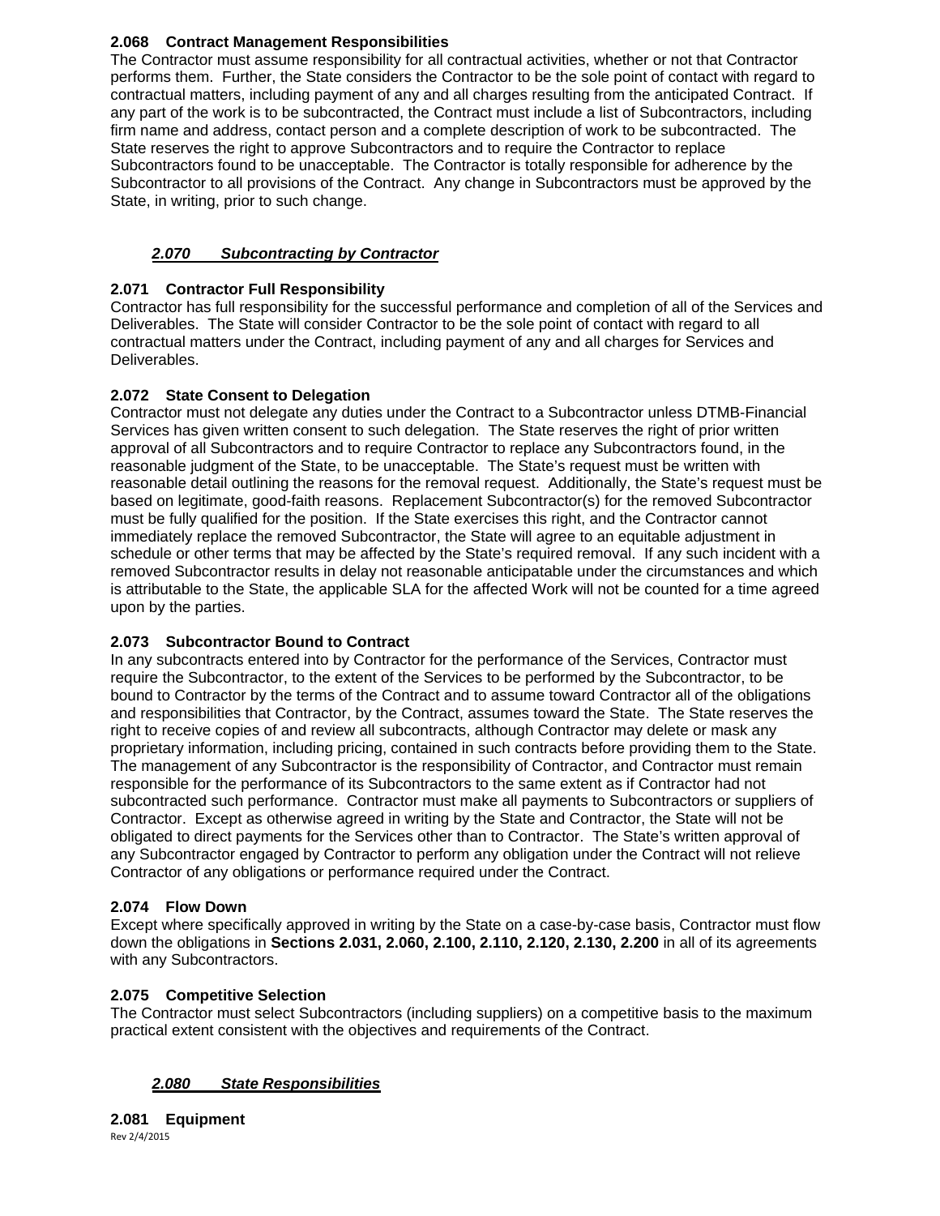### 2.068 Contract Management Responsibilities

The Contractor must assume responsibility for all contractual activities, whether or not that Contractor performs them. Further, the State considers the Contractor to be the sole point of contact with regard to contractual matters, including payment of any and all charges resulting from the anticipated Contract. If any part of the work is to be subcontracted, the Contract must include a list of Subcontractors, including firm name and address, contact person and a complete description of work to be subcontracted. The State reserves the right to approve Subcontractors and to require the Contractor to replace Subcontractors found to be unacceptable. The Contractor is totally responsible for adherence by the Subcontractor to all provisions of the Contract. Any change in Subcontractors must be approved by the State, in writing, prior to such change.

## ***2.070 Subcontracting by Contractor***

### 2.071 Contractor Full Responsibility

Contractor has full responsibility for the successful performance and completion of all of the Services and Deliverables. The State will consider Contractor to be the sole point of contact with regard to all contractual matters under the Contract, including payment of any and all charges for Services and Deliverables.

### 2.072 State Consent to Delegation

Contractor must not delegate any duties under the Contract to a Subcontractor unless DTMB-Financial Services has given written consent to such delegation. The State reserves the right of prior written approval of all Subcontractors and to require Contractor to replace any Subcontractors found, in the reasonable judgment of the State, to be unacceptable. The State's request must be written with reasonable detail outlining the reasons for the removal request. Additionally, the State's request must be based on legitimate, good-faith reasons. Replacement Subcontractor(s) for the removed Subcontractor must be fully qualified for the position. If the State exercises this right, and the Contractor cannot immediately replace the removed Subcontractor, the State will agree to an equitable adjustment in schedule or other terms that may be affected by the State's required removal. If any such incident with a removed Subcontractor results in delay not reasonable anticipatable under the circumstances and which is attributable to the State, the applicable SLA for the affected Work will not be counted for a time agreed upon by the parties.

### 2.073 Subcontractor Bound to Contract

In any subcontracts entered into by Contractor for the performance of the Services, Contractor must require the Subcontractor, to the extent of the Services to be performed by the Subcontractor, to be bound to Contractor by the terms of the Contract and to assume toward Contractor all of the obligations and responsibilities that Contractor, by the Contract, assumes toward the State. The State reserves the right to receive copies of and review all subcontracts, although Contractor may delete or mask any proprietary information, including pricing, contained in such contracts before providing them to the State. The management of any Subcontractor is the responsibility of Contractor, and Contractor must remain responsible for the performance of its Subcontractors to the same extent as if Contractor had not subcontracted such performance. Contractor must make all payments to Subcontractors or suppliers of Contractor. Except as otherwise agreed in writing by the State and Contractor, the State will not be obligated to direct payments for the Services other than to Contractor. The State's written approval of any Subcontractor engaged by Contractor to perform any obligation under the Contract will not relieve Contractor of any obligations or performance required under the Contract.

### 2.074 Flow Down

Except where specifically approved in writing by the State on a case-by-case basis, Contractor must flow down the obligations in **Sections 2.031, 2.060, 2.100, 2.110, 2.120, 2.130, 2.200** in all of its agreements with any Subcontractors.

### 2.075 Competitive Selection

The Contractor must select Subcontractors (including suppliers) on a competitive basis to the maximum practical extent consistent with the objectives and requirements of the Contract.

## ***2.080 State Responsibilities***

### 2.081 Equipment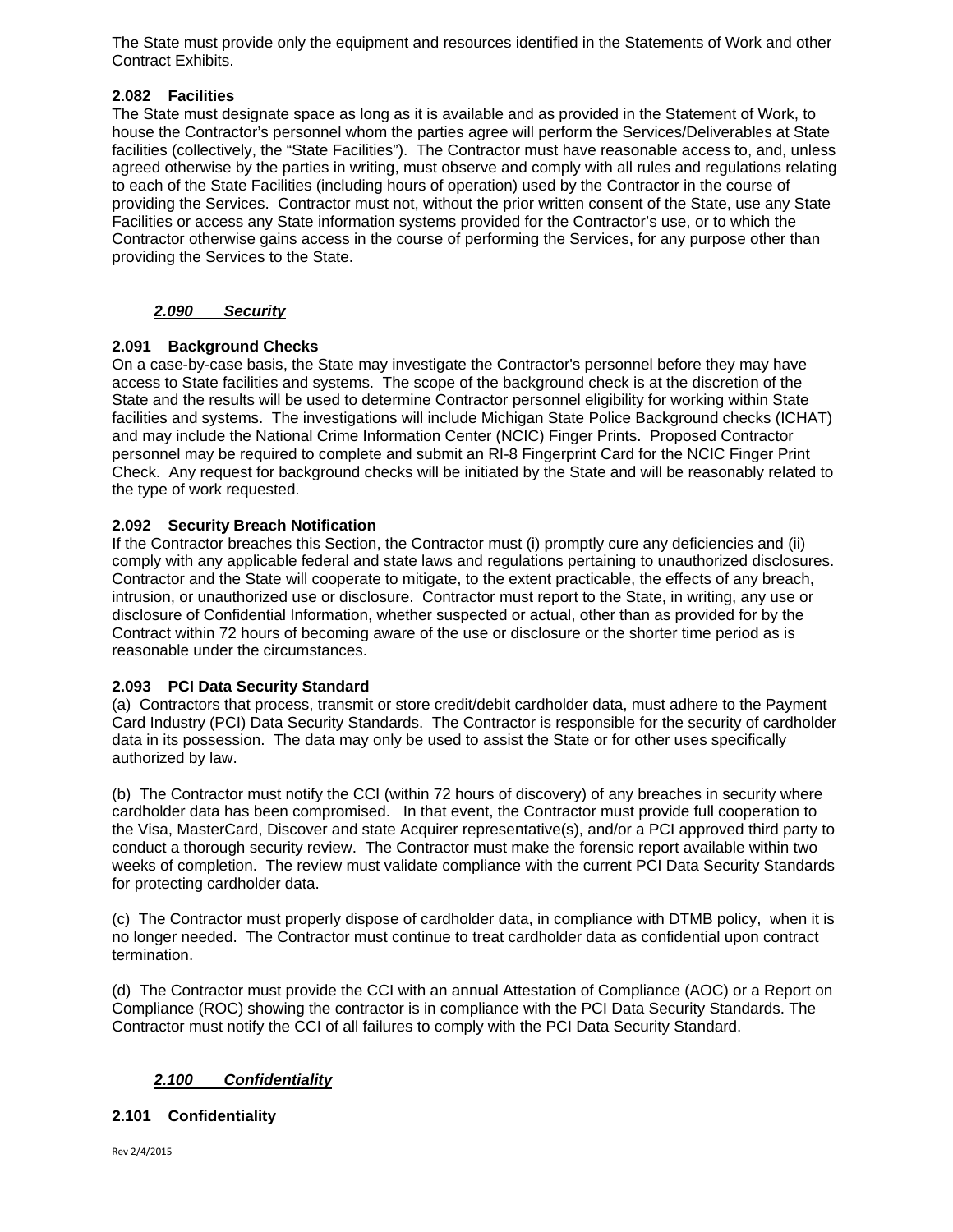The State must provide only the equipment and resources identified in the Statements of Work and other Contract Exhibits.

**2.082 Facilities**
The State must designate space as long as it is available and as provided in the Statement of Work, to house the Contractor's personnel whom the parties agree will perform the Services/Deliverables at State facilities (collectively, the "State Facilities"). The Contractor must have reasonable access to, and, unless agreed otherwise by the parties in writing, must observe and comply with all rules and regulations relating to each of the State Facilities (including hours of operation) used by the Contractor in the course of providing the Services. Contractor must not, without the prior written consent of the State, use any State Facilities or access any State information systems provided for the Contractor's use, or to which the Contractor otherwise gains access in the course of performing the Services, for any purpose other than providing the Services to the State.

### ***2.090 Security***

**2.091 Background Checks**
On a case-by-case basis, the State may investigate the Contractor's personnel before they may have access to State facilities and systems. The scope of the background check is at the discretion of the State and the results will be used to determine Contractor personnel eligibility for working within State facilities and systems. The investigations will include Michigan State Police Background checks (ICHAT) and may include the National Crime Information Center (NCIC) Finger Prints. Proposed Contractor personnel may be required to complete and submit an RI-8 Fingerprint Card for the NCIC Finger Print Check. Any request for background checks will be initiated by the State and will be reasonably related to the type of work requested.

**2.092 Security Breach Notification**
If the Contractor breaches this Section, the Contractor must (i) promptly cure any deficiencies and (ii) comply with any applicable federal and state laws and regulations pertaining to unauthorized disclosures. Contractor and the State will cooperate to mitigate, to the extent practicable, the effects of any breach, intrusion, or unauthorized use or disclosure. Contractor must report to the State, in writing, any use or disclosure of Confidential Information, whether suspected or actual, other than as provided for by the Contract within 72 hours of becoming aware of the use or disclosure or the shorter time period as is reasonable under the circumstances.

**2.093 PCI Data Security Standard**
(a) Contractors that process, transmit or store credit/debit cardholder data, must adhere to the Payment Card Industry (PCI) Data Security Standards. The Contractor is responsible for the security of cardholder data in its possession. The data may only be used to assist the State or for other uses specifically authorized by law.

(b) The Contractor must notify the CCI (within 72 hours of discovery) of any breaches in security where cardholder data has been compromised. In that event, the Contractor must provide full cooperation to the Visa, MasterCard, Discover and state Acquirer representative(s), and/or a PCI approved third party to conduct a thorough security review. The Contractor must make the forensic report available within two weeks of completion. The review must validate compliance with the current PCI Data Security Standards for protecting cardholder data.

(c) The Contractor must properly dispose of cardholder data, in compliance with DTMB policy, when it is no longer needed. The Contractor must continue to treat cardholder data as confidential upon contract termination.

(d) The Contractor must provide the CCI with an annual Attestation of Compliance (AOC) or a Report on Compliance (ROC) showing the contractor is in compliance with the PCI Data Security Standards. The Contractor must notify the CCI of all failures to comply with the PCI Data Security Standard.

### ***2.100 Confidentiality***

**2.101 Confidentiality**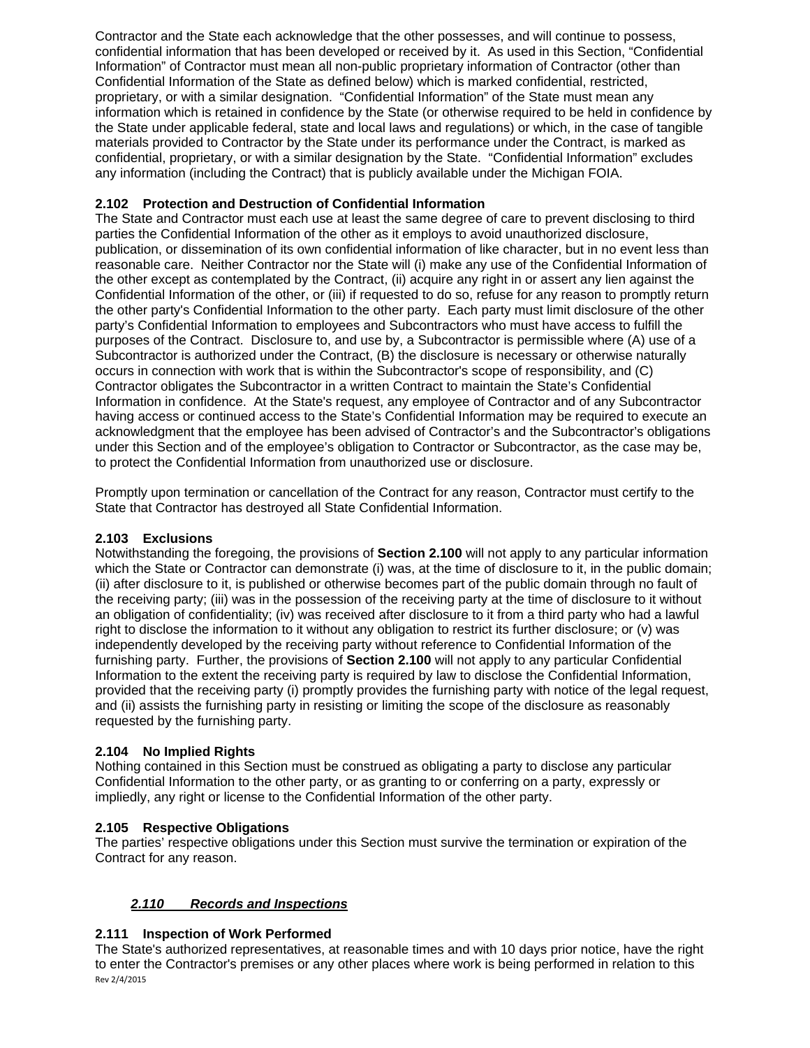Contractor and the State each acknowledge that the other possesses, and will continue to possess, confidential information that has been developed or received by it. As used in this Section, "Confidential Information" of Contractor must mean all non-public proprietary information of Contractor (other than Confidential Information of the State as defined below) which is marked confidential, restricted, proprietary, or with a similar designation. "Confidential Information" of the State must mean any information which is retained in confidence by the State (or otherwise required to be held in confidence by the State under applicable federal, state and local laws and regulations) or which, in the case of tangible materials provided to Contractor by the State under its performance under the Contract, is marked as confidential, proprietary, or with a similar designation by the State. "Confidential Information" excludes any information (including the Contract) that is publicly available under the Michigan FOIA.

**2.102 Protection and Destruction of Confidential Information**

The State and Contractor must each use at least the same degree of care to prevent disclosing to third parties the Confidential Information of the other as it employs to avoid unauthorized disclosure, publication, or dissemination of its own confidential information of like character, but in no event less than reasonable care. Neither Contractor nor the State will (i) make any use of the Confidential Information of the other except as contemplated by the Contract, (ii) acquire any right in or assert any lien against the Confidential Information of the other, or (iii) if requested to do so, refuse for any reason to promptly return the other party's Confidential Information to the other party. Each party must limit disclosure of the other party's Confidential Information to employees and Subcontractors who must have access to fulfill the purposes of the Contract. Disclosure to, and use by, a Subcontractor is permissible where (A) use of a Subcontractor is authorized under the Contract, (B) the disclosure is necessary or otherwise naturally occurs in connection with work that is within the Subcontractor's scope of responsibility, and (C) Contractor obligates the Subcontractor in a written Contract to maintain the State's Confidential Information in confidence. At the State's request, any employee of Contractor and of any Subcontractor having access or continued access to the State's Confidential Information may be required to execute an acknowledgment that the employee has been advised of Contractor's and the Subcontractor's obligations under this Section and of the employee's obligation to Contractor or Subcontractor, as the case may be, to protect the Confidential Information from unauthorized use or disclosure.

Promptly upon termination or cancellation of the Contract for any reason, Contractor must certify to the State that Contractor has destroyed all State Confidential Information.

**2.103 Exclusions**

Notwithstanding the foregoing, the provisions of **Section 2.100** will not apply to any particular information which the State or Contractor can demonstrate (i) was, at the time of disclosure to it, in the public domain; (ii) after disclosure to it, is published or otherwise becomes part of the public domain through no fault of the receiving party; (iii) was in the possession of the receiving party at the time of disclosure to it without an obligation of confidentiality; (iv) was received after disclosure to it from a third party who had a lawful right to disclose the information to it without any obligation to restrict its further disclosure; or (v) was independently developed by the receiving party without reference to Confidential Information of the furnishing party. Further, the provisions of **Section 2.100** will not apply to any particular Confidential Information to the extent the receiving party is required by law to disclose the Confidential Information, provided that the receiving party (i) promptly provides the furnishing party with notice of the legal request, and (ii) assists the furnishing party in resisting or limiting the scope of the disclosure as reasonably requested by the furnishing party.

**2.104 No Implied Rights**

Nothing contained in this Section must be construed as obligating a party to disclose any particular Confidential Information to the other party, or as granting to or conferring on a party, expressly or impliedly, any right or license to the Confidential Information of the other party.

**2.105 Respective Obligations**

The parties' respective obligations under this Section must survive the termination or expiration of the Contract for any reason.

***<u>2.110 Records and Inspections</u>***

**2.111 Inspection of Work Performed**

The State's authorized representatives, at reasonable times and with 10 days prior notice, have the right to enter the Contractor's premises or any other places where work is being performed in relation to this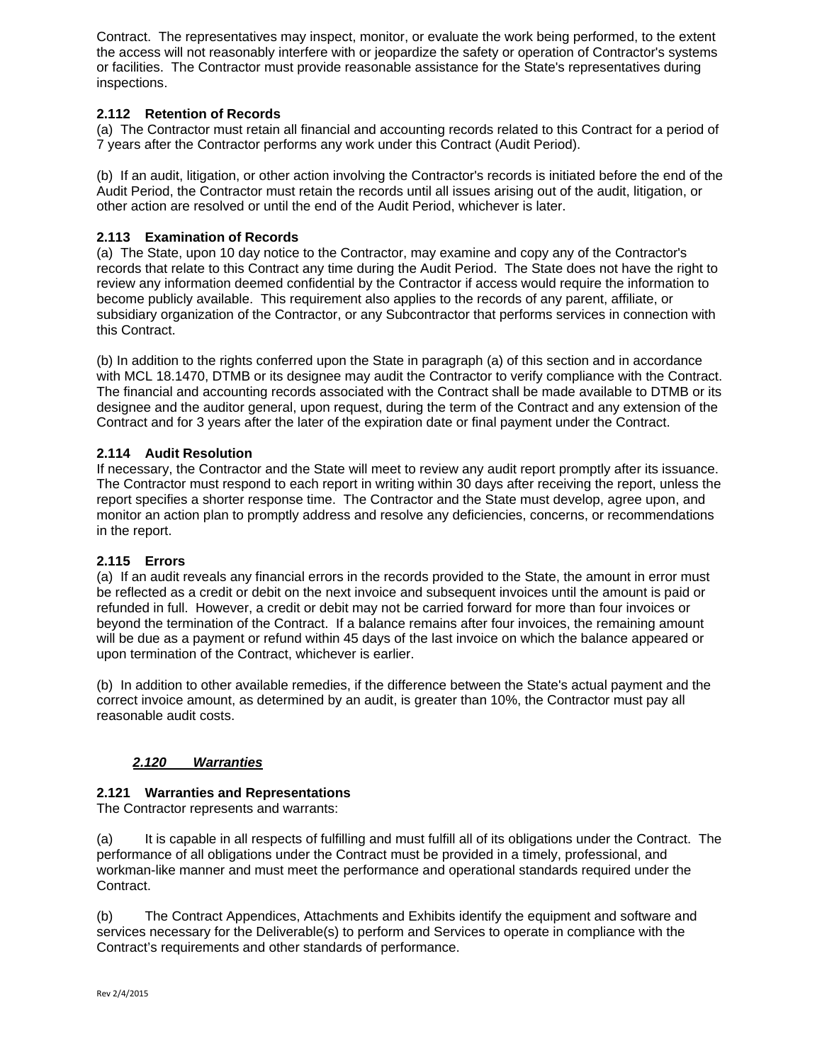Contract. The representatives may inspect, monitor, or evaluate the work being performed, to the extent the access will not reasonably interfere with or jeopardize the safety or operation of Contractor's systems or facilities. The Contractor must provide reasonable assistance for the State's representatives during inspections.

**2.112 Retention of Records**

(a) The Contractor must retain all financial and accounting records related to this Contract for a period of 7 years after the Contractor performs any work under this Contract (Audit Period).

(b) If an audit, litigation, or other action involving the Contractor's records is initiated before the end of the Audit Period, the Contractor must retain the records until all issues arising out of the audit, litigation, or other action are resolved or until the end of the Audit Period, whichever is later.

**2.113 Examination of Records**

(a) The State, upon 10 day notice to the Contractor, may examine and copy any of the Contractor's records that relate to this Contract any time during the Audit Period. The State does not have the right to review any information deemed confidential by the Contractor if access would require the information to become publicly available. This requirement also applies to the records of any parent, affiliate, or subsidiary organization of the Contractor, or any Subcontractor that performs services in connection with this Contract.

(b) In addition to the rights conferred upon the State in paragraph (a) of this section and in accordance with MCL 18.1470, DTMB or its designee may audit the Contractor to verify compliance with the Contract. The financial and accounting records associated with the Contract shall be made available to DTMB or its designee and the auditor general, upon request, during the term of the Contract and any extension of the Contract and for 3 years after the later of the expiration date or final payment under the Contract.

**2.114 Audit Resolution**

If necessary, the Contractor and the State will meet to review any audit report promptly after its issuance. The Contractor must respond to each report in writing within 30 days after receiving the report, unless the report specifies a shorter response time. The Contractor and the State must develop, agree upon, and monitor an action plan to promptly address and resolve any deficiencies, concerns, or recommendations in the report.

**2.115 Errors**

(a) If an audit reveals any financial errors in the records provided to the State, the amount in error must be reflected as a credit or debit on the next invoice and subsequent invoices until the amount is paid or refunded in full. However, a credit or debit may not be carried forward for more than four invoices or beyond the termination of the Contract. If a balance remains after four invoices, the remaining amount will be due as a payment or refund within 45 days of the last invoice on which the balance appeared or upon termination of the Contract, whichever is earlier.

(b) In addition to other available remedies, if the difference between the State's actual payment and the correct invoice amount, as determined by an audit, is greater than 10%, the Contractor must pay all reasonable audit costs.

### ***2.120 Warranties***

**2.121 Warranties and Representations**

The Contractor represents and warrants:

(a) It is capable in all respects of fulfilling and must fulfill all of its obligations under the Contract. The performance of all obligations under the Contract must be provided in a timely, professional, and workman-like manner and must meet the performance and operational standards required under the Contract.

(b) The Contract Appendices, Attachments and Exhibits identify the equipment and software and services necessary for the Deliverable(s) to perform and Services to operate in compliance with the Contract's requirements and other standards of performance.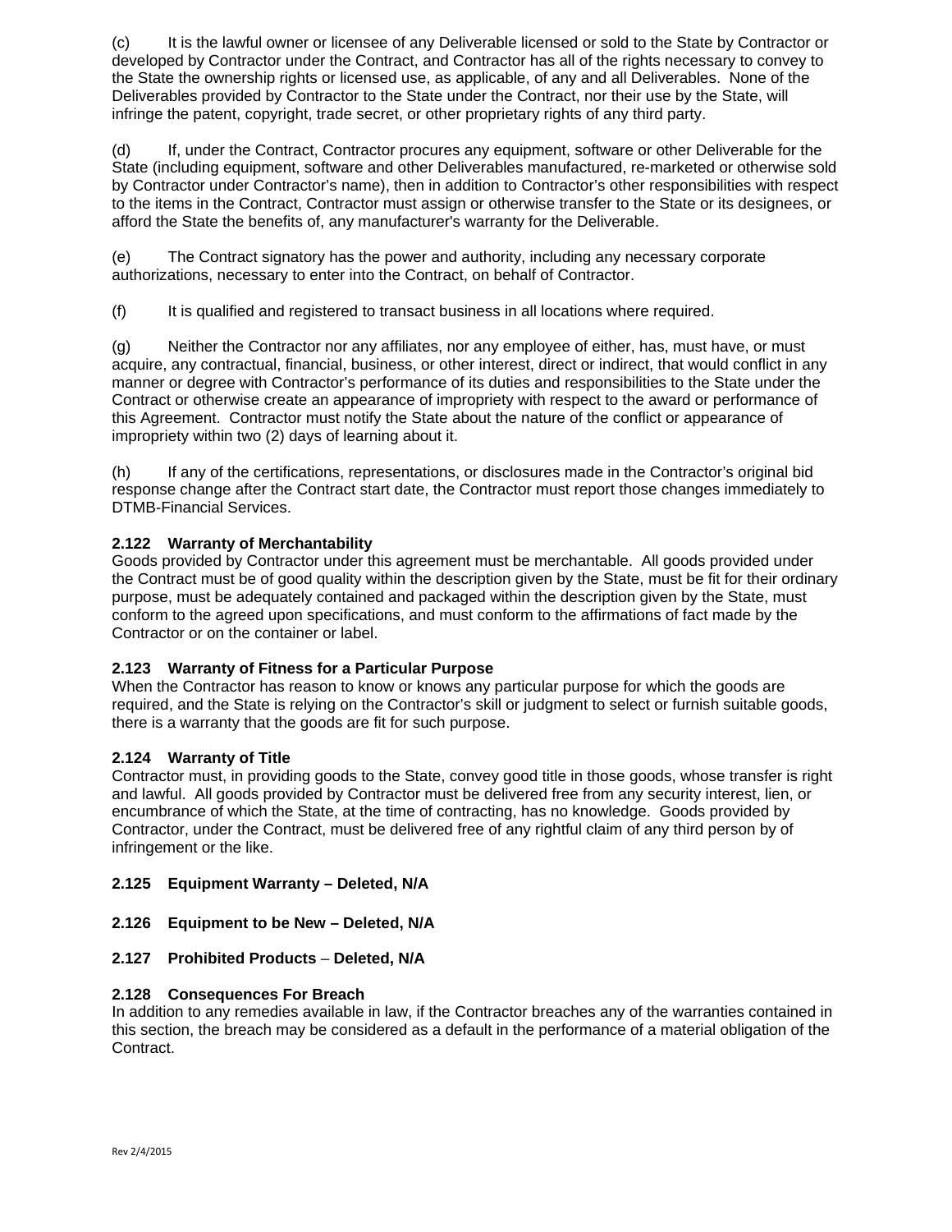(c) It is the lawful owner or licensee of any Deliverable licensed or sold to the State by Contractor or developed by Contractor under the Contract, and Contractor has all of the rights necessary to convey to the State the ownership rights or licensed use, as applicable, of any and all Deliverables. None of the Deliverables provided by Contractor to the State under the Contract, nor their use by the State, will infringe the patent, copyright, trade secret, or other proprietary rights of any third party.

(d) If, under the Contract, Contractor procures any equipment, software or other Deliverable for the State (including equipment, software and other Deliverables manufactured, re-marketed or otherwise sold by Contractor under Contractor's name), then in addition to Contractor's other responsibilities with respect to the items in the Contract, Contractor must assign or otherwise transfer to the State or its designees, or afford the State the benefits of, any manufacturer's warranty for the Deliverable.

(e) The Contract signatory has the power and authority, including any necessary corporate authorizations, necessary to enter into the Contract, on behalf of Contractor.

(f) It is qualified and registered to transact business in all locations where required.

(g) Neither the Contractor nor any affiliates, nor any employee of either, has, must have, or must acquire, any contractual, financial, business, or other interest, direct or indirect, that would conflict in any manner or degree with Contractor's performance of its duties and responsibilities to the State under the Contract or otherwise create an appearance of impropriety with respect to the award or performance of this Agreement. Contractor must notify the State about the nature of the conflict or appearance of impropriety within two (2) days of learning about it.

(h) If any of the certifications, representations, or disclosures made in the Contractor's original bid response change after the Contract start date, the Contractor must report those changes immediately to DTMB-Financial Services.

**2.122 Warranty of Merchantability**
Goods provided by Contractor under this agreement must be merchantable. All goods provided under the Contract must be of good quality within the description given by the State, must be fit for their ordinary purpose, must be adequately contained and packaged within the description given by the State, must conform to the agreed upon specifications, and must conform to the affirmations of fact made by the Contractor or on the container or label.

**2.123 Warranty of Fitness for a Particular Purpose**
When the Contractor has reason to know or knows any particular purpose for which the goods are required, and the State is relying on the Contractor's skill or judgment to select or furnish suitable goods, there is a warranty that the goods are fit for such purpose.

**2.124 Warranty of Title**
Contractor must, in providing goods to the State, convey good title in those goods, whose transfer is right and lawful. All goods provided by Contractor must be delivered free from any security interest, lien, or encumbrance of which the State, at the time of contracting, has no knowledge. Goods provided by Contractor, under the Contract, must be delivered free of any rightful claim of any third person by of infringement or the like.

**2.125 Equipment Warranty – Deleted, N/A**

**2.126 Equipment to be New – Deleted, N/A**

**2.127 Prohibited Products – Deleted, N/A**

**2.128 Consequences For Breach**
In addition to any remedies available in law, if the Contractor breaches any of the warranties contained in this section, the breach may be considered as a default in the performance of a material obligation of the Contract.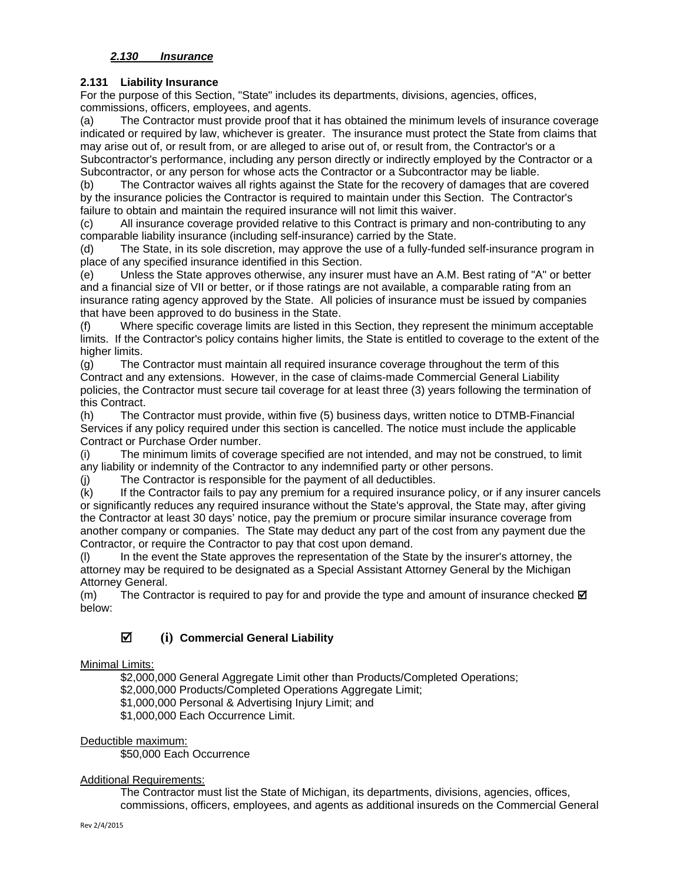### *2.130 Insurance*

**2.131 Liability Insurance**

For the purpose of this Section, "State" includes its departments, divisions, agencies, offices, commissions, officers, employees, and agents.

(a) The Contractor must provide proof that it has obtained the minimum levels of insurance coverage indicated or required by law, whichever is greater. The insurance must protect the State from claims that may arise out of, or result from, or are alleged to arise out of, or result from, the Contractor's or a Subcontractor's performance, including any person directly or indirectly employed by the Contractor or a Subcontractor, or any person for whose acts the Contractor or a Subcontractor may be liable.

(b) The Contractor waives all rights against the State for the recovery of damages that are covered by the insurance policies the Contractor is required to maintain under this Section. The Contractor's failure to obtain and maintain the required insurance will not limit this waiver.

(c) All insurance coverage provided relative to this Contract is primary and non-contributing to any comparable liability insurance (including self-insurance) carried by the State.

(d) The State, in its sole discretion, may approve the use of a fully-funded self-insurance program in place of any specified insurance identified in this Section.

(e) Unless the State approves otherwise, any insurer must have an A.M. Best rating of "A" or better and a financial size of VII or better, or if those ratings are not available, a comparable rating from an insurance rating agency approved by the State. All policies of insurance must be issued by companies that have been approved to do business in the State.

(f) Where specific coverage limits are listed in this Section, they represent the minimum acceptable limits. If the Contractor's policy contains higher limits, the State is entitled to coverage to the extent of the higher limits.

(g) The Contractor must maintain all required insurance coverage throughout the term of this Contract and any extensions. However, in the case of claims-made Commercial General Liability policies, the Contractor must secure tail coverage for at least three (3) years following the termination of this Contract.

(h) The Contractor must provide, within five (5) business days, written notice to DTMB-Financial Services if any policy required under this section is cancelled. The notice must include the applicable Contract or Purchase Order number.

(i) The minimum limits of coverage specified are not intended, and may not be construed, to limit any liability or indemnity of the Contractor to any indemnified party or other persons.

(j) The Contractor is responsible for the payment of all deductibles.

(k) If the Contractor fails to pay any premium for a required insurance policy, or if any insurer cancels or significantly reduces any required insurance without the State's approval, the State may, after giving the Contractor at least 30 days' notice, pay the premium or procure similar insurance coverage from another company or companies. The State may deduct any part of the cost from any payment due the Contractor, or require the Contractor to pay that cost upon demand.

(l) In the event the State approves the representation of the State by the insurer's attorney, the attorney may be required to be designated as a Special Assistant Attorney General by the Michigan Attorney General.

(m) The Contractor is required to pay for and provide the type and amount of insurance checked ☑ below:

☑ **(i) Commercial General Liability**

Minimal Limits:

$2,000,000 General Aggregate Limit other than Products/Completed Operations;
$2,000,000 Products/Completed Operations Aggregate Limit;
$1,000,000 Personal & Advertising Injury Limit; and
$1,000,000 Each Occurrence Limit.

Deductible maximum:

$50,000 Each Occurrence

Additional Requirements:

The Contractor must list the State of Michigan, its departments, divisions, agencies, offices, commissions, officers, employees, and agents as additional insureds on the Commercial General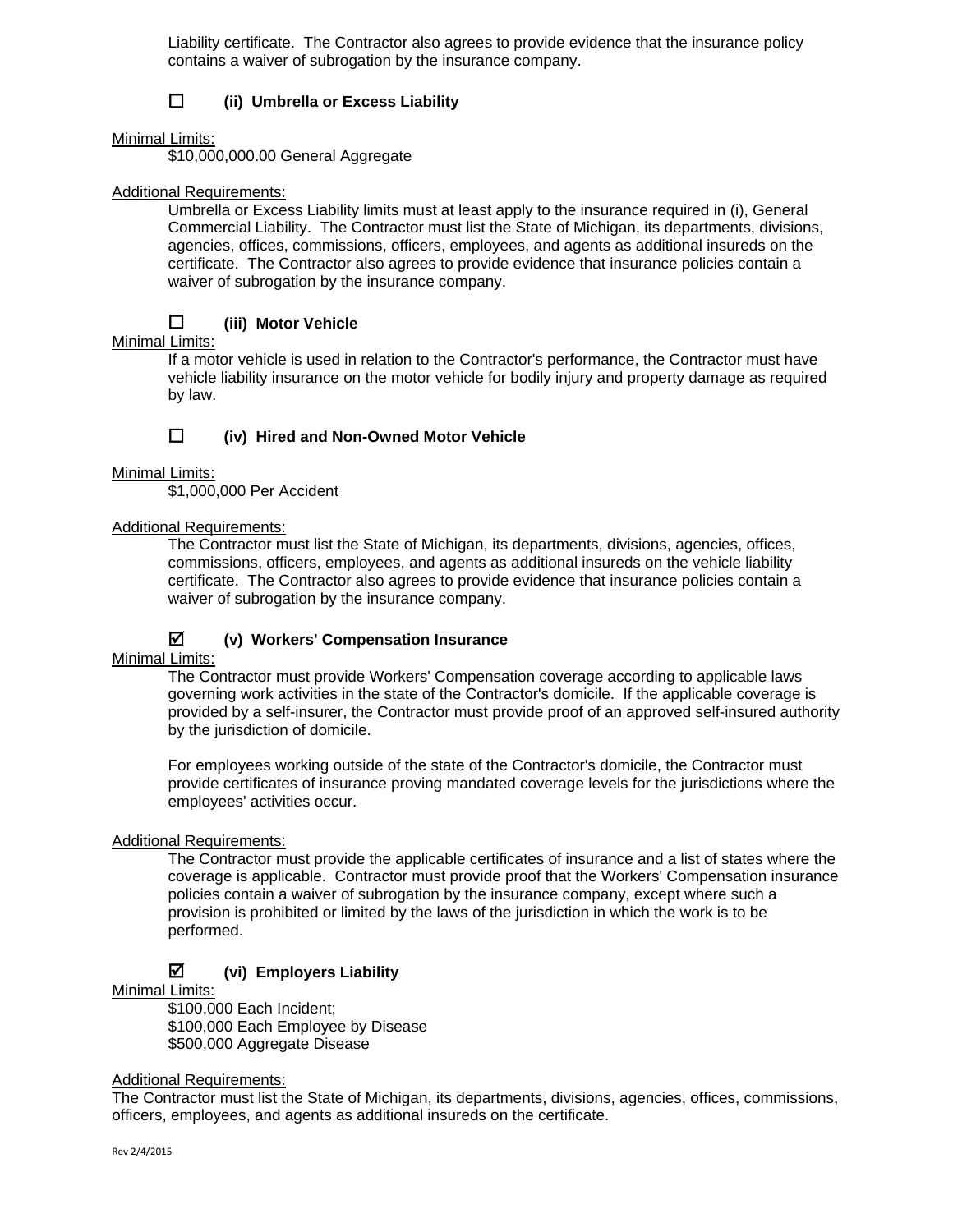Liability certificate. The Contractor also agrees to provide evidence that the insurance policy contains a waiver of subrogation by the insurance company.

☐ **(ii) Umbrella or Excess Liability**

Minimal Limits:

$10,000,000.00 General Aggregate

Additional Requirements:

Umbrella or Excess Liability limits must at least apply to the insurance required in (i), General Commercial Liability. The Contractor must list the State of Michigan, its departments, divisions, agencies, offices, commissions, officers, employees, and agents as additional insureds on the certificate. The Contractor also agrees to provide evidence that insurance policies contain a waiver of subrogation by the insurance company.

☐ **(iii) Motor Vehicle**

Minimal Limits:

If a motor vehicle is used in relation to the Contractor's performance, the Contractor must have vehicle liability insurance on the motor vehicle for bodily injury and property damage as required by law.

☐ **(iv) Hired and Non-Owned Motor Vehicle**

Minimal Limits:

$1,000,000 Per Accident

Additional Requirements:

The Contractor must list the State of Michigan, its departments, divisions, agencies, offices, commissions, officers, employees, and agents as additional insureds on the vehicle liability certificate. The Contractor also agrees to provide evidence that insurance policies contain a waiver of subrogation by the insurance company.

☑ **(v) Workers' Compensation Insurance**

Minimal Limits:

The Contractor must provide Workers' Compensation coverage according to applicable laws governing work activities in the state of the Contractor's domicile. If the applicable coverage is provided by a self-insurer, the Contractor must provide proof of an approved self-insured authority by the jurisdiction of domicile.

For employees working outside of the state of the Contractor's domicile, the Contractor must provide certificates of insurance proving mandated coverage levels for the jurisdictions where the employees' activities occur.

Additional Requirements:

The Contractor must provide the applicable certificates of insurance and a list of states where the coverage is applicable. Contractor must provide proof that the Workers' Compensation insurance policies contain a waiver of subrogation by the insurance company, except where such a provision is prohibited or limited by the laws of the jurisdiction in which the work is to be performed.

☑ **(vi) Employers Liability**

Minimal Limits:

$100,000 Each Incident;
$100,000 Each Employee by Disease
$500,000 Aggregate Disease

Additional Requirements:

The Contractor must list the State of Michigan, its departments, divisions, agencies, offices, commissions, officers, employees, and agents as additional insureds on the certificate.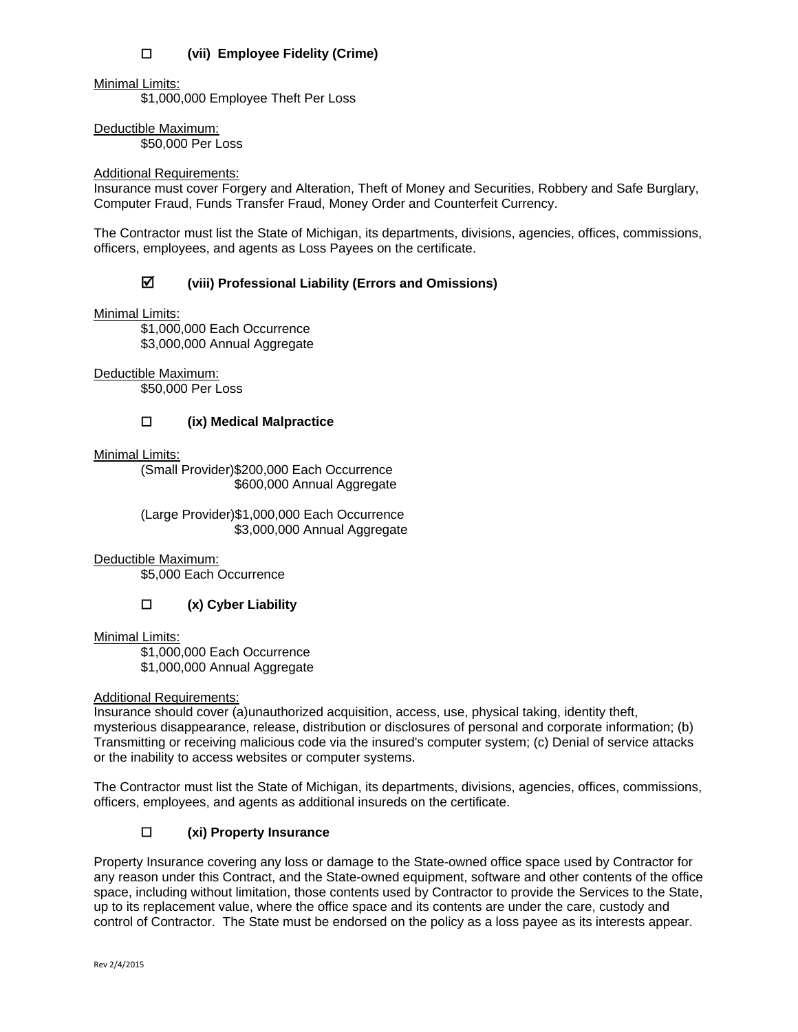☐ **(vii) Employee Fidelity (Crime)**

Minimal Limits:
$1,000,000 Employee Theft Per Loss

Deductible Maximum:
$50,000 Per Loss

Additional Requirements:
Insurance must cover Forgery and Alteration, Theft of Money and Securities, Robbery and Safe Burglary, Computer Fraud, Funds Transfer Fraud, Money Order and Counterfeit Currency.

The Contractor must list the State of Michigan, its departments, divisions, agencies, offices, commissions, officers, employees, and agents as Loss Payees on the certificate.

☑ **(viii) Professional Liability (Errors and Omissions)**

Minimal Limits:
$1,000,000 Each Occurrence
$3,000,000 Annual Aggregate

Deductible Maximum:
$50,000 Per Loss

☐ **(ix) Medical Malpractice**

Minimal Limits:
(Small Provider)$200,000 Each Occurrence
$600,000 Annual Aggregate

(Large Provider)$1,000,000 Each Occurrence
$3,000,000 Annual Aggregate

Deductible Maximum:
$5,000 Each Occurrence

☐ **(x) Cyber Liability**

Minimal Limits:
$1,000,000 Each Occurrence
$1,000,000 Annual Aggregate

Additional Requirements:
Insurance should cover (a)unauthorized acquisition, access, use, physical taking, identity theft, mysterious disappearance, release, distribution or disclosures of personal and corporate information; (b) Transmitting or receiving malicious code via the insured's computer system; (c) Denial of service attacks or the inability to access websites or computer systems.

The Contractor must list the State of Michigan, its departments, divisions, agencies, offices, commissions, officers, employees, and agents as additional insureds on the certificate.

☐ **(xi) Property Insurance**

Property Insurance covering any loss or damage to the State-owned office space used by Contractor for any reason under this Contract, and the State-owned equipment, software and other contents of the office space, including without limitation, those contents used by Contractor to provide the Services to the State, up to its replacement value, where the office space and its contents are under the care, custody and control of Contractor. The State must be endorsed on the policy as a loss payee as its interests appear.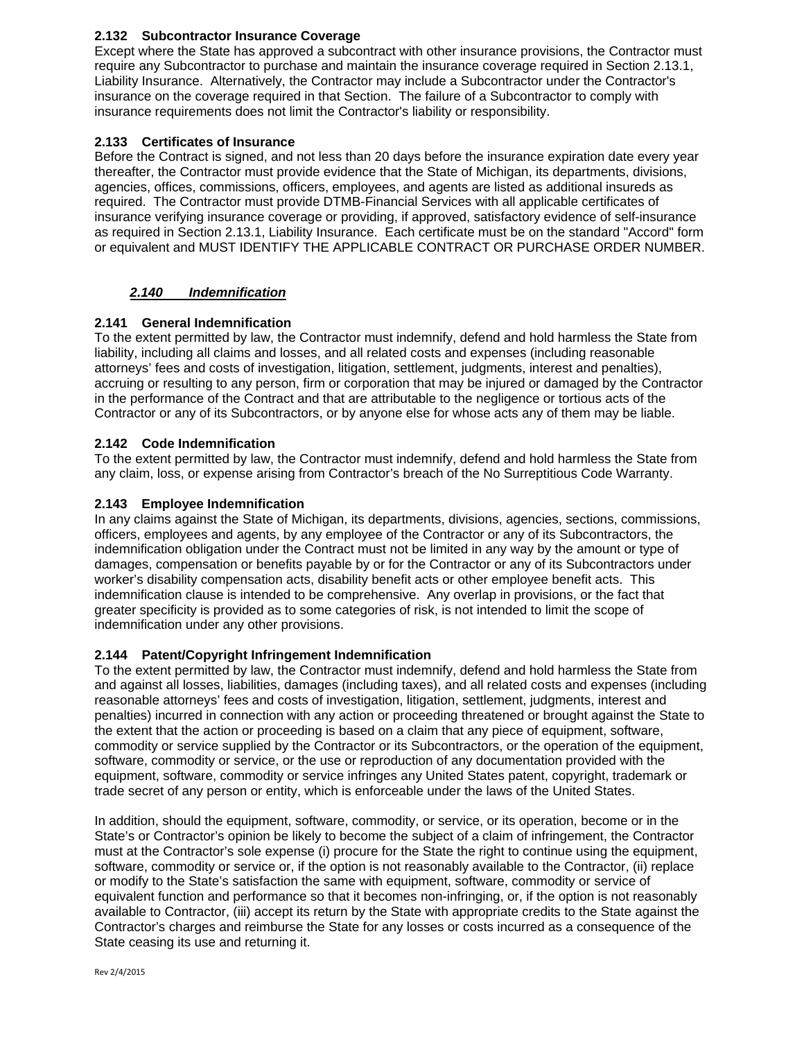#### 2.132 Subcontractor Insurance Coverage

Except where the State has approved a subcontract with other insurance provisions, the Contractor must require any Subcontractor to purchase and maintain the insurance coverage required in Section 2.13.1, Liability Insurance. Alternatively, the Contractor may include a Subcontractor under the Contractor's insurance on the coverage required in that Section. The failure of a Subcontractor to comply with insurance requirements does not limit the Contractor's liability or responsibility.

#### 2.133 Certificates of Insurance

Before the Contract is signed, and not less than 20 days before the insurance expiration date every year thereafter, the Contractor must provide evidence that the State of Michigan, its departments, divisions, agencies, offices, commissions, officers, employees, and agents are listed as additional insureds as required. The Contractor must provide DTMB-Financial Services with all applicable certificates of insurance verifying insurance coverage or providing, if approved, satisfactory evidence of self-insurance as required in Section 2.13.1, Liability Insurance. Each certificate must be on the standard "Accord" form or equivalent and MUST IDENTIFY THE APPLICABLE CONTRACT OR PURCHASE ORDER NUMBER.

### ***2.140 Indemnification***

#### 2.141 General Indemnification

To the extent permitted by law, the Contractor must indemnify, defend and hold harmless the State from liability, including all claims and losses, and all related costs and expenses (including reasonable attorneys' fees and costs of investigation, litigation, settlement, judgments, interest and penalties), accruing or resulting to any person, firm or corporation that may be injured or damaged by the Contractor in the performance of the Contract and that are attributable to the negligence or tortious acts of the Contractor or any of its Subcontractors, or by anyone else for whose acts any of them may be liable.

#### 2.142 Code Indemnification

To the extent permitted by law, the Contractor must indemnify, defend and hold harmless the State from any claim, loss, or expense arising from Contractor's breach of the No Surreptitious Code Warranty.

#### 2.143 Employee Indemnification

In any claims against the State of Michigan, its departments, divisions, agencies, sections, commissions, officers, employees and agents, by any employee of the Contractor or any of its Subcontractors, the indemnification obligation under the Contract must not be limited in any way by the amount or type of damages, compensation or benefits payable by or for the Contractor or any of its Subcontractors under worker's disability compensation acts, disability benefit acts or other employee benefit acts. This indemnification clause is intended to be comprehensive. Any overlap in provisions, or the fact that greater specificity is provided as to some categories of risk, is not intended to limit the scope of indemnification under any other provisions.

#### 2.144 Patent/Copyright Infringement Indemnification

To the extent permitted by law, the Contractor must indemnify, defend and hold harmless the State from and against all losses, liabilities, damages (including taxes), and all related costs and expenses (including reasonable attorneys' fees and costs of investigation, litigation, settlement, judgments, interest and penalties) incurred in connection with any action or proceeding threatened or brought against the State to the extent that the action or proceeding is based on a claim that any piece of equipment, software, commodity or service supplied by the Contractor or its Subcontractors, or the operation of the equipment, software, commodity or service, or the use or reproduction of any documentation provided with the equipment, software, commodity or service infringes any United States patent, copyright, trademark or trade secret of any person or entity, which is enforceable under the laws of the United States.

In addition, should the equipment, software, commodity, or service, or its operation, become or in the State's or Contractor's opinion be likely to become the subject of a claim of infringement, the Contractor must at the Contractor's sole expense (i) procure for the State the right to continue using the equipment, software, commodity or service or, if the option is not reasonably available to the Contractor, (ii) replace or modify to the State's satisfaction the same with equipment, software, commodity or service of equivalent function and performance so that it becomes non-infringing, or, if the option is not reasonably available to Contractor, (iii) accept its return by the State with appropriate credits to the State against the Contractor's charges and reimburse the State for any losses or costs incurred as a consequence of the State ceasing its use and returning it.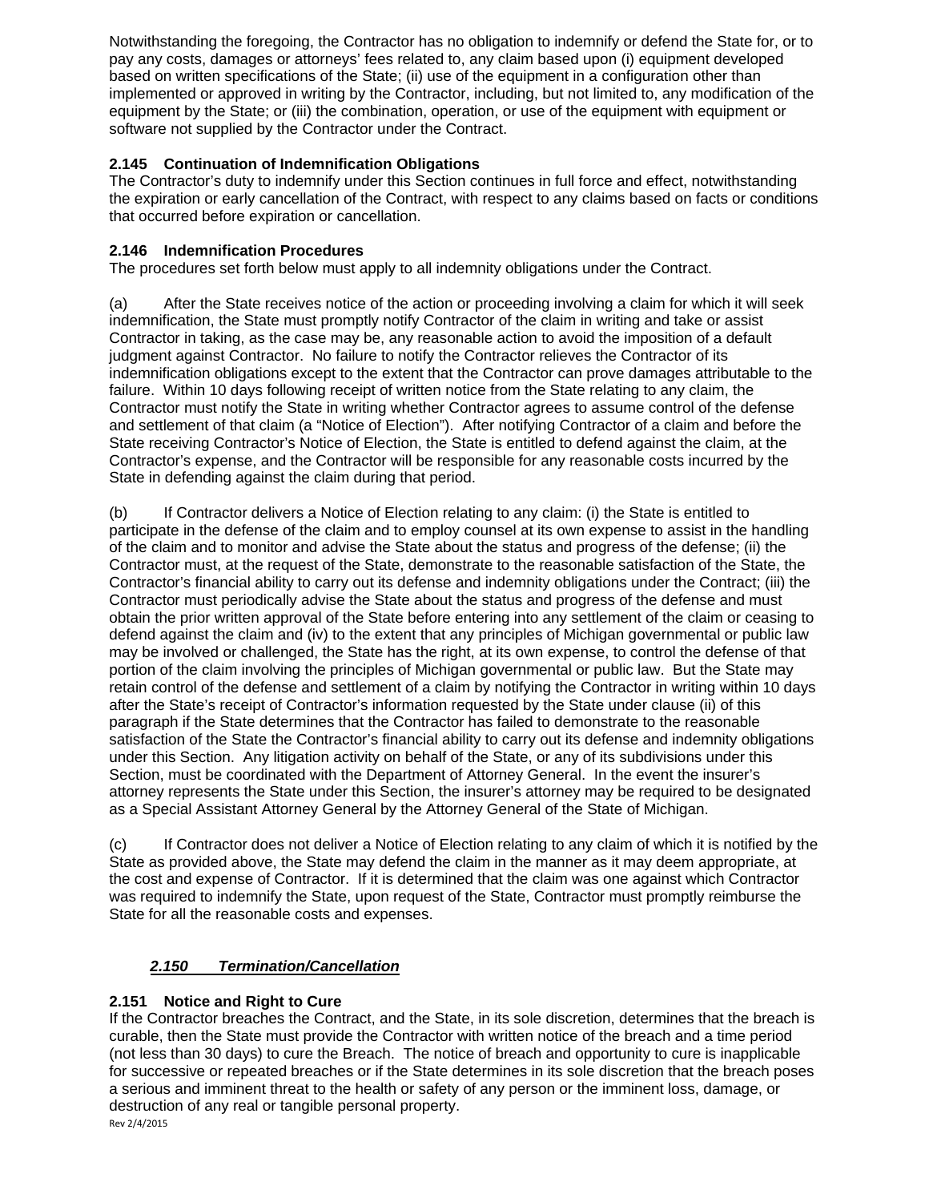Notwithstanding the foregoing, the Contractor has no obligation to indemnify or defend the State for, or to pay any costs, damages or attorneys' fees related to, any claim based upon (i) equipment developed based on written specifications of the State; (ii) use of the equipment in a configuration other than implemented or approved in writing by the Contractor, including, but not limited to, any modification of the equipment by the State; or (iii) the combination, operation, or use of the equipment with equipment or software not supplied by the Contractor under the Contract.

### 2.145 Continuation of Indemnification Obligations

The Contractor's duty to indemnify under this Section continues in full force and effect, notwithstanding the expiration or early cancellation of the Contract, with respect to any claims based on facts or conditions that occurred before expiration or cancellation.

### 2.146 Indemnification Procedures

The procedures set forth below must apply to all indemnity obligations under the Contract.

(a) After the State receives notice of the action or proceeding involving a claim for which it will seek indemnification, the State must promptly notify Contractor of the claim in writing and take or assist Contractor in taking, as the case may be, any reasonable action to avoid the imposition of a default judgment against Contractor. No failure to notify the Contractor relieves the Contractor of its indemnification obligations except to the extent that the Contractor can prove damages attributable to the failure. Within 10 days following receipt of written notice from the State relating to any claim, the Contractor must notify the State in writing whether Contractor agrees to assume control of the defense and settlement of that claim (a "Notice of Election"). After notifying Contractor of a claim and before the State receiving Contractor's Notice of Election, the State is entitled to defend against the claim, at the Contractor's expense, and the Contractor will be responsible for any reasonable costs incurred by the State in defending against the claim during that period.

(b) If Contractor delivers a Notice of Election relating to any claim: (i) the State is entitled to participate in the defense of the claim and to employ counsel at its own expense to assist in the handling of the claim and to monitor and advise the State about the status and progress of the defense; (ii) the Contractor must, at the request of the State, demonstrate to the reasonable satisfaction of the State, the Contractor's financial ability to carry out its defense and indemnity obligations under the Contract; (iii) the Contractor must periodically advise the State about the status and progress of the defense and must obtain the prior written approval of the State before entering into any settlement of the claim or ceasing to defend against the claim and (iv) to the extent that any principles of Michigan governmental or public law may be involved or challenged, the State has the right, at its own expense, to control the defense of that portion of the claim involving the principles of Michigan governmental or public law. But the State may retain control of the defense and settlement of a claim by notifying the Contractor in writing within 10 days after the State's receipt of Contractor's information requested by the State under clause (ii) of this paragraph if the State determines that the Contractor has failed to demonstrate to the reasonable satisfaction of the State the Contractor's financial ability to carry out its defense and indemnity obligations under this Section. Any litigation activity on behalf of the State, or any of its subdivisions under this Section, must be coordinated with the Department of Attorney General. In the event the insurer's attorney represents the State under this Section, the insurer's attorney may be required to be designated as a Special Assistant Attorney General by the Attorney General of the State of Michigan.

(c) If Contractor does not deliver a Notice of Election relating to any claim of which it is notified by the State as provided above, the State may defend the claim in the manner as it may deem appropriate, at the cost and expense of Contractor. If it is determined that the claim was one against which Contractor was required to indemnify the State, upon request of the State, Contractor must promptly reimburse the State for all the reasonable costs and expenses.

## ***2.150 Termination/Cancellation***

### 2.151 Notice and Right to Cure

If the Contractor breaches the Contract, and the State, in its sole discretion, determines that the breach is curable, then the State must provide the Contractor with written notice of the breach and a time period (not less than 30 days) to cure the Breach. The notice of breach and opportunity to cure is inapplicable for successive or repeated breaches or if the State determines in its sole discretion that the breach poses a serious and imminent threat to the health or safety of any person or the imminent loss, damage, or destruction of any real or tangible personal property.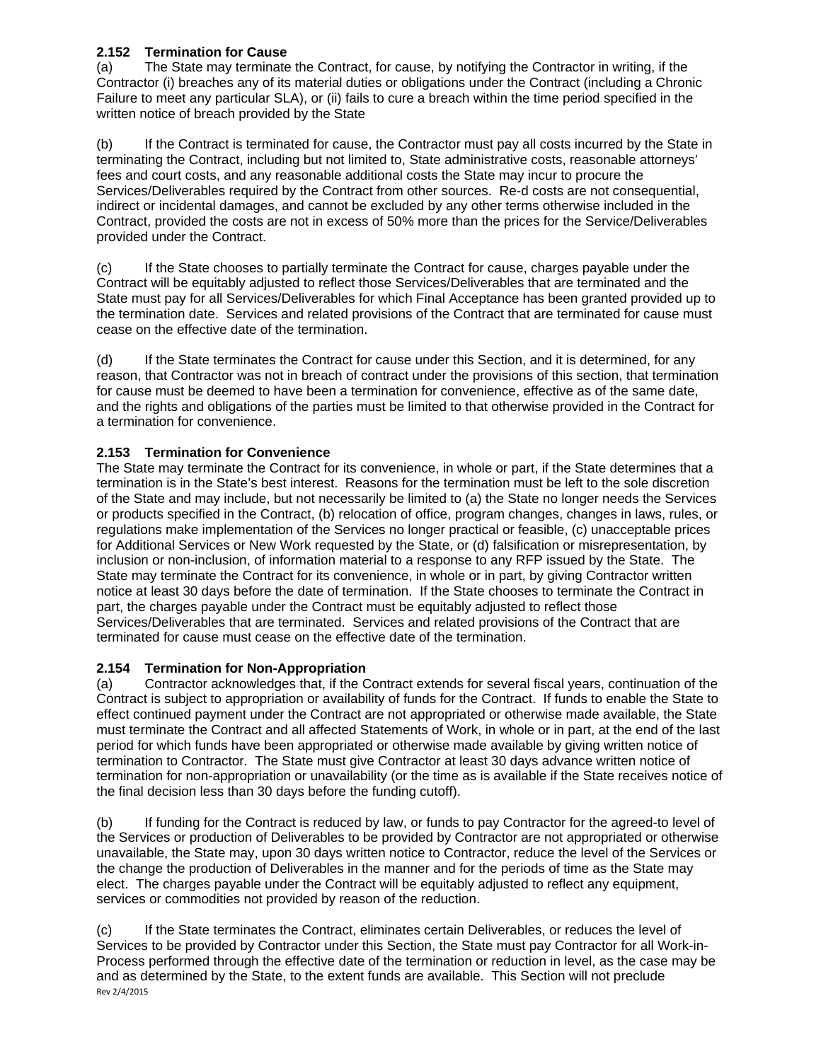### 2.152 Termination for Cause

(a) The State may terminate the Contract, for cause, by notifying the Contractor in writing, if the Contractor (i) breaches any of its material duties or obligations under the Contract (including a Chronic Failure to meet any particular SLA), or (ii) fails to cure a breach within the time period specified in the written notice of breach provided by the State

(b) If the Contract is terminated for cause, the Contractor must pay all costs incurred by the State in terminating the Contract, including but not limited to, State administrative costs, reasonable attorneys' fees and court costs, and any reasonable additional costs the State may incur to procure the Services/Deliverables required by the Contract from other sources. Re-d costs are not consequential, indirect or incidental damages, and cannot be excluded by any other terms otherwise included in the Contract, provided the costs are not in excess of 50% more than the prices for the Service/Deliverables provided under the Contract.

(c) If the State chooses to partially terminate the Contract for cause, charges payable under the Contract will be equitably adjusted to reflect those Services/Deliverables that are terminated and the State must pay for all Services/Deliverables for which Final Acceptance has been granted provided up to the termination date. Services and related provisions of the Contract that are terminated for cause must cease on the effective date of the termination.

(d) If the State terminates the Contract for cause under this Section, and it is determined, for any reason, that Contractor was not in breach of contract under the provisions of this section, that termination for cause must be deemed to have been a termination for convenience, effective as of the same date, and the rights and obligations of the parties must be limited to that otherwise provided in the Contract for a termination for convenience.

### 2.153 Termination for Convenience

The State may terminate the Contract for its convenience, in whole or part, if the State determines that a termination is in the State's best interest. Reasons for the termination must be left to the sole discretion of the State and may include, but not necessarily be limited to (a) the State no longer needs the Services or products specified in the Contract, (b) relocation of office, program changes, changes in laws, rules, or regulations make implementation of the Services no longer practical or feasible, (c) unacceptable prices for Additional Services or New Work requested by the State, or (d) falsification or misrepresentation, by inclusion or non-inclusion, of information material to a response to any RFP issued by the State. The State may terminate the Contract for its convenience, in whole or in part, by giving Contractor written notice at least 30 days before the date of termination. If the State chooses to terminate the Contract in part, the charges payable under the Contract must be equitably adjusted to reflect those Services/Deliverables that are terminated. Services and related provisions of the Contract that are terminated for cause must cease on the effective date of the termination.

### 2.154 Termination for Non-Appropriation

(a) Contractor acknowledges that, if the Contract extends for several fiscal years, continuation of the Contract is subject to appropriation or availability of funds for the Contract. If funds to enable the State to effect continued payment under the Contract are not appropriated or otherwise made available, the State must terminate the Contract and all affected Statements of Work, in whole or in part, at the end of the last period for which funds have been appropriated or otherwise made available by giving written notice of termination to Contractor. The State must give Contractor at least 30 days advance written notice of termination for non-appropriation or unavailability (or the time as is available if the State receives notice of the final decision less than 30 days before the funding cutoff).

(b) If funding for the Contract is reduced by law, or funds to pay Contractor for the agreed-to level of the Services or production of Deliverables to be provided by Contractor are not appropriated or otherwise unavailable, the State may, upon 30 days written notice to Contractor, reduce the level of the Services or the change the production of Deliverables in the manner and for the periods of time as the State may elect. The charges payable under the Contract will be equitably adjusted to reflect any equipment, services or commodities not provided by reason of the reduction.

(c) If the State terminates the Contract, eliminates certain Deliverables, or reduces the level of Services to be provided by Contractor under this Section, the State must pay Contractor for all Work-in-Process performed through the effective date of the termination or reduction in level, as the case may be and as determined by the State, to the extent funds are available. This Section will not preclude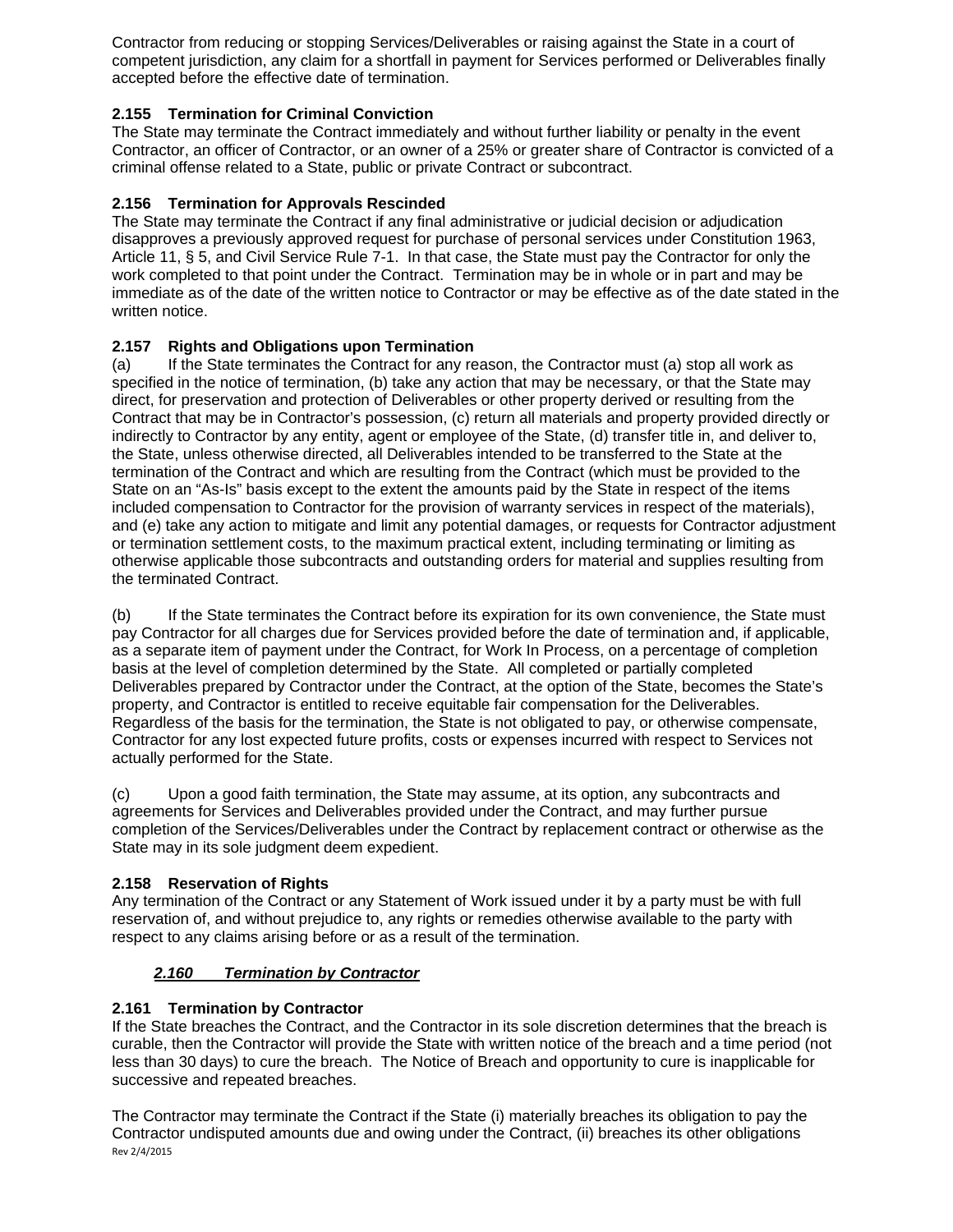Contractor from reducing or stopping Services/Deliverables or raising against the State in a court of competent jurisdiction, any claim for a shortfall in payment for Services performed or Deliverables finally accepted before the effective date of termination.

**2.155 Termination for Criminal Conviction**
The State may terminate the Contract immediately and without further liability or penalty in the event Contractor, an officer of Contractor, or an owner of a 25% or greater share of Contractor is convicted of a criminal offense related to a State, public or private Contract or subcontract.

**2.156 Termination for Approvals Rescinded**
The State may terminate the Contract if any final administrative or judicial decision or adjudication disapproves a previously approved request for purchase of personal services under Constitution 1963, Article 11, § 5, and Civil Service Rule 7-1. In that case, the State must pay the Contractor for only the work completed to that point under the Contract. Termination may be in whole or in part and may be immediate as of the date of the written notice to Contractor or may be effective as of the date stated in the written notice.

**2.157 Rights and Obligations upon Termination**
(a) If the State terminates the Contract for any reason, the Contractor must (a) stop all work as specified in the notice of termination, (b) take any action that may be necessary, or that the State may direct, for preservation and protection of Deliverables or other property derived or resulting from the Contract that may be in Contractor's possession, (c) return all materials and property provided directly or indirectly to Contractor by any entity, agent or employee of the State, (d) transfer title in, and deliver to, the State, unless otherwise directed, all Deliverables intended to be transferred to the State at the termination of the Contract and which are resulting from the Contract (which must be provided to the State on an "As-Is" basis except to the extent the amounts paid by the State in respect of the items included compensation to Contractor for the provision of warranty services in respect of the materials), and (e) take any action to mitigate and limit any potential damages, or requests for Contractor adjustment or termination settlement costs, to the maximum practical extent, including terminating or limiting as otherwise applicable those subcontracts and outstanding orders for material and supplies resulting from the terminated Contract.

(b) If the State terminates the Contract before its expiration for its own convenience, the State must pay Contractor for all charges due for Services provided before the date of termination and, if applicable, as a separate item of payment under the Contract, for Work In Process, on a percentage of completion basis at the level of completion determined by the State. All completed or partially completed Deliverables prepared by Contractor under the Contract, at the option of the State, becomes the State's property, and Contractor is entitled to receive equitable fair compensation for the Deliverables. Regardless of the basis for the termination, the State is not obligated to pay, or otherwise compensate, Contractor for any lost expected future profits, costs or expenses incurred with respect to Services not actually performed for the State.

(c) Upon a good faith termination, the State may assume, at its option, any subcontracts and agreements for Services and Deliverables provided under the Contract, and may further pursue completion of the Services/Deliverables under the Contract by replacement contract or otherwise as the State may in its sole judgment deem expedient.

**2.158 Reservation of Rights**
Any termination of the Contract or any Statement of Work issued under it by a party must be with full reservation of, and without prejudice to, any rights or remedies otherwise available to the party with respect to any claims arising before or as a result of the termination.

***<u>2.160 Termination by Contractor</u>***

**2.161 Termination by Contractor**
If the State breaches the Contract, and the Contractor in its sole discretion determines that the breach is curable, then the Contractor will provide the State with written notice of the breach and a time period (not less than 30 days) to cure the breach. The Notice of Breach and opportunity to cure is inapplicable for successive and repeated breaches.

The Contractor may terminate the Contract if the State (i) materially breaches its obligation to pay the Contractor undisputed amounts due and owing under the Contract, (ii) breaches its other obligations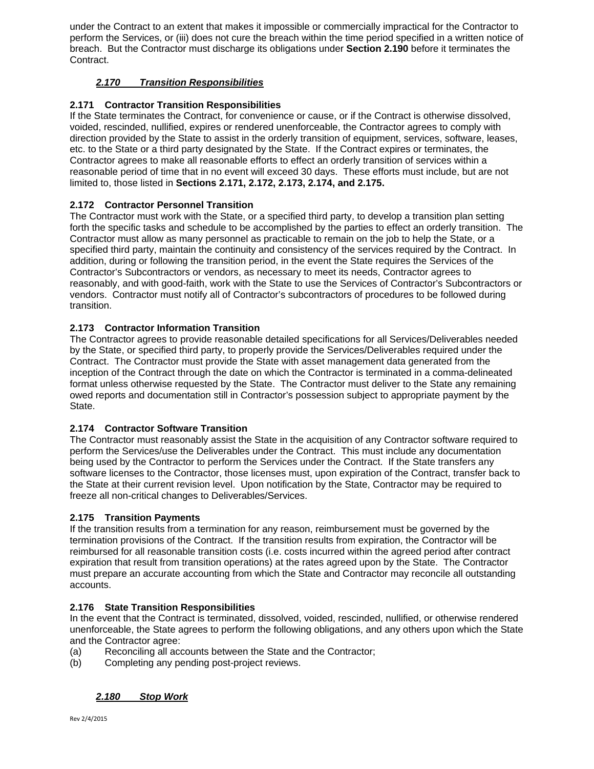under the Contract to an extent that makes it impossible or commercially impractical for the Contractor to perform the Services, or (iii) does not cure the breach within the time period specified in a written notice of breach. But the Contractor must discharge its obligations under **Section 2.190** before it terminates the Contract.

### *2.170 Transition Responsibilities*

**2.171 Contractor Transition Responsibilities**
If the State terminates the Contract, for convenience or cause, or if the Contract is otherwise dissolved, voided, rescinded, nullified, expires or rendered unenforceable, the Contractor agrees to comply with direction provided by the State to assist in the orderly transition of equipment, services, software, leases, etc. to the State or a third party designated by the State. If the Contract expires or terminates, the Contractor agrees to make all reasonable efforts to effect an orderly transition of services within a reasonable period of time that in no event will exceed 30 days. These efforts must include, but are not limited to, those listed in **Sections 2.171, 2.172, 2.173, 2.174, and 2.175.**

**2.172 Contractor Personnel Transition**
The Contractor must work with the State, or a specified third party, to develop a transition plan setting forth the specific tasks and schedule to be accomplished by the parties to effect an orderly transition. The Contractor must allow as many personnel as practicable to remain on the job to help the State, or a specified third party, maintain the continuity and consistency of the services required by the Contract. In addition, during or following the transition period, in the event the State requires the Services of the Contractor's Subcontractors or vendors, as necessary to meet its needs, Contractor agrees to reasonably, and with good-faith, work with the State to use the Services of Contractor's Subcontractors or vendors. Contractor must notify all of Contractor's subcontractors of procedures to be followed during transition.

**2.173 Contractor Information Transition**
The Contractor agrees to provide reasonable detailed specifications for all Services/Deliverables needed by the State, or specified third party, to properly provide the Services/Deliverables required under the Contract. The Contractor must provide the State with asset management data generated from the inception of the Contract through the date on which the Contractor is terminated in a comma-delineated format unless otherwise requested by the State. The Contractor must deliver to the State any remaining owed reports and documentation still in Contractor's possession subject to appropriate payment by the State.

**2.174 Contractor Software Transition**
The Contractor must reasonably assist the State in the acquisition of any Contractor software required to perform the Services/use the Deliverables under the Contract. This must include any documentation being used by the Contractor to perform the Services under the Contract. If the State transfers any software licenses to the Contractor, those licenses must, upon expiration of the Contract, transfer back to the State at their current revision level. Upon notification by the State, Contractor may be required to freeze all non-critical changes to Deliverables/Services.

**2.175 Transition Payments**
If the transition results from a termination for any reason, reimbursement must be governed by the termination provisions of the Contract. If the transition results from expiration, the Contractor will be reimbursed for all reasonable transition costs (i.e. costs incurred within the agreed period after contract expiration that result from transition operations) at the rates agreed upon by the State. The Contractor must prepare an accurate accounting from which the State and Contractor may reconcile all outstanding accounts.

**2.176 State Transition Responsibilities**
In the event that the Contract is terminated, dissolved, voided, rescinded, nullified, or otherwise rendered unenforceable, the State agrees to perform the following obligations, and any others upon which the State and the Contractor agree:
(a) Reconciling all accounts between the State and the Contractor;
(b) Completing any pending post-project reviews.

### *2.180 Stop Work*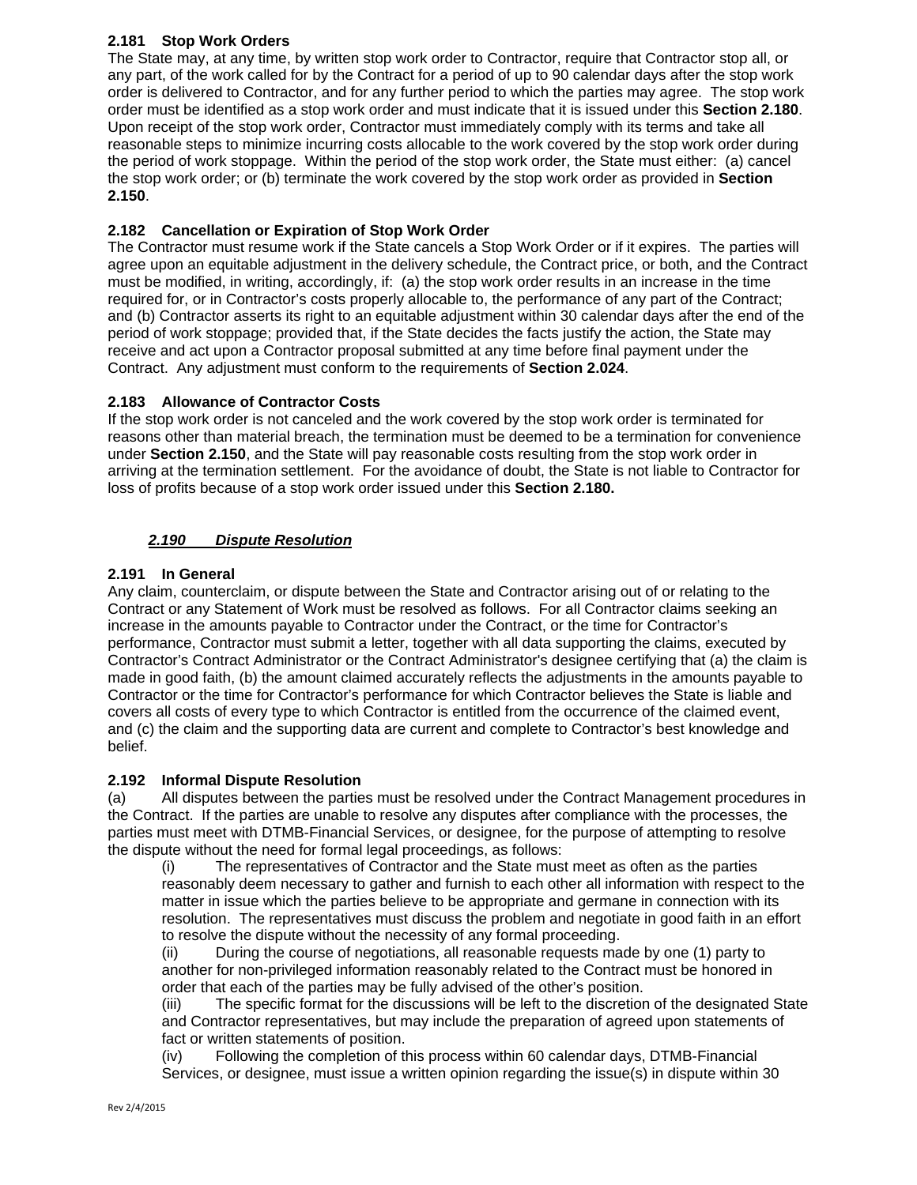**2.181 Stop Work Orders**
The State may, at any time, by written stop work order to Contractor, require that Contractor stop all, or any part, of the work called for by the Contract for a period of up to 90 calendar days after the stop work order is delivered to Contractor, and for any further period to which the parties may agree. The stop work order must be identified as a stop work order and must indicate that it is issued under this **Section 2.180**. Upon receipt of the stop work order, Contractor must immediately comply with its terms and take all reasonable steps to minimize incurring costs allocable to the work covered by the stop work order during the period of work stoppage. Within the period of the stop work order, the State must either: (a) cancel the stop work order; or (b) terminate the work covered by the stop work order as provided in **Section 2.150**.

**2.182 Cancellation or Expiration of Stop Work Order**
The Contractor must resume work if the State cancels a Stop Work Order or if it expires. The parties will agree upon an equitable adjustment in the delivery schedule, the Contract price, or both, and the Contract must be modified, in writing, accordingly, if: (a) the stop work order results in an increase in the time required for, or in Contractor's costs properly allocable to, the performance of any part of the Contract; and (b) Contractor asserts its right to an equitable adjustment within 30 calendar days after the end of the period of work stoppage; provided that, if the State decides the facts justify the action, the State may receive and act upon a Contractor proposal submitted at any time before final payment under the Contract. Any adjustment must conform to the requirements of **Section 2.024**.

**2.183 Allowance of Contractor Costs**
If the stop work order is not canceled and the work covered by the stop work order is terminated for reasons other than material breach, the termination must be deemed to be a termination for convenience under **Section 2.150**, and the State will pay reasonable costs resulting from the stop work order in arriving at the termination settlement. For the avoidance of doubt, the State is not liable to Contractor for loss of profits because of a stop work order issued under this **Section 2.180.**

***2.190 Dispute Resolution***

**2.191 In General**
Any claim, counterclaim, or dispute between the State and Contractor arising out of or relating to the Contract or any Statement of Work must be resolved as follows. For all Contractor claims seeking an increase in the amounts payable to Contractor under the Contract, or the time for Contractor's performance, Contractor must submit a letter, together with all data supporting the claims, executed by Contractor's Contract Administrator or the Contract Administrator's designee certifying that (a) the claim is made in good faith, (b) the amount claimed accurately reflects the adjustments in the amounts payable to Contractor or the time for Contractor's performance for which Contractor believes the State is liable and covers all costs of every type to which Contractor is entitled from the occurrence of the claimed event, and (c) the claim and the supporting data are current and complete to Contractor's best knowledge and belief.

**2.192 Informal Dispute Resolution**
(a) All disputes between the parties must be resolved under the Contract Management procedures in the Contract. If the parties are unable to resolve any disputes after compliance with the processes, the parties must meet with DTMB-Financial Services, or designee, for the purpose of attempting to resolve the dispute without the need for formal legal proceedings, as follows:

(i) The representatives of Contractor and the State must meet as often as the parties reasonably deem necessary to gather and furnish to each other all information with respect to the matter in issue which the parties believe to be appropriate and germane in connection with its resolution. The representatives must discuss the problem and negotiate in good faith in an effort to resolve the dispute without the necessity of any formal proceeding.

(ii) During the course of negotiations, all reasonable requests made by one (1) party to another for non-privileged information reasonably related to the Contract must be honored in order that each of the parties may be fully advised of the other's position.

(iii) The specific format for the discussions will be left to the discretion of the designated State and Contractor representatives, but may include the preparation of agreed upon statements of fact or written statements of position.

(iv) Following the completion of this process within 60 calendar days, DTMB-Financial Services, or designee, must issue a written opinion regarding the issue(s) in dispute within 30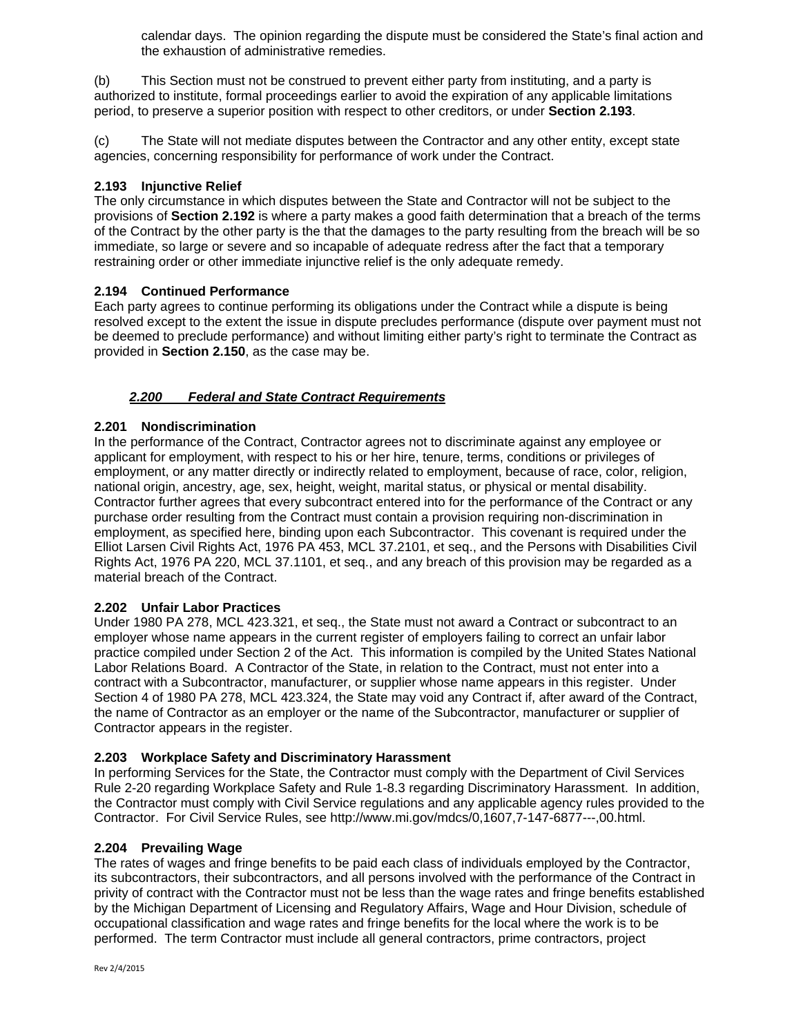calendar days. The opinion regarding the dispute must be considered the State's final action and the exhaustion of administrative remedies.

(b) This Section must not be construed to prevent either party from instituting, and a party is authorized to institute, formal proceedings earlier to avoid the expiration of any applicable limitations period, to preserve a superior position with respect to other creditors, or under **Section 2.193**.

(c) The State will not mediate disputes between the Contractor and any other entity, except state agencies, concerning responsibility for performance of work under the Contract.

**2.193 Injunctive Relief**
The only circumstance in which disputes between the State and Contractor will not be subject to the provisions of **Section 2.192** is where a party makes a good faith determination that a breach of the terms of the Contract by the other party is the that the damages to the party resulting from the breach will be so immediate, so large or severe and so incapable of adequate redress after the fact that a temporary restraining order or other immediate injunctive relief is the only adequate remedy.

**2.194 Continued Performance**
Each party agrees to continue performing its obligations under the Contract while a dispute is being resolved except to the extent the issue in dispute precludes performance (dispute over payment must not be deemed to preclude performance) and without limiting either party's right to terminate the Contract as provided in **Section 2.150**, as the case may be.

## ***2.200 Federal and State Contract Requirements***

**2.201 Nondiscrimination**
In the performance of the Contract, Contractor agrees not to discriminate against any employee or applicant for employment, with respect to his or her hire, tenure, terms, conditions or privileges of employment, or any matter directly or indirectly related to employment, because of race, color, religion, national origin, ancestry, age, sex, height, weight, marital status, or physical or mental disability. Contractor further agrees that every subcontract entered into for the performance of the Contract or any purchase order resulting from the Contract must contain a provision requiring non-discrimination in employment, as specified here, binding upon each Subcontractor. This covenant is required under the Elliot Larsen Civil Rights Act, 1976 PA 453, MCL 37.2101, et seq., and the Persons with Disabilities Civil Rights Act, 1976 PA 220, MCL 37.1101, et seq., and any breach of this provision may be regarded as a material breach of the Contract.

**2.202 Unfair Labor Practices**
Under 1980 PA 278, MCL 423.321, et seq., the State must not award a Contract or subcontract to an employer whose name appears in the current register of employers failing to correct an unfair labor practice compiled under Section 2 of the Act. This information is compiled by the United States National Labor Relations Board. A Contractor of the State, in relation to the Contract, must not enter into a contract with a Subcontractor, manufacturer, or supplier whose name appears in this register. Under Section 4 of 1980 PA 278, MCL 423.324, the State may void any Contract if, after award of the Contract, the name of Contractor as an employer or the name of the Subcontractor, manufacturer or supplier of Contractor appears in the register.

**2.203 Workplace Safety and Discriminatory Harassment**
In performing Services for the State, the Contractor must comply with the Department of Civil Services Rule 2-20 regarding Workplace Safety and Rule 1-8.3 regarding Discriminatory Harassment. In addition, the Contractor must comply with Civil Service regulations and any applicable agency rules provided to the Contractor. For Civil Service Rules, see http://www.mi.gov/mdcs/0,1607,7-147-6877---,00.html.

**2.204 Prevailing Wage**
The rates of wages and fringe benefits to be paid each class of individuals employed by the Contractor, its subcontractors, their subcontractors, and all persons involved with the performance of the Contract in privity of contract with the Contractor must not be less than the wage rates and fringe benefits established by the Michigan Department of Licensing and Regulatory Affairs, Wage and Hour Division, schedule of occupational classification and wage rates and fringe benefits for the local where the work is to be performed. The term Contractor must include all general contractors, prime contractors, project

Rev 2/4/2015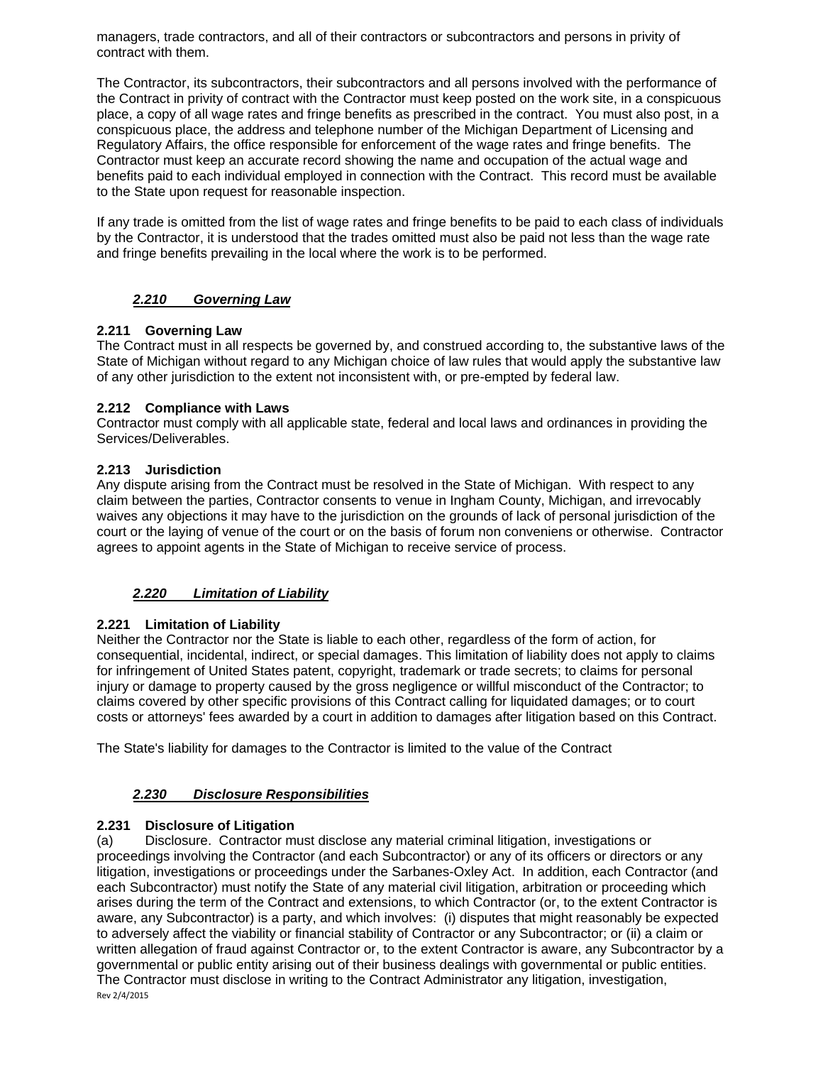managers, trade contractors, and all of their contractors or subcontractors and persons in privity of contract with them.

The Contractor, its subcontractors, their subcontractors and all persons involved with the performance of the Contract in privity of contract with the Contractor must keep posted on the work site, in a conspicuous place, a copy of all wage rates and fringe benefits as prescribed in the contract. You must also post, in a conspicuous place, the address and telephone number of the Michigan Department of Licensing and Regulatory Affairs, the office responsible for enforcement of the wage rates and fringe benefits. The Contractor must keep an accurate record showing the name and occupation of the actual wage and benefits paid to each individual employed in connection with the Contract. This record must be available to the State upon request for reasonable inspection.

If any trade is omitted from the list of wage rates and fringe benefits to be paid to each class of individuals by the Contractor, it is understood that the trades omitted must also be paid not less than the wage rate and fringe benefits prevailing in the local where the work is to be performed.

### ***2.210 Governing Law***

#### 2.211 Governing Law

The Contract must in all respects be governed by, and construed according to, the substantive laws of the State of Michigan without regard to any Michigan choice of law rules that would apply the substantive law of any other jurisdiction to the extent not inconsistent with, or pre-empted by federal law.

#### 2.212 Compliance with Laws

Contractor must comply with all applicable state, federal and local laws and ordinances in providing the Services/Deliverables.

#### 2.213 Jurisdiction

Any dispute arising from the Contract must be resolved in the State of Michigan. With respect to any claim between the parties, Contractor consents to venue in Ingham County, Michigan, and irrevocably waives any objections it may have to the jurisdiction on the grounds of lack of personal jurisdiction of the court or the laying of venue of the court or on the basis of forum non conveniens or otherwise. Contractor agrees to appoint agents in the State of Michigan to receive service of process.

### ***2.220 Limitation of Liability***

#### 2.221 Limitation of Liability

Neither the Contractor nor the State is liable to each other, regardless of the form of action, for consequential, incidental, indirect, or special damages. This limitation of liability does not apply to claims for infringement of United States patent, copyright, trademark or trade secrets; to claims for personal injury or damage to property caused by the gross negligence or willful misconduct of the Contractor; to claims covered by other specific provisions of this Contract calling for liquidated damages; or to court costs or attorneys' fees awarded by a court in addition to damages after litigation based on this Contract.

The State's liability for damages to the Contractor is limited to the value of the Contract

### ***2.230 Disclosure Responsibilities***

#### 2.231 Disclosure of Litigation

(a) Disclosure. Contractor must disclose any material criminal litigation, investigations or proceedings involving the Contractor (and each Subcontractor) or any of its officers or directors or any litigation, investigations or proceedings under the Sarbanes-Oxley Act. In addition, each Contractor (and each Subcontractor) must notify the State of any material civil litigation, arbitration or proceeding which arises during the term of the Contract and extensions, to which Contractor (or, to the extent Contractor is aware, any Subcontractor) is a party, and which involves: (i) disputes that might reasonably be expected to adversely affect the viability or financial stability of Contractor or any Subcontractor; or (ii) a claim or written allegation of fraud against Contractor or, to the extent Contractor is aware, any Subcontractor by a governmental or public entity arising out of their business dealings with governmental or public entities. The Contractor must disclose in writing to the Contract Administrator any litigation, investigation,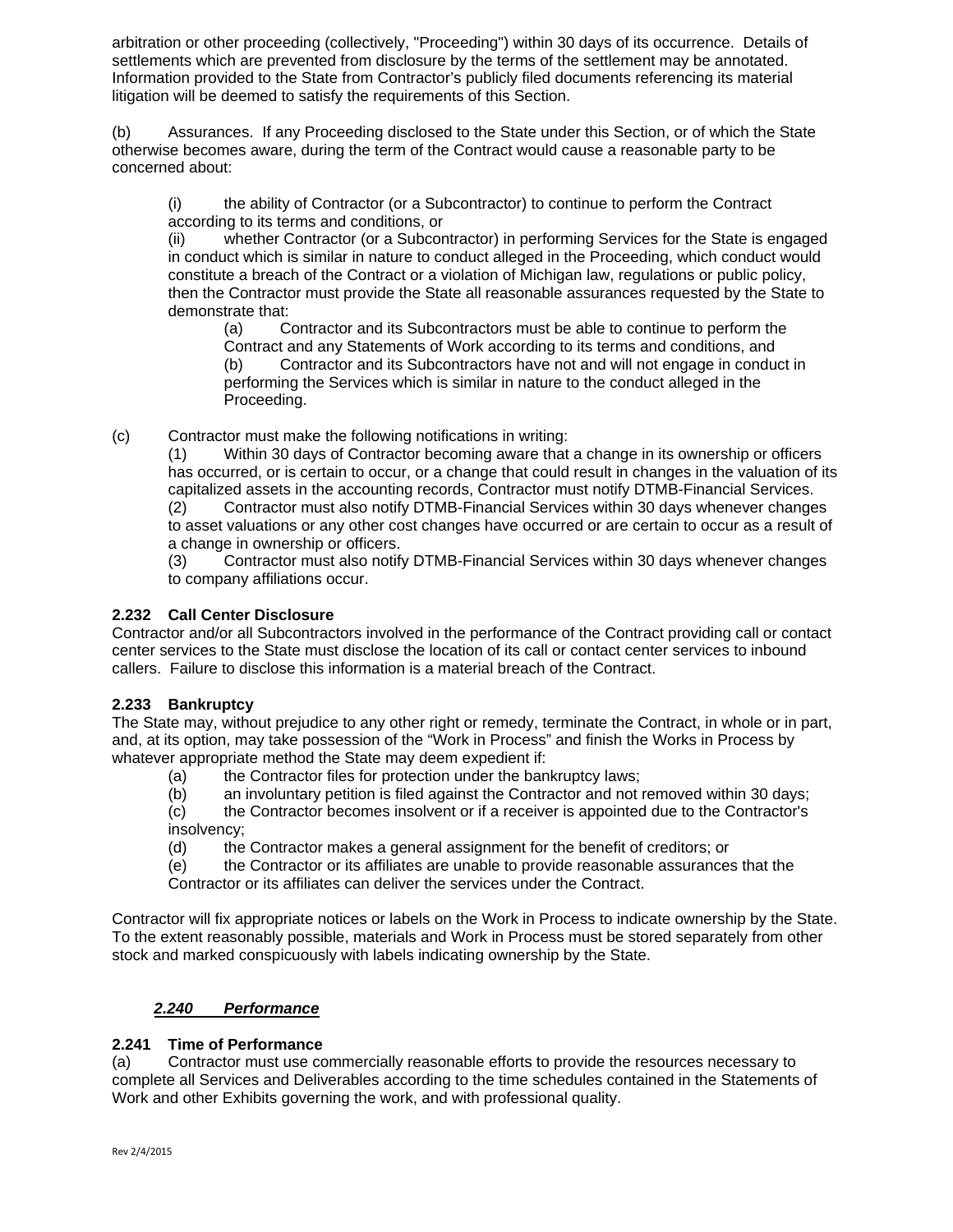arbitration or other proceeding (collectively, "Proceeding") within 30 days of its occurrence. Details of settlements which are prevented from disclosure by the terms of the settlement may be annotated. Information provided to the State from Contractor's publicly filed documents referencing its material litigation will be deemed to satisfy the requirements of this Section.

(b) Assurances. If any Proceeding disclosed to the State under this Section, or of which the State otherwise becomes aware, during the term of the Contract would cause a reasonable party to be concerned about:

(i) the ability of Contractor (or a Subcontractor) to continue to perform the Contract according to its terms and conditions, or
(ii) whether Contractor (or a Subcontractor) in performing Services for the State is engaged in conduct which is similar in nature to conduct alleged in the Proceeding, which conduct would constitute a breach of the Contract or a violation of Michigan law, regulations or public policy, then the Contractor must provide the State all reasonable assurances requested by the State to demonstrate that:

(a) Contractor and its Subcontractors must be able to continue to perform the Contract and any Statements of Work according to its terms and conditions, and
(b) Contractor and its Subcontractors have not and will not engage in conduct in performing the Services which is similar in nature to the conduct alleged in the Proceeding.

(c) Contractor must make the following notifications in writing:
(1) Within 30 days of Contractor becoming aware that a change in its ownership or officers has occurred, or is certain to occur, or a change that could result in changes in the valuation of its capitalized assets in the accounting records, Contractor must notify DTMB-Financial Services.
(2) Contractor must also notify DTMB-Financial Services within 30 days whenever changes to asset valuations or any other cost changes have occurred or are certain to occur as a result of a change in ownership or officers.
(3) Contractor must also notify DTMB-Financial Services within 30 days whenever changes to company affiliations occur.

### 2.232 Call Center Disclosure

Contractor and/or all Subcontractors involved in the performance of the Contract providing call or contact center services to the State must disclose the location of its call or contact center services to inbound callers. Failure to disclose this information is a material breach of the Contract.

### 2.233 Bankruptcy

The State may, without prejudice to any other right or remedy, terminate the Contract, in whole or in part, and, at its option, may take possession of the "Work in Process" and finish the Works in Process by whatever appropriate method the State may deem expedient if:

(a) the Contractor files for protection under the bankruptcy laws;
(b) an involuntary petition is filed against the Contractor and not removed within 30 days;
(c) the Contractor becomes insolvent or if a receiver is appointed due to the Contractor's insolvency;
(d) the Contractor makes a general assignment for the benefit of creditors; or
(e) the Contractor or its affiliates are unable to provide reasonable assurances that the Contractor or its affiliates can deliver the services under the Contract.

Contractor will fix appropriate notices or labels on the Work in Process to indicate ownership by the State. To the extent reasonably possible, materials and Work in Process must be stored separately from other stock and marked conspicuously with labels indicating ownership by the State.

## ***2.240 Performance***

### 2.241 Time of Performance

(a) Contractor must use commercially reasonable efforts to provide the resources necessary to complete all Services and Deliverables according to the time schedules contained in the Statements of Work and other Exhibits governing the work, and with professional quality.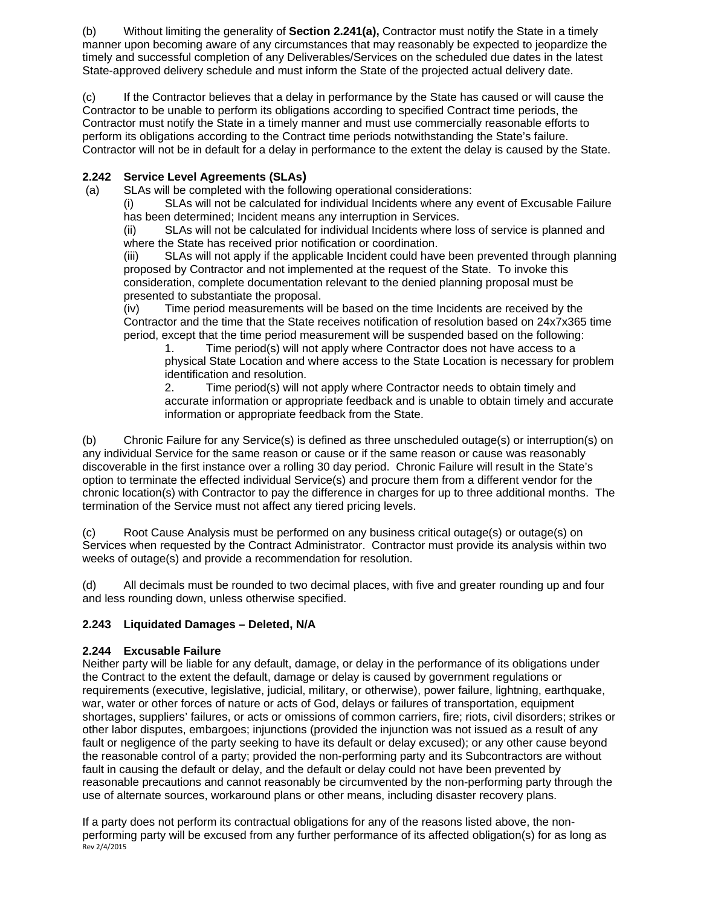(b) Without limiting the generality of **Section 2.241(a),** Contractor must notify the State in a timely manner upon becoming aware of any circumstances that may reasonably be expected to jeopardize the timely and successful completion of any Deliverables/Services on the scheduled due dates in the latest State-approved delivery schedule and must inform the State of the projected actual delivery date.

(c) If the Contractor believes that a delay in performance by the State has caused or will cause the Contractor to be unable to perform its obligations according to specified Contract time periods, the Contractor must notify the State in a timely manner and must use commercially reasonable efforts to perform its obligations according to the Contract time periods notwithstanding the State's failure. Contractor will not be in default for a delay in performance to the extent the delay is caused by the State.

### 2.242 Service Level Agreements (SLAs)

(a) SLAs will be completed with the following operational considerations:

(i) SLAs will not be calculated for individual Incidents where any event of Excusable Failure has been determined; Incident means any interruption in Services.

(ii) SLAs will not be calculated for individual Incidents where loss of service is planned and where the State has received prior notification or coordination.

(iii) SLAs will not apply if the applicable Incident could have been prevented through planning proposed by Contractor and not implemented at the request of the State. To invoke this consideration, complete documentation relevant to the denied planning proposal must be presented to substantiate the proposal.

(iv) Time period measurements will be based on the time Incidents are received by the Contractor and the time that the State receives notification of resolution based on 24x7x365 time period, except that the time period measurement will be suspended based on the following:

1. Time period(s) will not apply where Contractor does not have access to a physical State Location and where access to the State Location is necessary for problem identification and resolution.
2. Time period(s) will not apply where Contractor needs to obtain timely and accurate information or appropriate feedback and is unable to obtain timely and accurate information or appropriate feedback from the State.

(b) Chronic Failure for any Service(s) is defined as three unscheduled outage(s) or interruption(s) on any individual Service for the same reason or cause or if the same reason or cause was reasonably discoverable in the first instance over a rolling 30 day period. Chronic Failure will result in the State's option to terminate the effected individual Service(s) and procure them from a different vendor for the chronic location(s) with Contractor to pay the difference in charges for up to three additional months. The termination of the Service must not affect any tiered pricing levels.

(c) Root Cause Analysis must be performed on any business critical outage(s) or outage(s) on Services when requested by the Contract Administrator. Contractor must provide its analysis within two weeks of outage(s) and provide a recommendation for resolution.

(d) All decimals must be rounded to two decimal places, with five and greater rounding up and four and less rounding down, unless otherwise specified.

### 2.243 Liquidated Damages – Deleted, N/A

### 2.244 Excusable Failure

Neither party will be liable for any default, damage, or delay in the performance of its obligations under the Contract to the extent the default, damage or delay is caused by government regulations or requirements (executive, legislative, judicial, military, or otherwise), power failure, lightning, earthquake, war, water or other forces of nature or acts of God, delays or failures of transportation, equipment shortages, suppliers' failures, or acts or omissions of common carriers, fire; riots, civil disorders; strikes or other labor disputes, embargoes; injunctions (provided the injunction was not issued as a result of any fault or negligence of the party seeking to have its default or delay excused); or any other cause beyond the reasonable control of a party; provided the non-performing party and its Subcontractors are without fault in causing the default or delay, and the default or delay could not have been prevented by reasonable precautions and cannot reasonably be circumvented by the non-performing party through the use of alternate sources, workaround plans or other means, including disaster recovery plans.

If a party does not perform its contractual obligations for any of the reasons listed above, the non-performing party will be excused from any further performance of its affected obligation(s) for as long as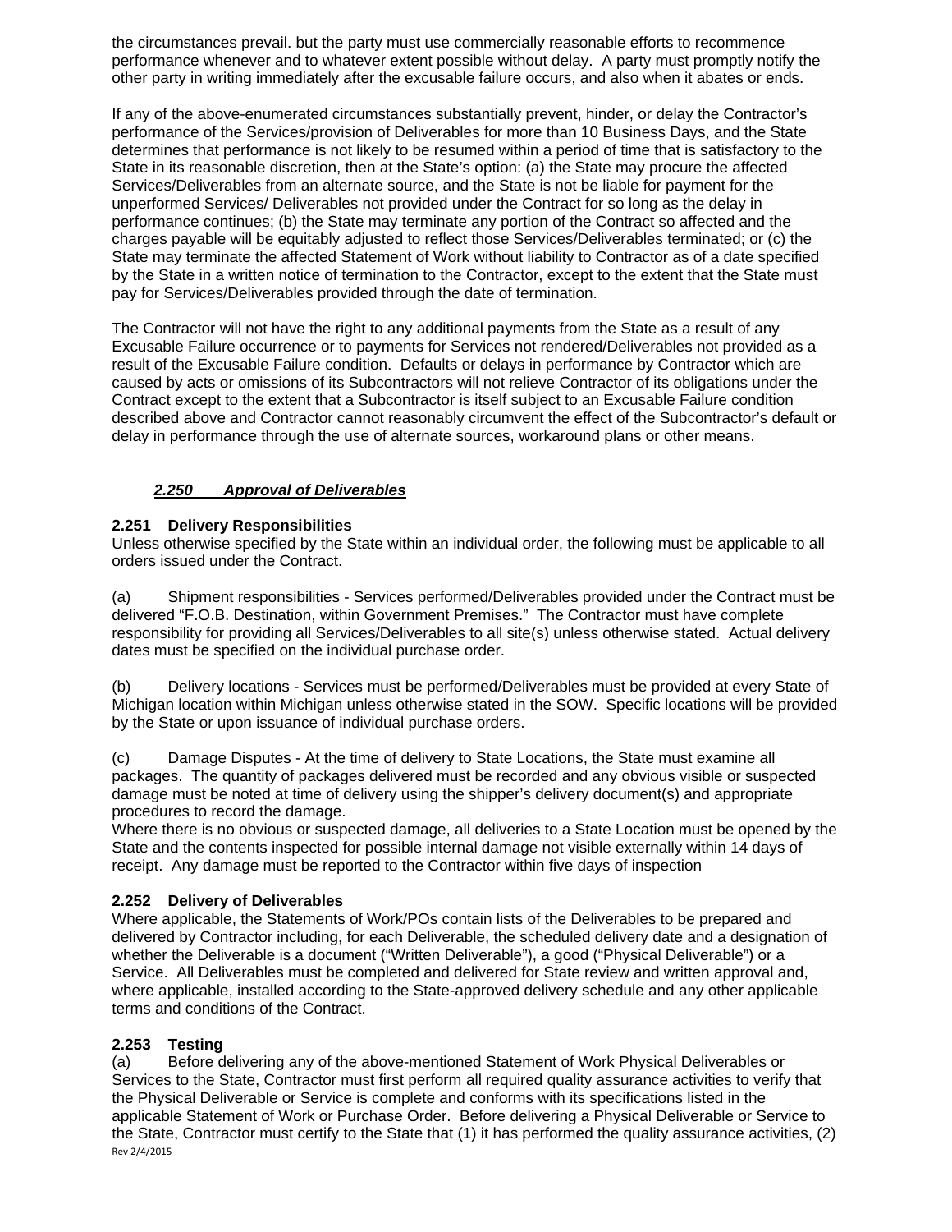the circumstances prevail. but the party must use commercially reasonable efforts to recommence performance whenever and to whatever extent possible without delay. A party must promptly notify the other party in writing immediately after the excusable failure occurs, and also when it abates or ends.

If any of the above-enumerated circumstances substantially prevent, hinder, or delay the Contractor's performance of the Services/provision of Deliverables for more than 10 Business Days, and the State determines that performance is not likely to be resumed within a period of time that is satisfactory to the State in its reasonable discretion, then at the State's option: (a) the State may procure the affected Services/Deliverables from an alternate source, and the State is not be liable for payment for the unperformed Services/ Deliverables not provided under the Contract for so long as the delay in performance continues; (b) the State may terminate any portion of the Contract so affected and the charges payable will be equitably adjusted to reflect those Services/Deliverables terminated; or (c) the State may terminate the affected Statement of Work without liability to Contractor as of a date specified by the State in a written notice of termination to the Contractor, except to the extent that the State must pay for Services/Deliverables provided through the date of termination.

The Contractor will not have the right to any additional payments from the State as a result of any Excusable Failure occurrence or to payments for Services not rendered/Deliverables not provided as a result of the Excusable Failure condition. Defaults or delays in performance by Contractor which are caused by acts or omissions of its Subcontractors will not relieve Contractor of its obligations under the Contract except to the extent that a Subcontractor is itself subject to an Excusable Failure condition described above and Contractor cannot reasonably circumvent the effect of the Subcontractor's default or delay in performance through the use of alternate sources, workaround plans or other means.

### *2.250 Approval of Deliverables*

**2.251 Delivery Responsibilities**

Unless otherwise specified by the State within an individual order, the following must be applicable to all orders issued under the Contract.

(a) Shipment responsibilities - Services performed/Deliverables provided under the Contract must be delivered "F.O.B. Destination, within Government Premises." The Contractor must have complete responsibility for providing all Services/Deliverables to all site(s) unless otherwise stated. Actual delivery dates must be specified on the individual purchase order.

(b) Delivery locations - Services must be performed/Deliverables must be provided at every State of Michigan location within Michigan unless otherwise stated in the SOW. Specific locations will be provided by the State or upon issuance of individual purchase orders.

(c) Damage Disputes - At the time of delivery to State Locations, the State must examine all packages. The quantity of packages delivered must be recorded and any obvious visible or suspected damage must be noted at time of delivery using the shipper's delivery document(s) and appropriate procedures to record the damage.
Where there is no obvious or suspected damage, all deliveries to a State Location must be opened by the State and the contents inspected for possible internal damage not visible externally within 14 days of receipt. Any damage must be reported to the Contractor within five days of inspection

**2.252 Delivery of Deliverables**

Where applicable, the Statements of Work/POs contain lists of the Deliverables to be prepared and delivered by Contractor including, for each Deliverable, the scheduled delivery date and a designation of whether the Deliverable is a document ("Written Deliverable"), a good ("Physical Deliverable") or a Service. All Deliverables must be completed and delivered for State review and written approval and, where applicable, installed according to the State-approved delivery schedule and any other applicable terms and conditions of the Contract.

**2.253 Testing**

(a) Before delivering any of the above-mentioned Statement of Work Physical Deliverables or Services to the State, Contractor must first perform all required quality assurance activities to verify that the Physical Deliverable or Service is complete and conforms with its specifications listed in the applicable Statement of Work or Purchase Order. Before delivering a Physical Deliverable or Service to the State, Contractor must certify to the State that (1) it has performed the quality assurance activities, (2)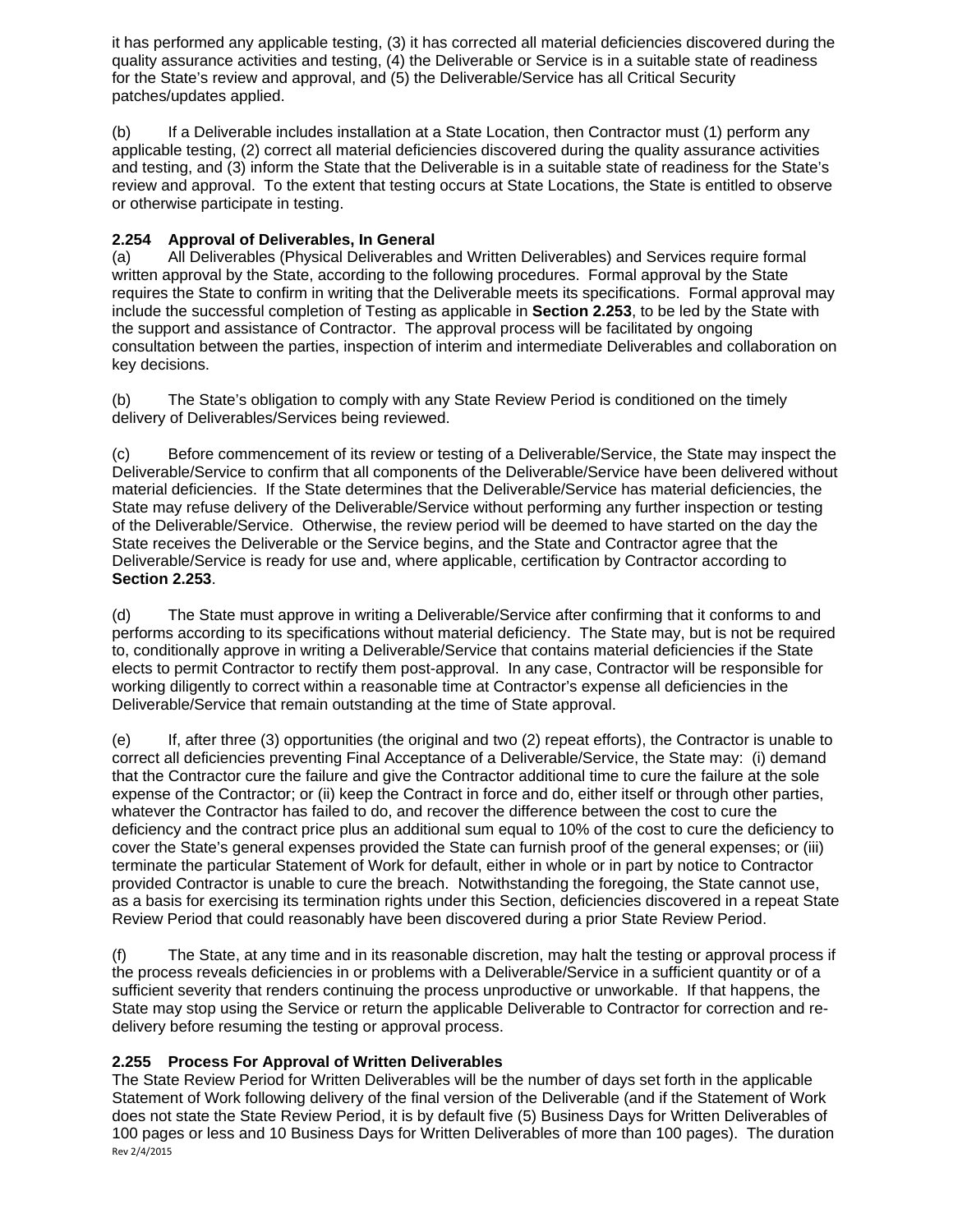it has performed any applicable testing, (3) it has corrected all material deficiencies discovered during the quality assurance activities and testing, (4) the Deliverable or Service is in a suitable state of readiness for the State's review and approval, and (5) the Deliverable/Service has all Critical Security patches/updates applied.

(b) If a Deliverable includes installation at a State Location, then Contractor must (1) perform any applicable testing, (2) correct all material deficiencies discovered during the quality assurance activities and testing, and (3) inform the State that the Deliverable is in a suitable state of readiness for the State's review and approval. To the extent that testing occurs at State Locations, the State is entitled to observe or otherwise participate in testing.

### 2.254 Approval of Deliverables, In General

(a) All Deliverables (Physical Deliverables and Written Deliverables) and Services require formal written approval by the State, according to the following procedures. Formal approval by the State requires the State to confirm in writing that the Deliverable meets its specifications. Formal approval may include the successful completion of Testing as applicable in **Section 2.253**, to be led by the State with the support and assistance of Contractor. The approval process will be facilitated by ongoing consultation between the parties, inspection of interim and intermediate Deliverables and collaboration on key decisions.

(b) The State's obligation to comply with any State Review Period is conditioned on the timely delivery of Deliverables/Services being reviewed.

(c) Before commencement of its review or testing of a Deliverable/Service, the State may inspect the Deliverable/Service to confirm that all components of the Deliverable/Service have been delivered without material deficiencies. If the State determines that the Deliverable/Service has material deficiencies, the State may refuse delivery of the Deliverable/Service without performing any further inspection or testing of the Deliverable/Service. Otherwise, the review period will be deemed to have started on the day the State receives the Deliverable or the Service begins, and the State and Contractor agree that the Deliverable/Service is ready for use and, where applicable, certification by Contractor according to **Section 2.253**.

(d) The State must approve in writing a Deliverable/Service after confirming that it conforms to and performs according to its specifications without material deficiency. The State may, but is not be required to, conditionally approve in writing a Deliverable/Service that contains material deficiencies if the State elects to permit Contractor to rectify them post-approval. In any case, Contractor will be responsible for working diligently to correct within a reasonable time at Contractor's expense all deficiencies in the Deliverable/Service that remain outstanding at the time of State approval.

(e) If, after three (3) opportunities (the original and two (2) repeat efforts), the Contractor is unable to correct all deficiencies preventing Final Acceptance of a Deliverable/Service, the State may: (i) demand that the Contractor cure the failure and give the Contractor additional time to cure the failure at the sole expense of the Contractor; or (ii) keep the Contract in force and do, either itself or through other parties, whatever the Contractor has failed to do, and recover the difference between the cost to cure the deficiency and the contract price plus an additional sum equal to 10% of the cost to cure the deficiency to cover the State's general expenses provided the State can furnish proof of the general expenses; or (iii) terminate the particular Statement of Work for default, either in whole or in part by notice to Contractor provided Contractor is unable to cure the breach. Notwithstanding the foregoing, the State cannot use, as a basis for exercising its termination rights under this Section, deficiencies discovered in a repeat State Review Period that could reasonably have been discovered during a prior State Review Period.

(f) The State, at any time and in its reasonable discretion, may halt the testing or approval process if the process reveals deficiencies in or problems with a Deliverable/Service in a sufficient quantity or of a sufficient severity that renders continuing the process unproductive or unworkable. If that happens, the State may stop using the Service or return the applicable Deliverable to Contractor for correction and re-delivery before resuming the testing or approval process.

### 2.255 Process For Approval of Written Deliverables

The State Review Period for Written Deliverables will be the number of days set forth in the applicable Statement of Work following delivery of the final version of the Deliverable (and if the Statement of Work does not state the State Review Period, it is by default five (5) Business Days for Written Deliverables of 100 pages or less and 10 Business Days for Written Deliverables of more than 100 pages). The duration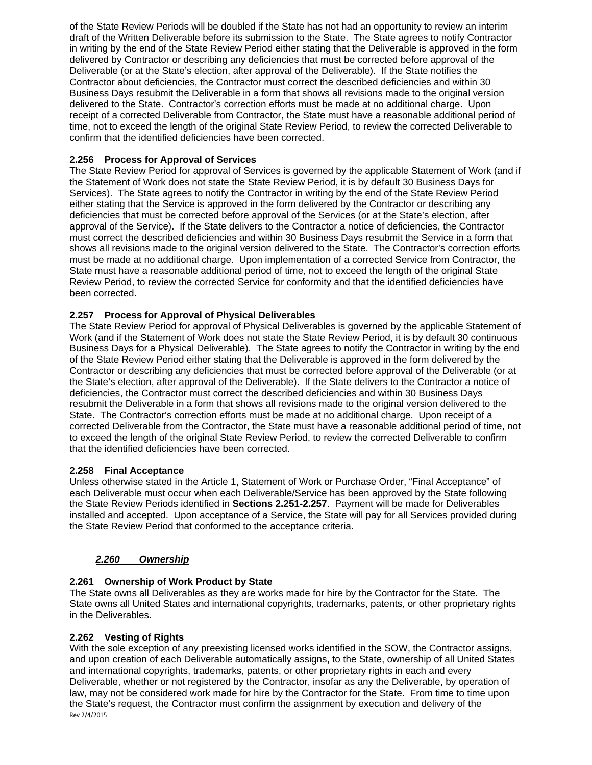of the State Review Periods will be doubled if the State has not had an opportunity to review an interim draft of the Written Deliverable before its submission to the State. The State agrees to notify Contractor in writing by the end of the State Review Period either stating that the Deliverable is approved in the form delivered by Contractor or describing any deficiencies that must be corrected before approval of the Deliverable (or at the State's election, after approval of the Deliverable). If the State notifies the Contractor about deficiencies, the Contractor must correct the described deficiencies and within 30 Business Days resubmit the Deliverable in a form that shows all revisions made to the original version delivered to the State. Contractor's correction efforts must be made at no additional charge. Upon receipt of a corrected Deliverable from Contractor, the State must have a reasonable additional period of time, not to exceed the length of the original State Review Period, to review the corrected Deliverable to confirm that the identified deficiencies have been corrected.

**2.256 Process for Approval of Services**

The State Review Period for approval of Services is governed by the applicable Statement of Work (and if the Statement of Work does not state the State Review Period, it is by default 30 Business Days for Services). The State agrees to notify the Contractor in writing by the end of the State Review Period either stating that the Service is approved in the form delivered by the Contractor or describing any deficiencies that must be corrected before approval of the Services (or at the State's election, after approval of the Service). If the State delivers to the Contractor a notice of deficiencies, the Contractor must correct the described deficiencies and within 30 Business Days resubmit the Service in a form that shows all revisions made to the original version delivered to the State. The Contractor's correction efforts must be made at no additional charge. Upon implementation of a corrected Service from Contractor, the State must have a reasonable additional period of time, not to exceed the length of the original State Review Period, to review the corrected Service for conformity and that the identified deficiencies have been corrected.

**2.257 Process for Approval of Physical Deliverables**

The State Review Period for approval of Physical Deliverables is governed by the applicable Statement of Work (and if the Statement of Work does not state the State Review Period, it is by default 30 continuous Business Days for a Physical Deliverable). The State agrees to notify the Contractor in writing by the end of the State Review Period either stating that the Deliverable is approved in the form delivered by the Contractor or describing any deficiencies that must be corrected before approval of the Deliverable (or at the State's election, after approval of the Deliverable). If the State delivers to the Contractor a notice of deficiencies, the Contractor must correct the described deficiencies and within 30 Business Days resubmit the Deliverable in a form that shows all revisions made to the original version delivered to the State. The Contractor's correction efforts must be made at no additional charge. Upon receipt of a corrected Deliverable from the Contractor, the State must have a reasonable additional period of time, not to exceed the length of the original State Review Period, to review the corrected Deliverable to confirm that the identified deficiencies have been corrected.

**2.258 Final Acceptance**

Unless otherwise stated in the Article 1, Statement of Work or Purchase Order, "Final Acceptance" of each Deliverable must occur when each Deliverable/Service has been approved by the State following the State Review Periods identified in **Sections 2.251-2.257**. Payment will be made for Deliverables installed and accepted. Upon acceptance of a Service, the State will pay for all Services provided during the State Review Period that conformed to the acceptance criteria.

***2.260 Ownership***

**2.261 Ownership of Work Product by State**

The State owns all Deliverables as they are works made for hire by the Contractor for the State. The State owns all United States and international copyrights, trademarks, patents, or other proprietary rights in the Deliverables.

**2.262 Vesting of Rights**

With the sole exception of any preexisting licensed works identified in the SOW, the Contractor assigns, and upon creation of each Deliverable automatically assigns, to the State, ownership of all United States and international copyrights, trademarks, patents, or other proprietary rights in each and every Deliverable, whether or not registered by the Contractor, insofar as any the Deliverable, by operation of law, may not be considered work made for hire by the Contractor for the State. From time to time upon the State's request, the Contractor must confirm the assignment by execution and delivery of the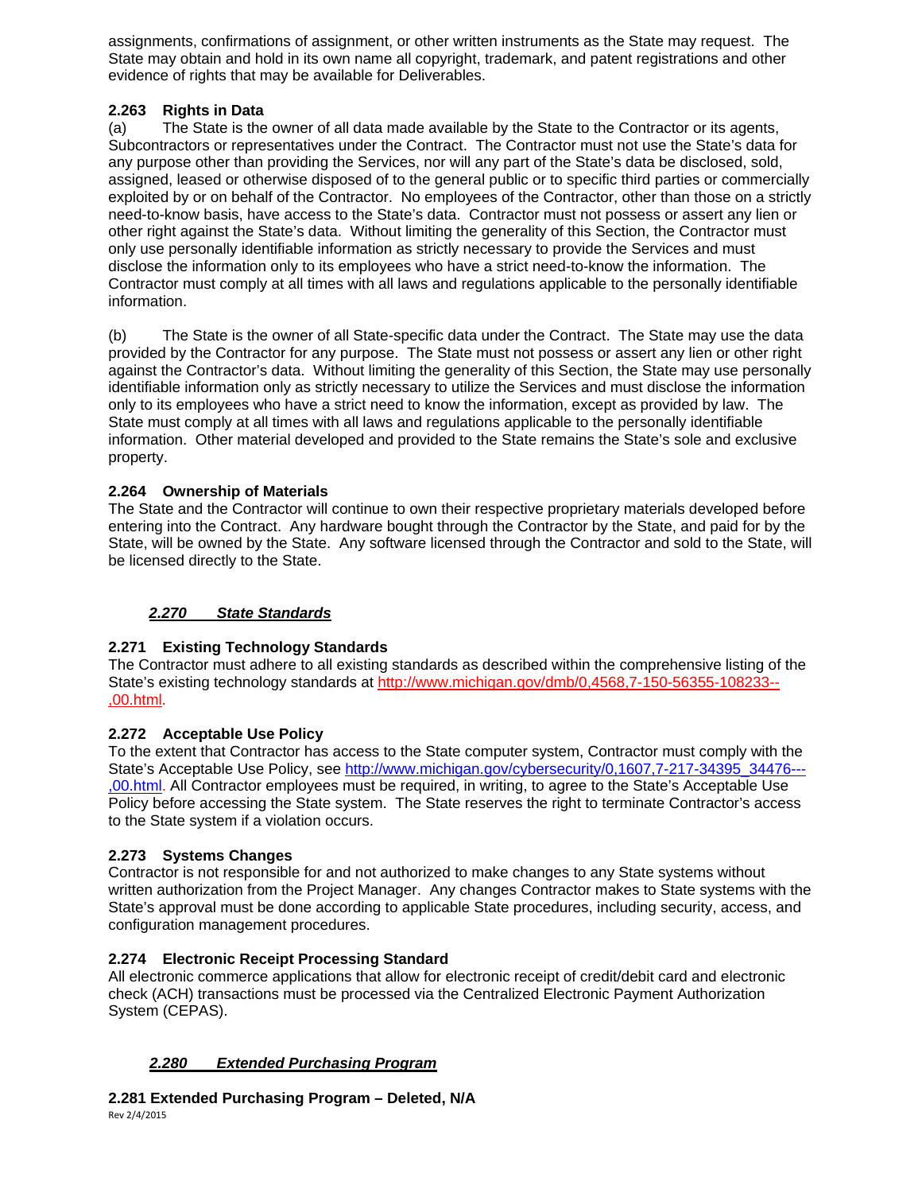assignments, confirmations of assignment, or other written instruments as the State may request. The State may obtain and hold in its own name all copyright, trademark, and patent registrations and other evidence of rights that may be available for Deliverables.

**2.263 Rights in Data**

(a) The State is the owner of all data made available by the State to the Contractor or its agents, Subcontractors or representatives under the Contract. The Contractor must not use the State's data for any purpose other than providing the Services, nor will any part of the State's data be disclosed, sold, assigned, leased or otherwise disposed of to the general public or to specific third parties or commercially exploited by or on behalf of the Contractor. No employees of the Contractor, other than those on a strictly need-to-know basis, have access to the State's data. Contractor must not possess or assert any lien or other right against the State's data. Without limiting the generality of this Section, the Contractor must only use personally identifiable information as strictly necessary to provide the Services and must disclose the information only to its employees who have a strict need-to-know the information. The Contractor must comply at all times with all laws and regulations applicable to the personally identifiable information.

(b) The State is the owner of all State-specific data under the Contract. The State may use the data provided by the Contractor for any purpose. The State must not possess or assert any lien or other right against the Contractor's data. Without limiting the generality of this Section, the State may use personally identifiable information only as strictly necessary to utilize the Services and must disclose the information only to its employees who have a strict need to know the information, except as provided by law. The State must comply at all times with all laws and regulations applicable to the personally identifiable information. Other material developed and provided to the State remains the State's sole and exclusive property.

**2.264 Ownership of Materials**

The State and the Contractor will continue to own their respective proprietary materials developed before entering into the Contract. Any hardware bought through the Contractor by the State, and paid for by the State, will be owned by the State. Any software licensed through the Contractor and sold to the State, will be licensed directly to the State.

***2.270 State Standards***

**2.271 Existing Technology Standards**

The Contractor must adhere to all existing standards as described within the comprehensive listing of the State's existing technology standards at http://www.michigan.gov/dmb/0,4568,7-150-56355-108233--,00.html.

**2.272 Acceptable Use Policy**

To the extent that Contractor has access to the State computer system, Contractor must comply with the State's Acceptable Use Policy, see http://www.michigan.gov/cybersecurity/0,1607,7-217-34395_34476---,00.html. All Contractor employees must be required, in writing, to agree to the State's Acceptable Use Policy before accessing the State system. The State reserves the right to terminate Contractor's access to the State system if a violation occurs.

**2.273 Systems Changes**

Contractor is not responsible for and not authorized to make changes to any State systems without written authorization from the Project Manager. Any changes Contractor makes to State systems with the State's approval must be done according to applicable State procedures, including security, access, and configuration management procedures.

**2.274 Electronic Receipt Processing Standard**

All electronic commerce applications that allow for electronic receipt of credit/debit card and electronic check (ACH) transactions must be processed via the Centralized Electronic Payment Authorization System (CEPAS).

***2.280 Extended Purchasing Program***

**2.281 Extended Purchasing Program – Deleted, N/A**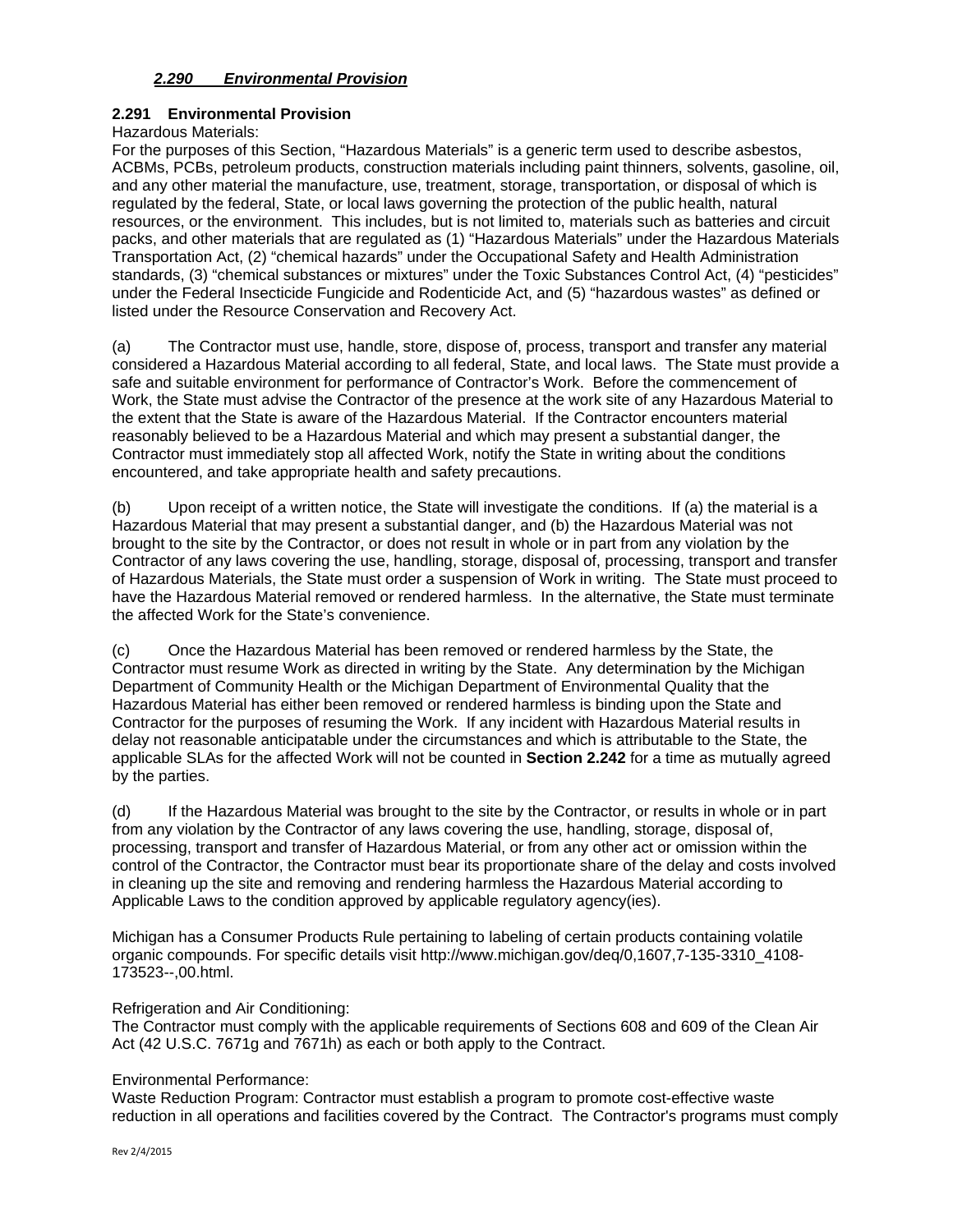### *2.290 Environmental Provision*

#### 2.291 Environmental Provision

Hazardous Materials:
For the purposes of this Section, "Hazardous Materials" is a generic term used to describe asbestos, ACBMs, PCBs, petroleum products, construction materials including paint thinners, solvents, gasoline, oil, and any other material the manufacture, use, treatment, storage, transportation, or disposal of which is regulated by the federal, State, or local laws governing the protection of the public health, natural resources, or the environment. This includes, but is not limited to, materials such as batteries and circuit packs, and other materials that are regulated as (1) "Hazardous Materials" under the Hazardous Materials Transportation Act, (2) "chemical hazards" under the Occupational Safety and Health Administration standards, (3) "chemical substances or mixtures" under the Toxic Substances Control Act, (4) "pesticides" under the Federal Insecticide Fungicide and Rodenticide Act, and (5) "hazardous wastes" as defined or listed under the Resource Conservation and Recovery Act.

(a) The Contractor must use, handle, store, dispose of, process, transport and transfer any material considered a Hazardous Material according to all federal, State, and local laws. The State must provide a safe and suitable environment for performance of Contractor's Work. Before the commencement of Work, the State must advise the Contractor of the presence at the work site of any Hazardous Material to the extent that the State is aware of the Hazardous Material. If the Contractor encounters material reasonably believed to be a Hazardous Material and which may present a substantial danger, the Contractor must immediately stop all affected Work, notify the State in writing about the conditions encountered, and take appropriate health and safety precautions.

(b) Upon receipt of a written notice, the State will investigate the conditions. If (a) the material is a Hazardous Material that may present a substantial danger, and (b) the Hazardous Material was not brought to the site by the Contractor, or does not result in whole or in part from any violation by the Contractor of any laws covering the use, handling, storage, disposal of, processing, transport and transfer of Hazardous Materials, the State must order a suspension of Work in writing. The State must proceed to have the Hazardous Material removed or rendered harmless. In the alternative, the State must terminate the affected Work for the State's convenience.

(c) Once the Hazardous Material has been removed or rendered harmless by the State, the Contractor must resume Work as directed in writing by the State. Any determination by the Michigan Department of Community Health or the Michigan Department of Environmental Quality that the Hazardous Material has either been removed or rendered harmless is binding upon the State and Contractor for the purposes of resuming the Work. If any incident with Hazardous Material results in delay not reasonable anticipatable under the circumstances and which is attributable to the State, the applicable SLAs for the affected Work will not be counted in **Section 2.242** for a time as mutually agreed by the parties.

(d) If the Hazardous Material was brought to the site by the Contractor, or results in whole or in part from any violation by the Contractor of any laws covering the use, handling, storage, disposal of, processing, transport and transfer of Hazardous Material, or from any other act or omission within the control of the Contractor, the Contractor must bear its proportionate share of the delay and costs involved in cleaning up the site and removing and rendering harmless the Hazardous Material according to Applicable Laws to the condition approved by applicable regulatory agency(ies).

Michigan has a Consumer Products Rule pertaining to labeling of certain products containing volatile organic compounds. For specific details visit http://www.michigan.gov/deq/0,1607,7-135-3310_4108-173523--,00.html.

Refrigeration and Air Conditioning:
The Contractor must comply with the applicable requirements of Sections 608 and 609 of the Clean Air Act (42 U.S.C. 7671g and 7671h) as each or both apply to the Contract.

Environmental Performance:
Waste Reduction Program: Contractor must establish a program to promote cost-effective waste reduction in all operations and facilities covered by the Contract. The Contractor's programs must comply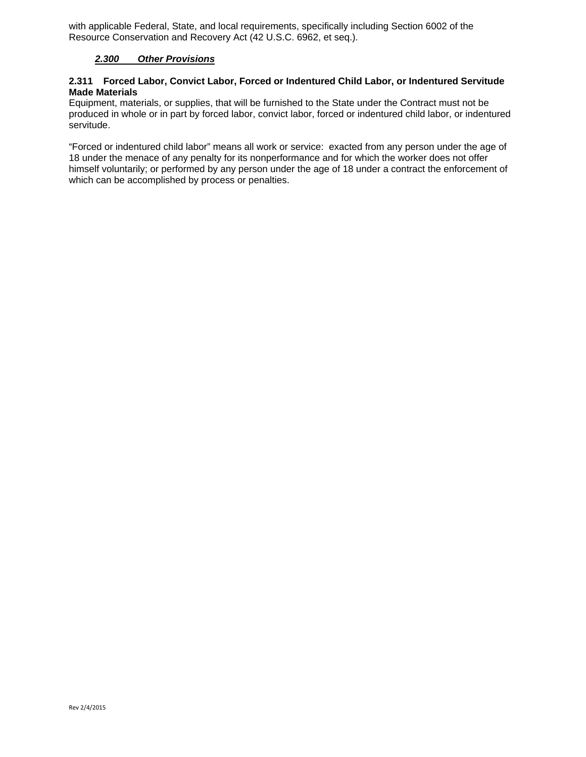with applicable Federal, State, and local requirements, specifically including Section 6002 of the Resource Conservation and Recovery Act (42 U.S.C. 6962, et seq.).

### ***2.300 Other Provisions***

**2.311 Forced Labor, Convict Labor, Forced or Indentured Child Labor, or Indentured Servitude Made Materials**

Equipment, materials, or supplies, that will be furnished to the State under the Contract must not be produced in whole or in part by forced labor, convict labor, forced or indentured child labor, or indentured servitude.

"Forced or indentured child labor" means all work or service: exacted from any person under the age of 18 under the menace of any penalty for its nonperformance and for which the worker does not offer himself voluntarily; or performed by any person under the age of 18 under a contract the enforcement of which can be accomplished by process or penalties.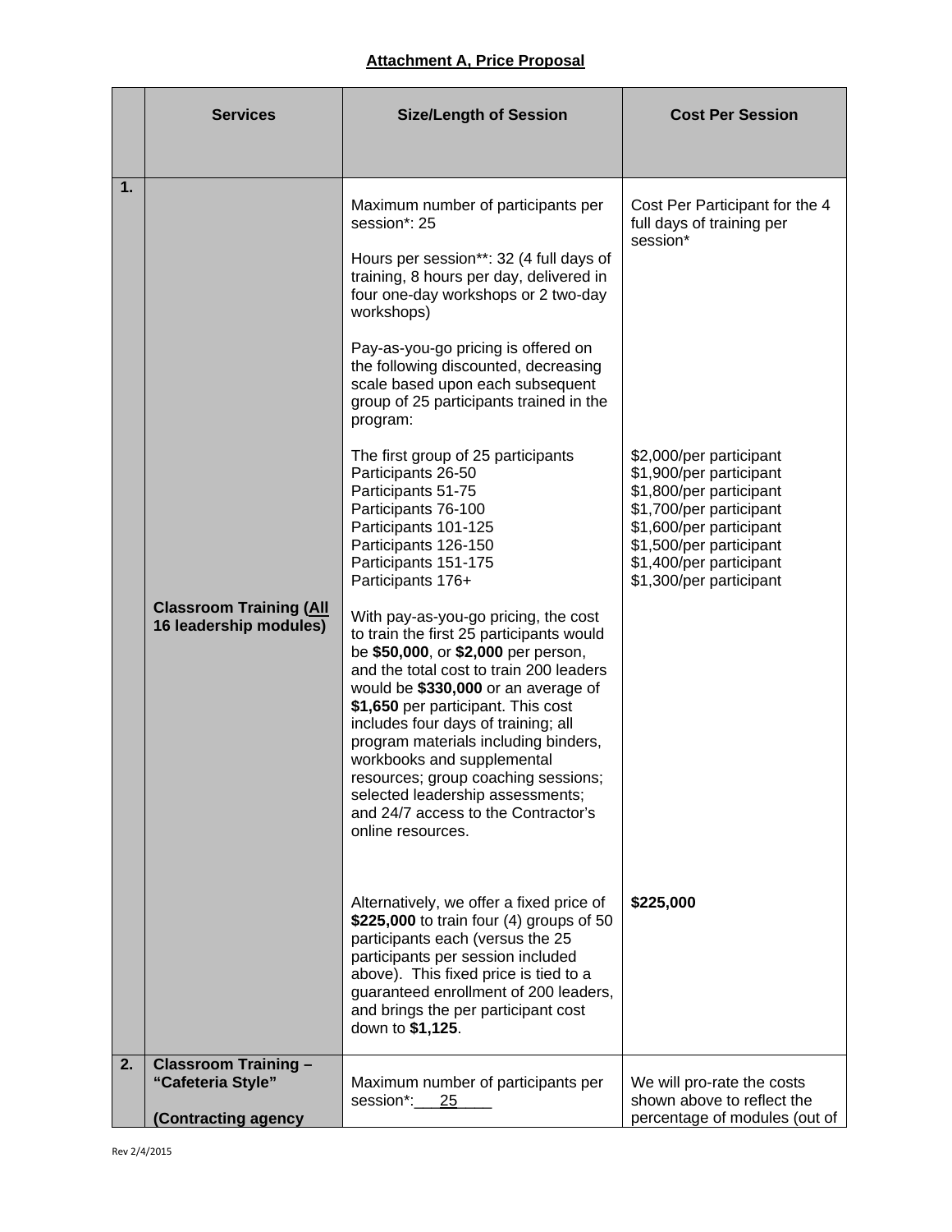**Attachment A, Price Proposal**

| | Services | Size/Length of Session | Cost Per Session |
|---|---|---|---|
| 1. | **Classroom Training (<u>All</u> 16 leadership modules)** | Maximum number of participants per session*: 25<br><br>Hours per session**: 32 (4 full days of training, 8 hours per day, delivered in four one-day workshops or 2 two-day workshops)<br><br>Pay-as-you-go pricing is offered on the following discounted, decreasing scale based upon each subsequent group of 25 participants trained in the program:<br><br>The first group of 25 participants<br>Participants 26-50<br>Participants 51-75<br>Participants 76-100<br>Participants 101-125<br>Participants 126-150<br>Participants 151-175<br>Participants 176+<br><br>With pay-as-you-go pricing, the cost to train the first 25 participants would be **$50,000**, or **$2,000** per person, and the total cost to train 200 leaders would be **$330,000** or an average of **$1,650** per participant. This cost includes four days of training; all program materials including binders, workbooks and supplemental resources; group coaching sessions; selected leadership assessments; and 24/7 access to the Contractor's online resources.<br><br>Alternatively, we offer a fixed price of **$225,000** to train four (4) groups of 50 participants each (versus the 25 participants per session included above). This fixed price is tied to a guaranteed enrollment of 200 leaders, and brings the per participant cost down to **$1,125**. | Cost Per Participant for the 4 full days of training per session*<br><br>$2,000/per participant<br>$1,900/per participant<br>$1,800/per participant<br>$1,700/per participant<br>$1,600/per participant<br>$1,500/per participant<br>$1,400/per participant<br>$1,300/per participant<br><br>**$225,000** |
| 2. | **Classroom Training – "Cafeteria Style"**<br><br>**(Contracting agency** | Maximum number of participants per session*: <u>25</u> | We will pro-rate the costs shown above to reflect the percentage of modules (out of |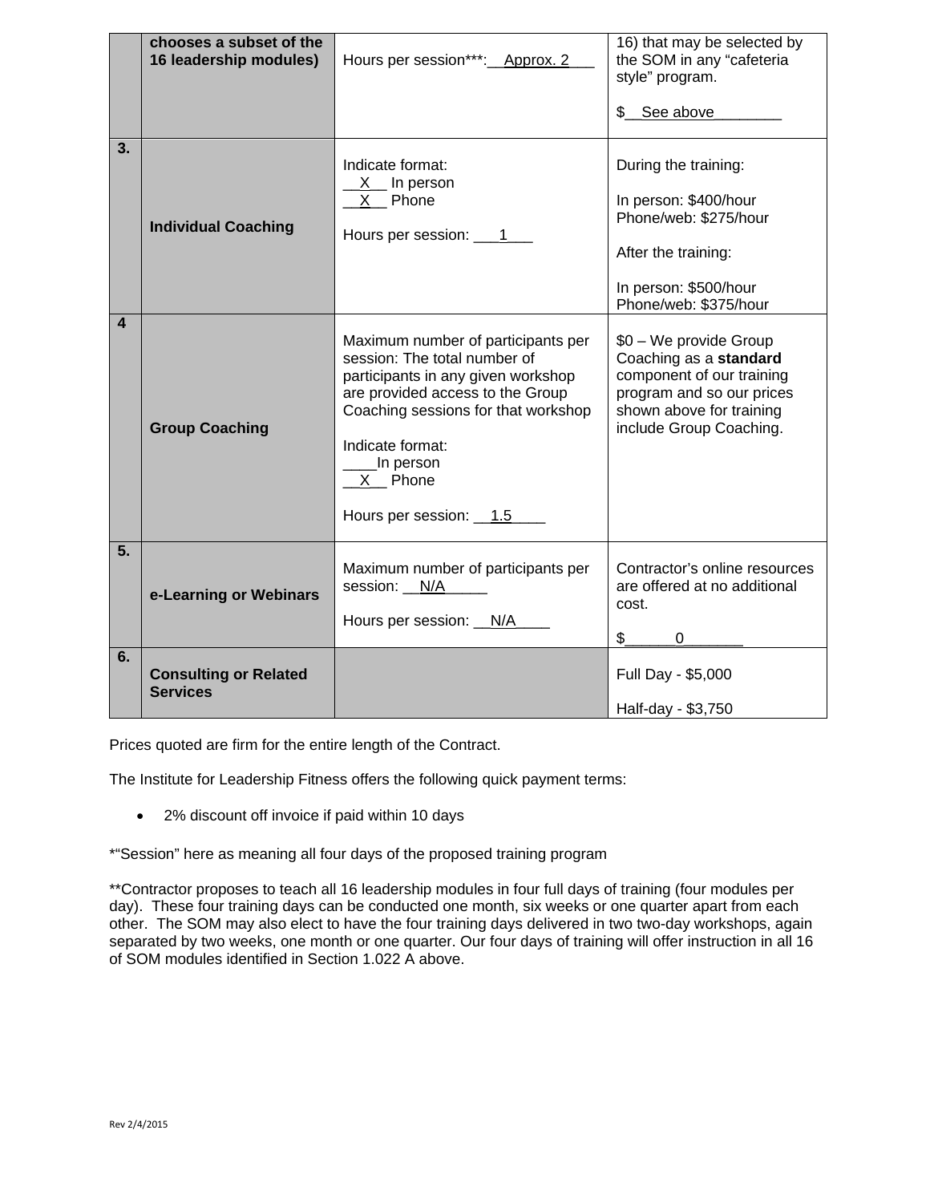| | | | |
|---|---|---|---|
| | **chooses a subset of the 16 leadership modules)** | Hours per session***: Approx. 2 | 16) that may be selected by the SOM in any "cafeteria style" program.<br><br>$ See above |
| **3.** | **Individual Coaching** | Indicate format:<br>X In person<br>X Phone<br><br>Hours per session: 1 | During the training:<br><br>In person: $400/hour<br>Phone/web: $275/hour<br><br>After the training:<br><br>In person: $500/hour<br>Phone/web: $375/hour |
| **4** | **Group Coaching** | Maximum number of participants per session: The total number of participants in any given workshop are provided access to the Group Coaching sessions for that workshop<br><br>Indicate format:<br>____In person<br>X Phone<br><br>Hours per session: 1.5 | $0 – We provide Group Coaching as a **standard** component of our training program and so our prices shown above for training include Group Coaching. |
| **5.** | **e-Learning or Webinars** | Maximum number of participants per session: N/A<br><br>Hours per session: N/A | Contractor's online resources are offered at no additional cost.<br><br>$ 0 |
| **6.** | **Consulting or Related Services** | | Full Day - $5,000<br><br>Half-day - $3,750 |

Prices quoted are firm for the entire length of the Contract.

The Institute for Leadership Fitness offers the following quick payment terms:

- 2% discount off invoice if paid within 10 days

*"Session" here as meaning all four days of the proposed training program

**Contractor proposes to teach all 16 leadership modules in four full days of training (four modules per day). These four training days can be conducted one month, six weeks or one quarter apart from each other. The SOM may also elect to have the four training days delivered in two two-day workshops, again separated by two weeks, one month or one quarter. Our four days of training will offer instruction in all 16 of SOM modules identified in Section 1.022 A above.